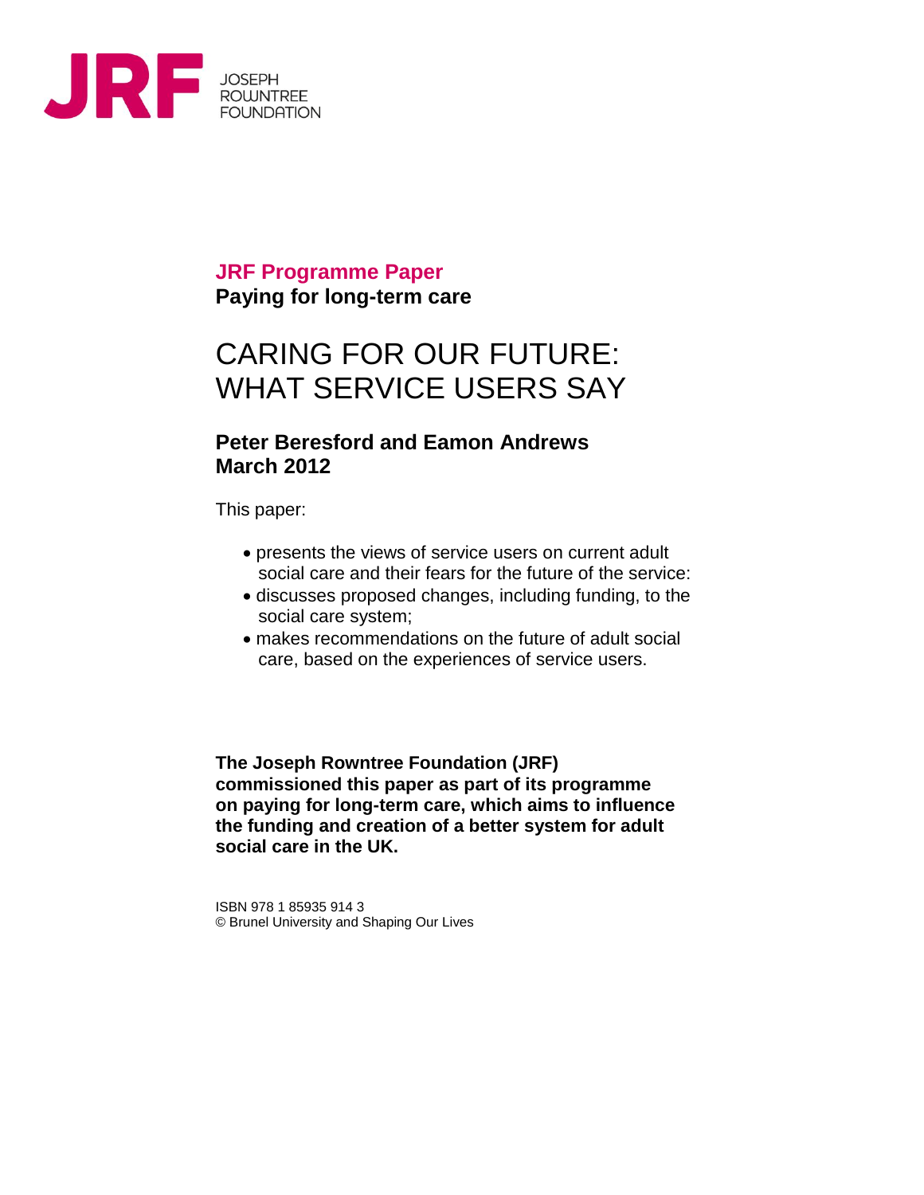JRF JOSEPH ROWNTREE FOUNDATION

**JRF Programme Paper**
**Paying for long-term care**

# CARING FOR OUR FUTURE: WHAT SERVICE USERS SAY

**Peter Beresford and Eamon Andrews**
**March 2012**

This paper:

- presents the views of service users on current adult social care and their fears for the future of the service:
- discusses proposed changes, including funding, to the social care system;
- makes recommendations on the future of adult social care, based on the experiences of service users.

**The Joseph Rowntree Foundation (JRF) commissioned this paper as part of its programme on paying for long-term care, which aims to influence the funding and creation of a better system for adult social care in the UK.**

ISBN 978 1 85935 914 3
© Brunel University and Shaping Our Lives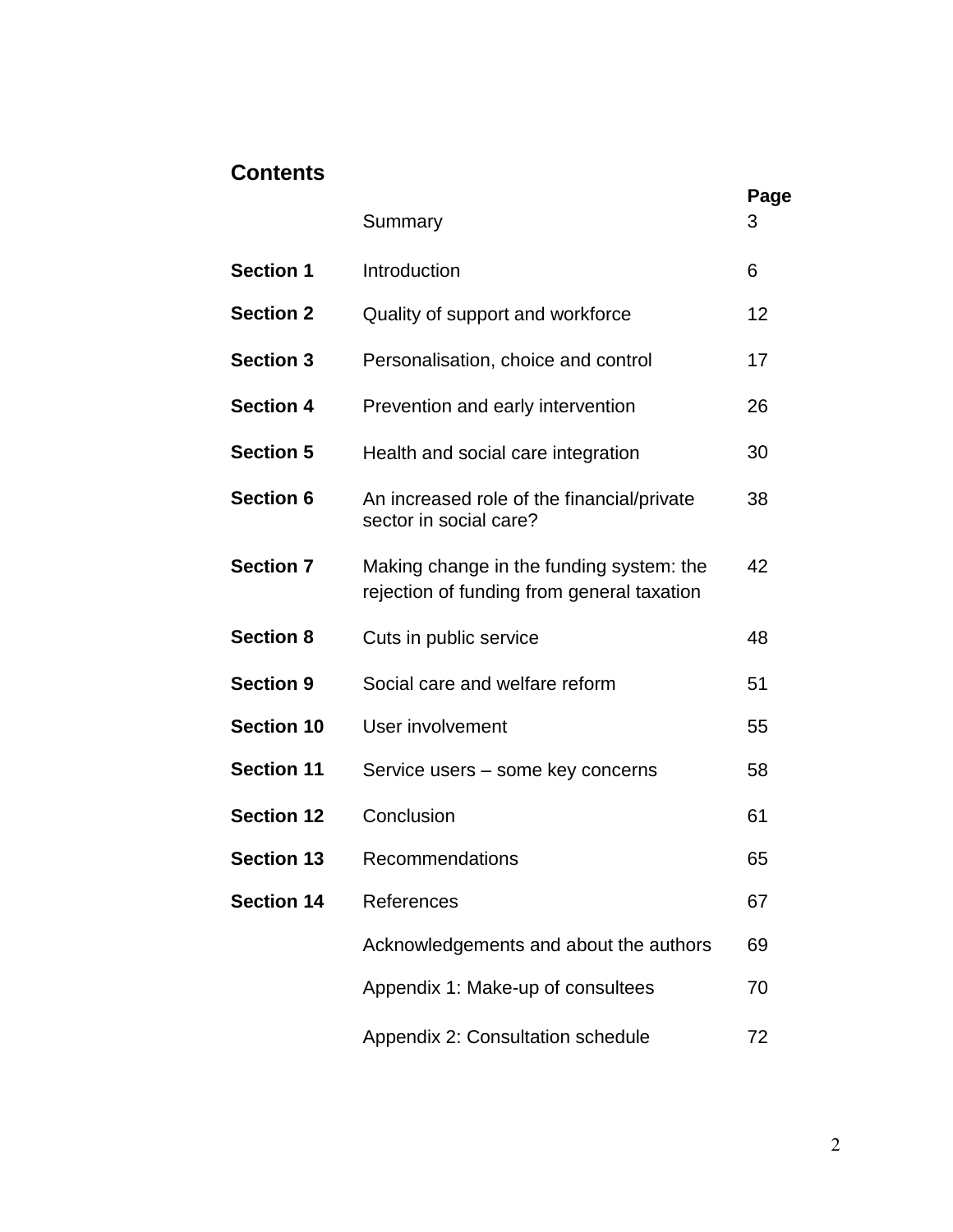## Contents

| | | Page |
|---|---|---|
| | Summary | 3 |
| **Section 1** | Introduction | 6 |
| **Section 2** | Quality of support and workforce | 12 |
| **Section 3** | Personalisation, choice and control | 17 |
| **Section 4** | Prevention and early intervention | 26 |
| **Section 5** | Health and social care integration | 30 |
| **Section 6** | An increased role of the financial/private sector in social care? | 38 |
| **Section 7** | Making change in the funding system: the rejection of funding from general taxation | 42 |
| **Section 8** | Cuts in public service | 48 |
| **Section 9** | Social care and welfare reform | 51 |
| **Section 10** | User involvement | 55 |
| **Section 11** | Service users – some key concerns | 58 |
| **Section 12** | Conclusion | 61 |
| **Section 13** | Recommendations | 65 |
| **Section 14** | References | 67 |
| | Acknowledgements and about the authors | 69 |
| | Appendix 1: Make-up of consultees | 70 |
| | Appendix 2: Consultation schedule | 72 |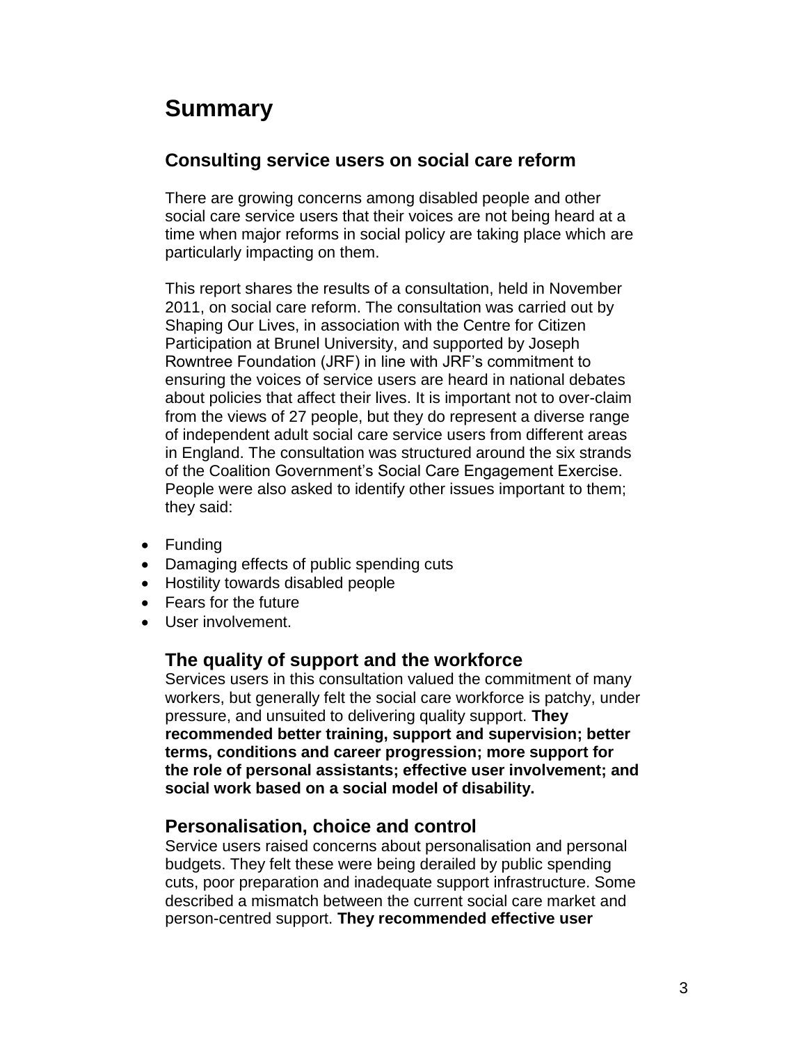# Summary

## Consulting service users on social care reform

There are growing concerns among disabled people and other social care service users that their voices are not being heard at a time when major reforms in social policy are taking place which are particularly impacting on them.

This report shares the results of a consultation, held in November 2011, on social care reform. The consultation was carried out by Shaping Our Lives, in association with the Centre for Citizen Participation at Brunel University, and supported by Joseph Rowntree Foundation (JRF) in line with JRF's commitment to ensuring the voices of service users are heard in national debates about policies that affect their lives. It is important not to over-claim from the views of 27 people, but they do represent a diverse range of independent adult social care service users from different areas in England. The consultation was structured around the six strands of the Coalition Government's Social Care Engagement Exercise. People were also asked to identify other issues important to them; they said:

- Funding
- Damaging effects of public spending cuts
- Hostility towards disabled people
- Fears for the future
- User involvement.

### The quality of support and the workforce

Services users in this consultation valued the commitment of many workers, but generally felt the social care workforce is patchy, under pressure, and unsuited to delivering quality support. **They recommended better training, support and supervision; better terms, conditions and career progression; more support for the role of personal assistants; effective user involvement; and social work based on a social model of disability.**

### Personalisation, choice and control

Service users raised concerns about personalisation and personal budgets. They felt these were being derailed by public spending cuts, poor preparation and inadequate support infrastructure. Some described a mismatch between the current social care market and person-centred support. **They recommended effective user**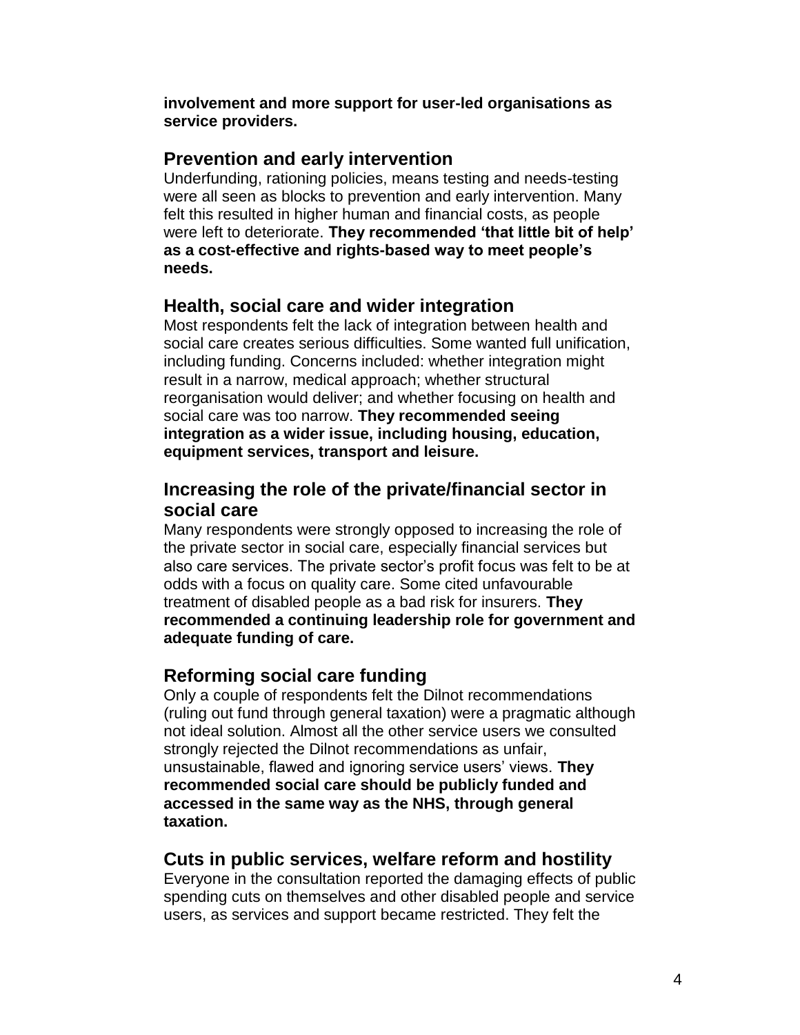**involvement and more support for user-led organisations as service providers.**

## Prevention and early intervention

Underfunding, rationing policies, means testing and needs-testing were all seen as blocks to prevention and early intervention. Many felt this resulted in higher human and financial costs, as people were left to deteriorate. **They recommended 'that little bit of help' as a cost-effective and rights-based way to meet people's needs.**

## Health, social care and wider integration

Most respondents felt the lack of integration between health and social care creates serious difficulties. Some wanted full unification, including funding. Concerns included: whether integration might result in a narrow, medical approach; whether structural reorganisation would deliver; and whether focusing on health and social care was too narrow. **They recommended seeing integration as a wider issue, including housing, education, equipment services, transport and leisure.**

## Increasing the role of the private/financial sector in social care

Many respondents were strongly opposed to increasing the role of the private sector in social care, especially financial services but also care services. The private sector's profit focus was felt to be at odds with a focus on quality care. Some cited unfavourable treatment of disabled people as a bad risk for insurers. **They recommended a continuing leadership role for government and adequate funding of care.**

## Reforming social care funding

Only a couple of respondents felt the Dilnot recommendations (ruling out fund through general taxation) were a pragmatic although not ideal solution. Almost all the other service users we consulted strongly rejected the Dilnot recommendations as unfair, unsustainable, flawed and ignoring service users' views. **They recommended social care should be publicly funded and accessed in the same way as the NHS, through general taxation.**

## Cuts in public services, welfare reform and hostility

Everyone in the consultation reported the damaging effects of public spending cuts on themselves and other disabled people and service users, as services and support became restricted. They felt the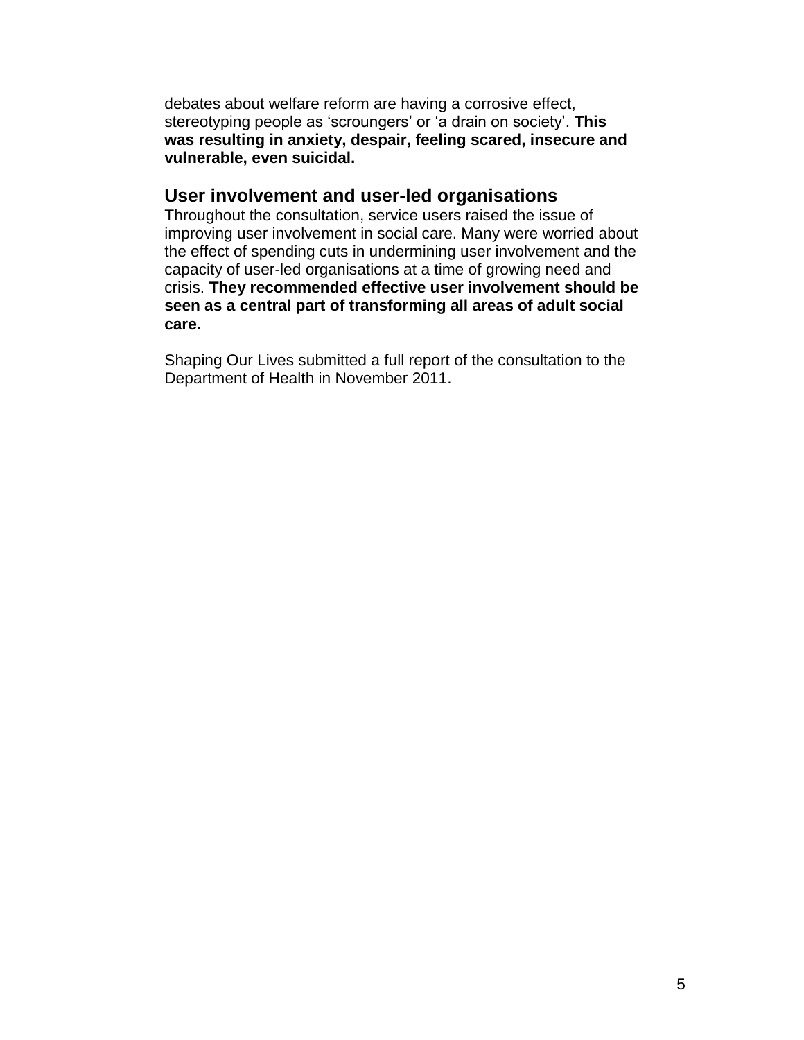debates about welfare reform are having a corrosive effect, stereotyping people as ‘scroungers’ or ‘a drain on society’. **This was resulting in anxiety, despair, feeling scared, insecure and vulnerable, even suicidal.**

## User involvement and user-led organisations

Throughout the consultation, service users raised the issue of improving user involvement in social care. Many were worried about the effect of spending cuts in undermining user involvement and the capacity of user-led organisations at a time of growing need and crisis. **They recommended effective user involvement should be seen as a central part of transforming all areas of adult social care.**

Shaping Our Lives submitted a full report of the consultation to the Department of Health in November 2011.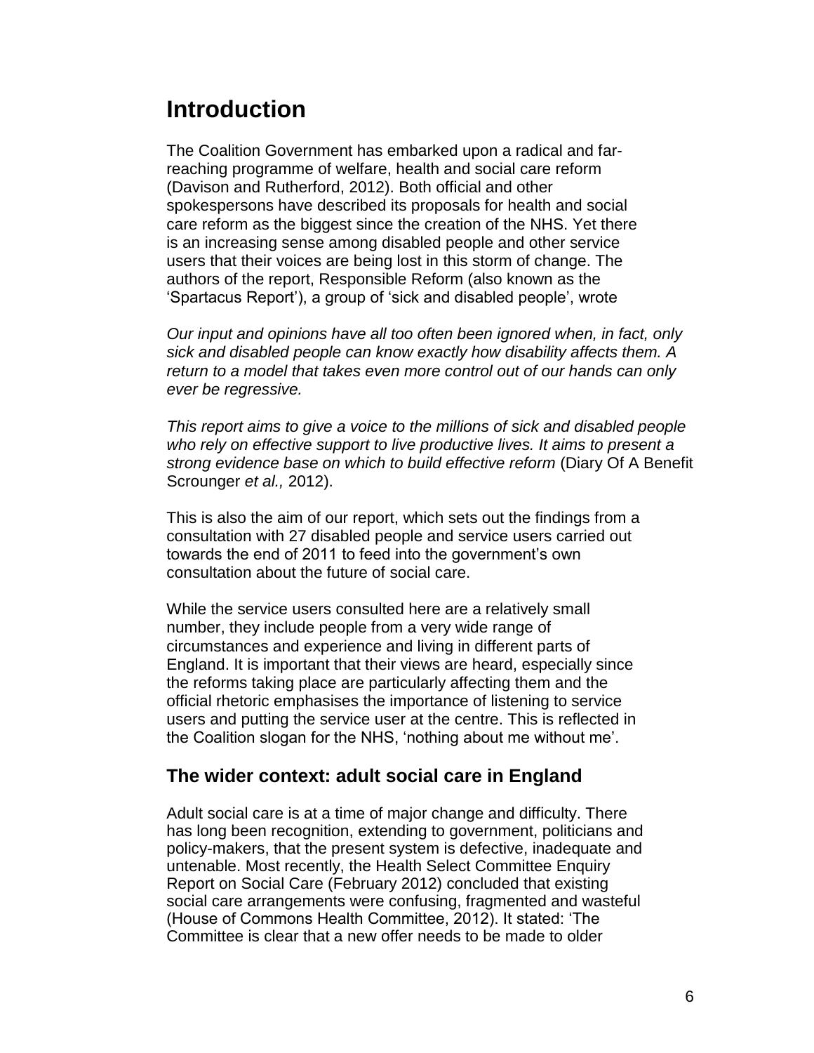# Introduction

The Coalition Government has embarked upon a radical and far-reaching programme of welfare, health and social care reform (Davison and Rutherford, 2012). Both official and other spokespersons have described its proposals for health and social care reform as the biggest since the creation of the NHS. Yet there is an increasing sense among disabled people and other service users that their voices are being lost in this storm of change. The authors of the report, Responsible Reform (also known as the 'Spartacus Report'), a group of 'sick and disabled people', wrote

*Our input and opinions have all too often been ignored when, in fact, only sick and disabled people can know exactly how disability affects them. A return to a model that takes even more control out of our hands can only ever be regressive.*

*This report aims to give a voice to the millions of sick and disabled people who rely on effective support to live productive lives. It aims to present a strong evidence base on which to build effective reform* (Diary Of A Benefit Scrounger *et al.,* 2012).

This is also the aim of our report, which sets out the findings from a consultation with 27 disabled people and service users carried out towards the end of 2011 to feed into the government's own consultation about the future of social care.

While the service users consulted here are a relatively small number, they include people from a very wide range of circumstances and experience and living in different parts of England. It is important that their views are heard, especially since the reforms taking place are particularly affecting them and the official rhetoric emphasises the importance of listening to service users and putting the service user at the centre. This is reflected in the Coalition slogan for the NHS, 'nothing about me without me'.

## The wider context: adult social care in England

Adult social care is at a time of major change and difficulty. There has long been recognition, extending to government, politicians and policy-makers, that the present system is defective, inadequate and untenable. Most recently, the Health Select Committee Enquiry Report on Social Care (February 2012) concluded that existing social care arrangements were confusing, fragmented and wasteful (House of Commons Health Committee, 2012). It stated: 'The Committee is clear that a new offer needs to be made to older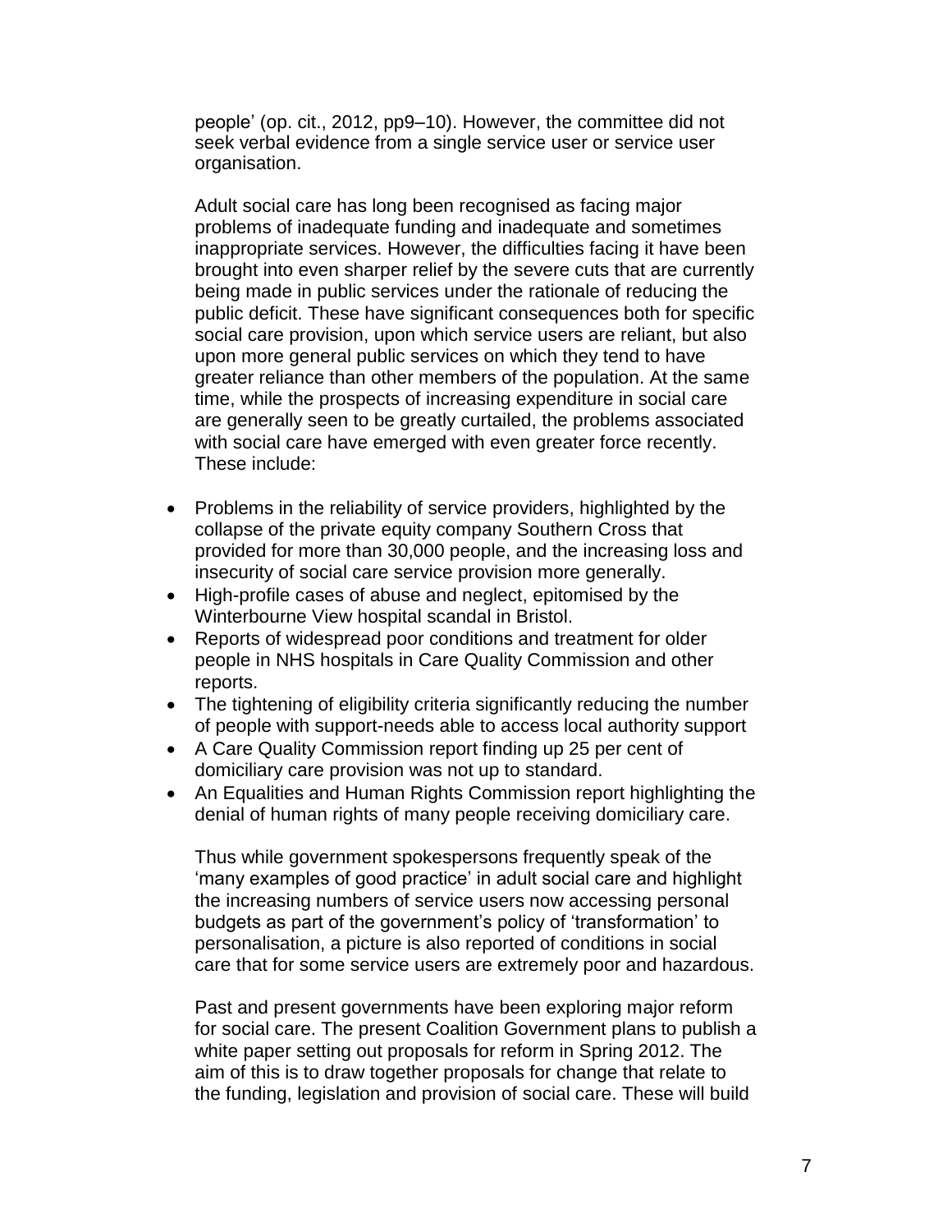people' (op. cit., 2012, pp9–10). However, the committee did not seek verbal evidence from a single service user or service user organisation.

Adult social care has long been recognised as facing major problems of inadequate funding and inadequate and sometimes inappropriate services. However, the difficulties facing it have been brought into even sharper relief by the severe cuts that are currently being made in public services under the rationale of reducing the public deficit. These have significant consequences both for specific social care provision, upon which service users are reliant, but also upon more general public services on which they tend to have greater reliance than other members of the population. At the same time, while the prospects of increasing expenditure in social care are generally seen to be greatly curtailed, the problems associated with social care have emerged with even greater force recently. These include:

- Problems in the reliability of service providers, highlighted by the collapse of the private equity company Southern Cross that provided for more than 30,000 people, and the increasing loss and insecurity of social care service provision more generally.
- High-profile cases of abuse and neglect, epitomised by the Winterbourne View hospital scandal in Bristol.
- Reports of widespread poor conditions and treatment for older people in NHS hospitals in Care Quality Commission and other reports.
- The tightening of eligibility criteria significantly reducing the number of people with support-needs able to access local authority support
- A Care Quality Commission report finding up 25 per cent of domiciliary care provision was not up to standard.
- An Equalities and Human Rights Commission report highlighting the denial of human rights of many people receiving domiciliary care.

Thus while government spokespersons frequently speak of the 'many examples of good practice' in adult social care and highlight the increasing numbers of service users now accessing personal budgets as part of the government's policy of 'transformation' to personalisation, a picture is also reported of conditions in social care that for some service users are extremely poor and hazardous.

Past and present governments have been exploring major reform for social care. The present Coalition Government plans to publish a white paper setting out proposals for reform in Spring 2012. The aim of this is to draw together proposals for change that relate to the funding, legislation and provision of social care. These will build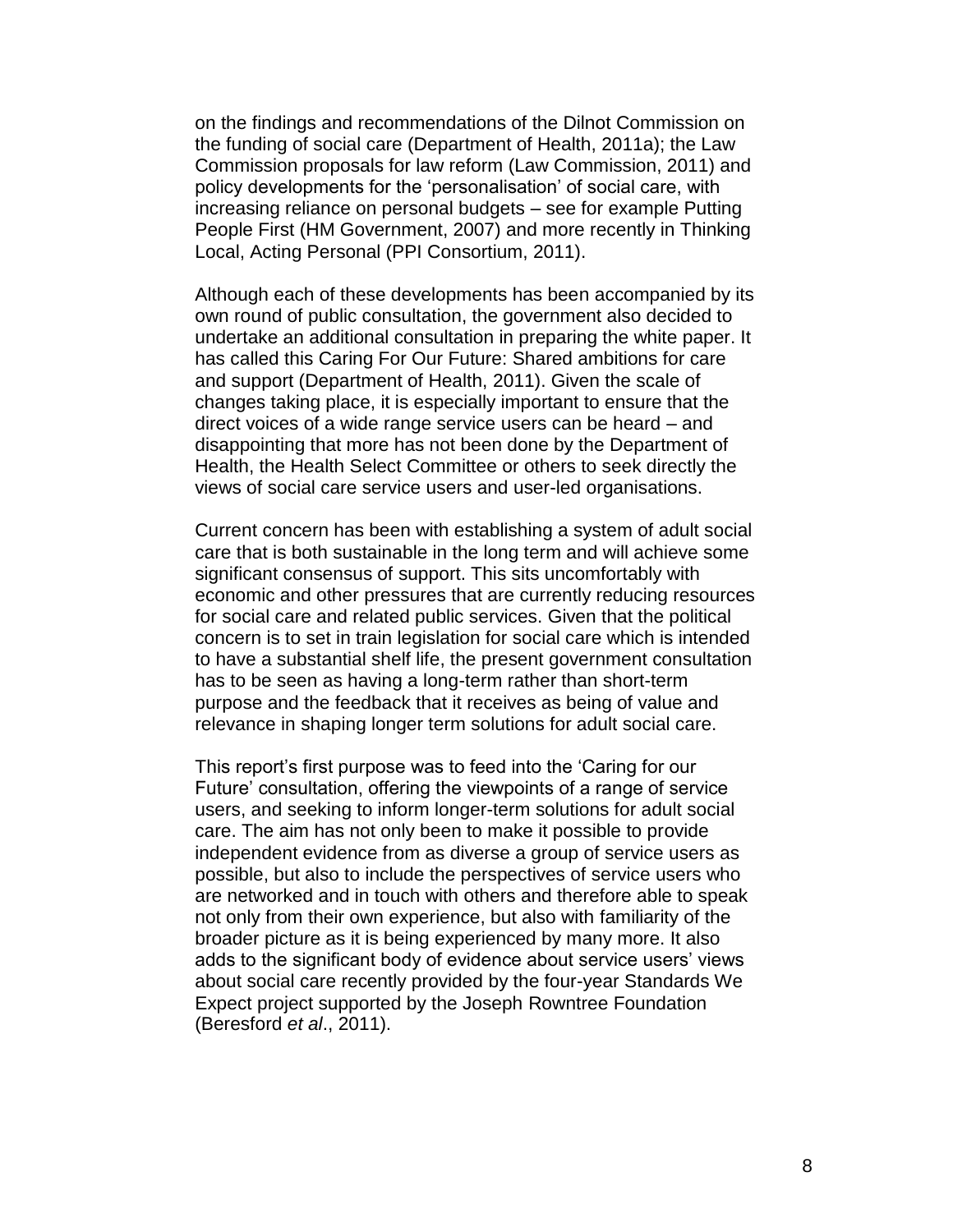on the findings and recommendations of the Dilnot Commission on the funding of social care (Department of Health, 2011a); the Law Commission proposals for law reform (Law Commission, 2011) and policy developments for the 'personalisation' of social care, with increasing reliance on personal budgets – see for example Putting People First (HM Government, 2007) and more recently in Thinking Local, Acting Personal (PPI Consortium, 2011).

Although each of these developments has been accompanied by its own round of public consultation, the government also decided to undertake an additional consultation in preparing the white paper. It has called this Caring For Our Future: Shared ambitions for care and support (Department of Health, 2011). Given the scale of changes taking place, it is especially important to ensure that the direct voices of a wide range service users can be heard – and disappointing that more has not been done by the Department of Health, the Health Select Committee or others to seek directly the views of social care service users and user-led organisations.

Current concern has been with establishing a system of adult social care that is both sustainable in the long term and will achieve some significant consensus of support. This sits uncomfortably with economic and other pressures that are currently reducing resources for social care and related public services. Given that the political concern is to set in train legislation for social care which is intended to have a substantial shelf life, the present government consultation has to be seen as having a long-term rather than short-term purpose and the feedback that it receives as being of value and relevance in shaping longer term solutions for adult social care.

This report's first purpose was to feed into the 'Caring for our Future' consultation, offering the viewpoints of a range of service users, and seeking to inform longer-term solutions for adult social care. The aim has not only been to make it possible to provide independent evidence from as diverse a group of service users as possible, but also to include the perspectives of service users who are networked and in touch with others and therefore able to speak not only from their own experience, but also with familiarity of the broader picture as it is being experienced by many more. It also adds to the significant body of evidence about service users' views about social care recently provided by the four-year Standards We Expect project supported by the Joseph Rowntree Foundation (Beresford *et al*., 2011).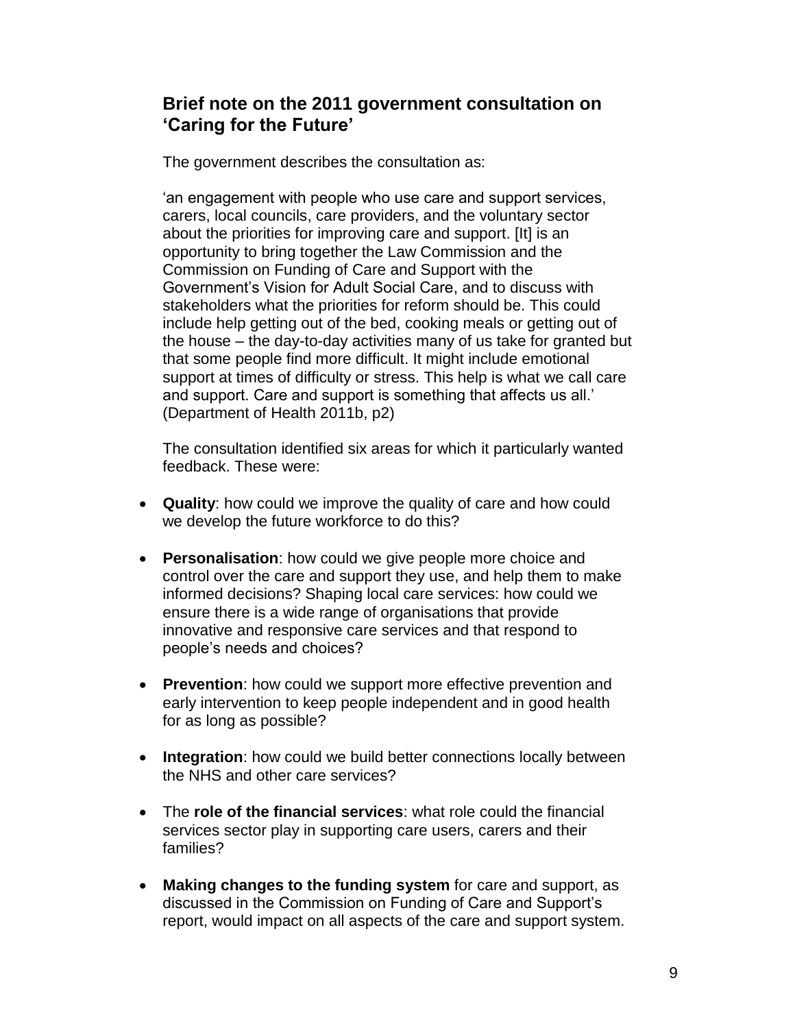## Brief note on the 2011 government consultation on 'Caring for the Future'

The government describes the consultation as:

'an engagement with people who use care and support services, carers, local councils, care providers, and the voluntary sector about the priorities for improving care and support. [It] is an opportunity to bring together the Law Commission and the Commission on Funding of Care and Support with the Government's Vision for Adult Social Care, and to discuss with stakeholders what the priorities for reform should be. This could include help getting out of the bed, cooking meals or getting out of the house – the day-to-day activities many of us take for granted but that some people find more difficult. It might include emotional support at times of difficulty or stress. This help is what we call care and support. Care and support is something that affects us all.' (Department of Health 2011b, p2)

The consultation identified six areas for which it particularly wanted feedback. These were:

- **Quality**: how could we improve the quality of care and how could we develop the future workforce to do this?
- **Personalisation**: how could we give people more choice and control over the care and support they use, and help them to make informed decisions? Shaping local care services: how could we ensure there is a wide range of organisations that provide innovative and responsive care services and that respond to people's needs and choices?
- **Prevention**: how could we support more effective prevention and early intervention to keep people independent and in good health for as long as possible?
- **Integration**: how could we build better connections locally between the NHS and other care services?
- The **role of the financial services**: what role could the financial services sector play in supporting care users, carers and their families?
- **Making changes to the funding system** for care and support, as discussed in the Commission on Funding of Care and Support's report, would impact on all aspects of the care and support system.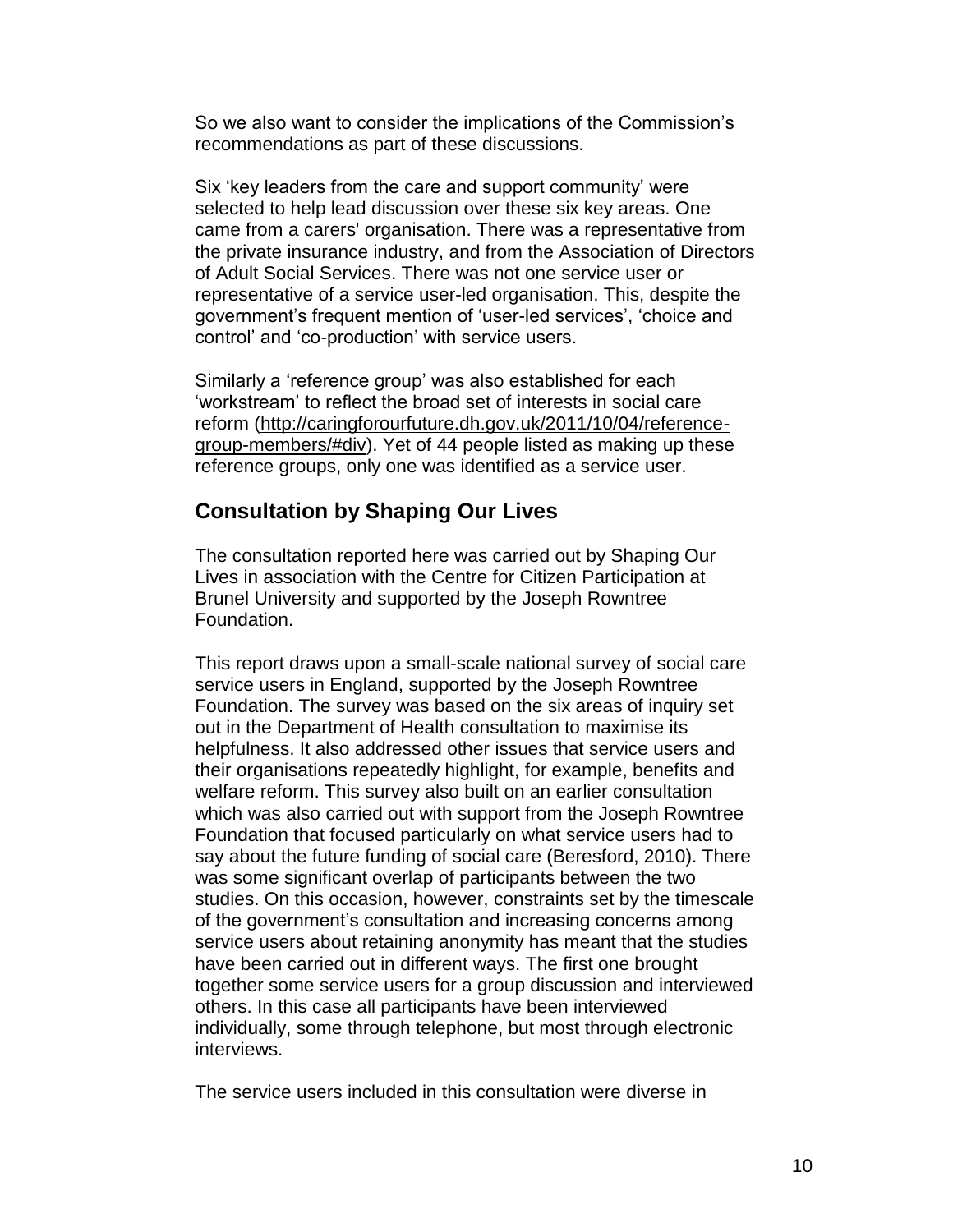So we also want to consider the implications of the Commission's recommendations as part of these discussions.

Six 'key leaders from the care and support community' were selected to help lead discussion over these six key areas. One came from a carers' organisation. There was a representative from the private insurance industry, and from the Association of Directors of Adult Social Services. There was not one service user or representative of a service user-led organisation. This, despite the government's frequent mention of 'user-led services', 'choice and control' and 'co-production' with service users.

Similarly a 'reference group' was also established for each 'workstream' to reflect the broad set of interests in social care reform (http://caringforourfuture.dh.gov.uk/2011/10/04/reference-group-members/#div). Yet of 44 people listed as making up these reference groups, only one was identified as a service user.

## Consultation by Shaping Our Lives

The consultation reported here was carried out by Shaping Our Lives in association with the Centre for Citizen Participation at Brunel University and supported by the Joseph Rowntree Foundation.

This report draws upon a small-scale national survey of social care service users in England, supported by the Joseph Rowntree Foundation. The survey was based on the six areas of inquiry set out in the Department of Health consultation to maximise its helpfulness. It also addressed other issues that service users and their organisations repeatedly highlight, for example, benefits and welfare reform. This survey also built on an earlier consultation which was also carried out with support from the Joseph Rowntree Foundation that focused particularly on what service users had to say about the future funding of social care (Beresford, 2010). There was some significant overlap of participants between the two studies. On this occasion, however, constraints set by the timescale of the government's consultation and increasing concerns among service users about retaining anonymity has meant that the studies have been carried out in different ways. The first one brought together some service users for a group discussion and interviewed others. In this case all participants have been interviewed individually, some through telephone, but most through electronic interviews.

The service users included in this consultation were diverse in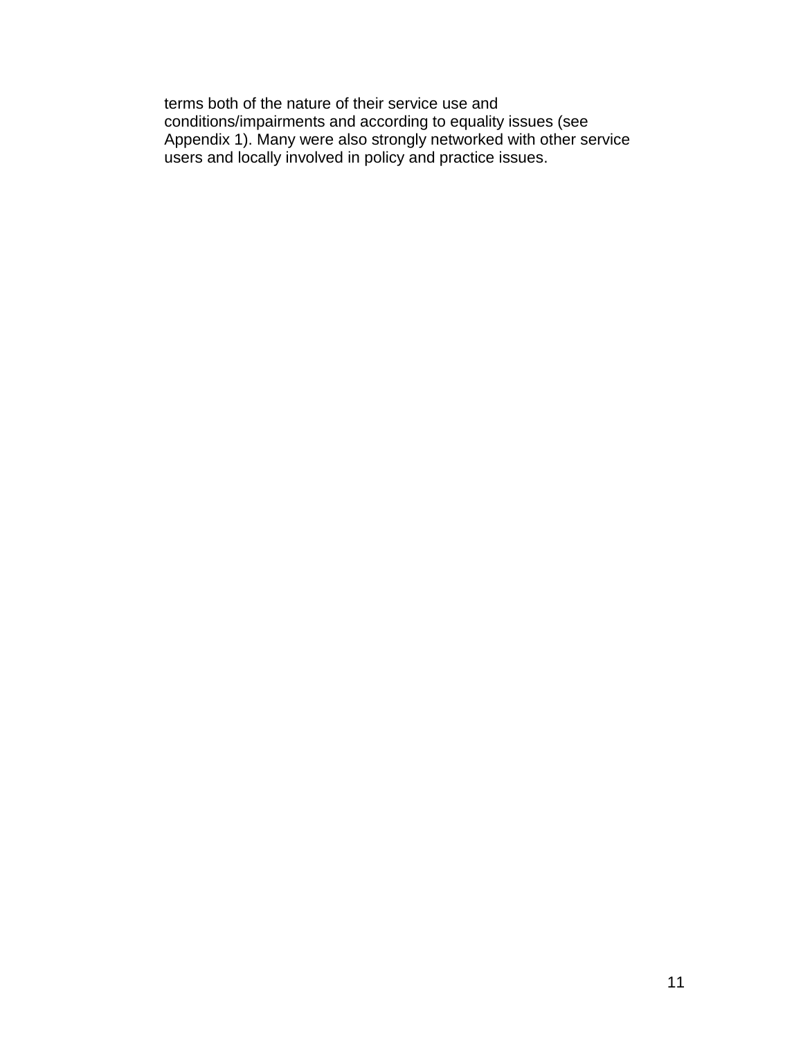terms both of the nature of their service use and conditions/impairments and according to equality issues (see Appendix 1). Many were also strongly networked with other service users and locally involved in policy and practice issues.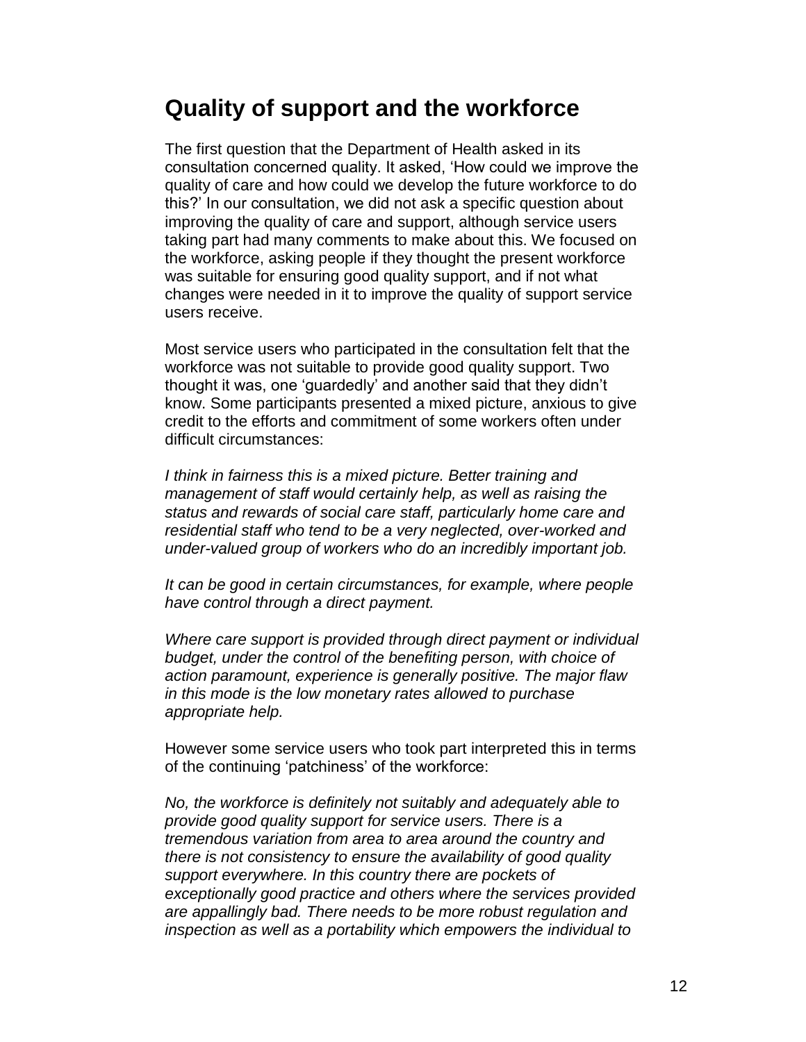## Quality of support and the workforce

The first question that the Department of Health asked in its consultation concerned quality. It asked, 'How could we improve the quality of care and how could we develop the future workforce to do this?' In our consultation, we did not ask a specific question about improving the quality of care and support, although service users taking part had many comments to make about this. We focused on the workforce, asking people if they thought the present workforce was suitable for ensuring good quality support, and if not what changes were needed in it to improve the quality of support service users receive.

Most service users who participated in the consultation felt that the workforce was not suitable to provide good quality support. Two thought it was, one 'guardedly' and another said that they didn't know. Some participants presented a mixed picture, anxious to give credit to the efforts and commitment of some workers often under difficult circumstances:

*I think in fairness this is a mixed picture. Better training and management of staff would certainly help, as well as raising the status and rewards of social care staff, particularly home care and residential staff who tend to be a very neglected, over-worked and under-valued group of workers who do an incredibly important job.*

*It can be good in certain circumstances, for example, where people have control through a direct payment.*

*Where care support is provided through direct payment or individual budget, under the control of the benefiting person, with choice of action paramount, experience is generally positive. The major flaw in this mode is the low monetary rates allowed to purchase appropriate help.*

However some service users who took part interpreted this in terms of the continuing 'patchiness' of the workforce:

*No, the workforce is definitely not suitably and adequately able to provide good quality support for service users. There is a tremendous variation from area to area around the country and there is not consistency to ensure the availability of good quality support everywhere. In this country there are pockets of exceptionally good practice and others where the services provided are appallingly bad. There needs to be more robust regulation and inspection as well as a portability which empowers the individual to*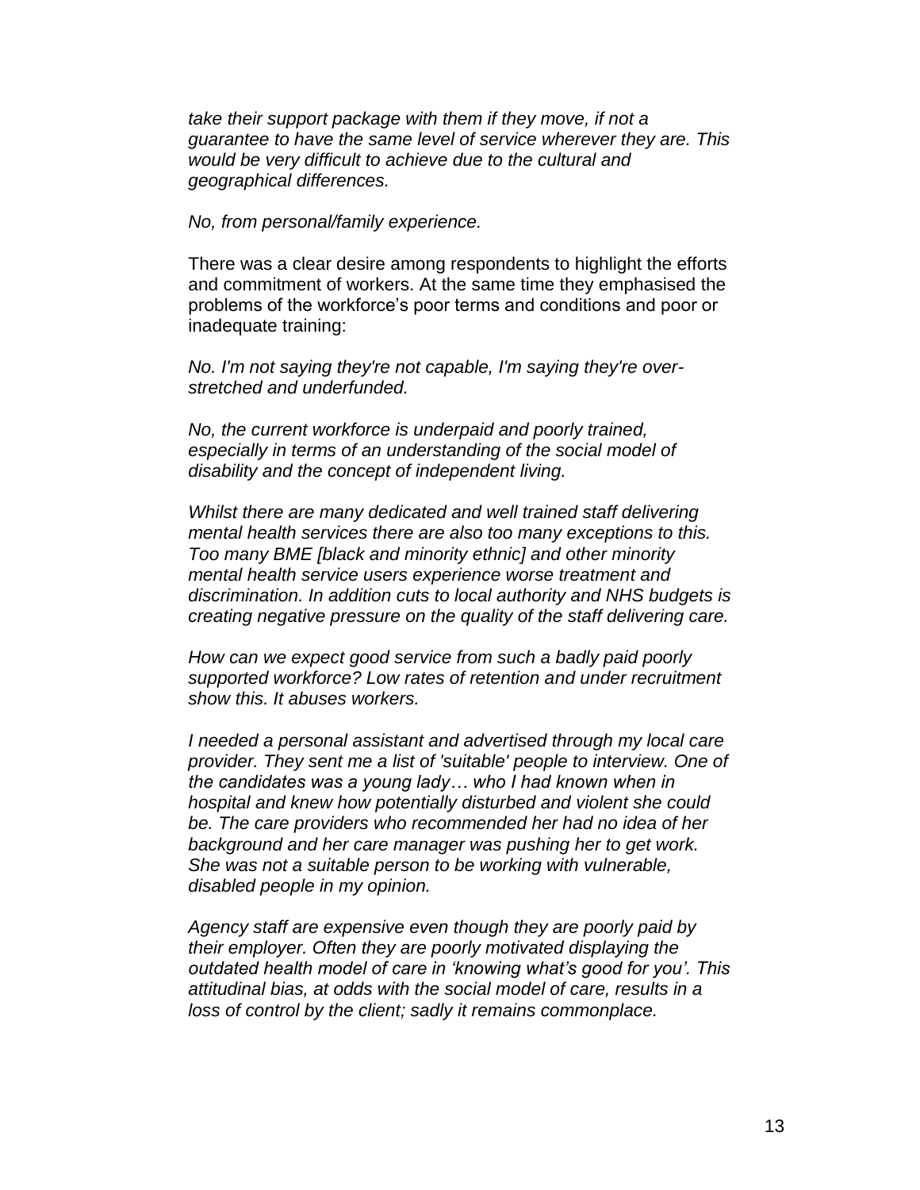*take their support package with them if they move, if not a guarantee to have the same level of service wherever they are. This would be very difficult to achieve due to the cultural and geographical differences.*

*No, from personal/family experience.*

There was a clear desire among respondents to highlight the efforts and commitment of workers. At the same time they emphasised the problems of the workforce's poor terms and conditions and poor or inadequate training:

*No. I'm not saying they're not capable, I'm saying they're over-stretched and underfunded.*

*No, the current workforce is underpaid and poorly trained, especially in terms of an understanding of the social model of disability and the concept of independent living.*

*Whilst there are many dedicated and well trained staff delivering mental health services there are also too many exceptions to this. Too many BME [black and minority ethnic] and other minority mental health service users experience worse treatment and discrimination. In addition cuts to local authority and NHS budgets is creating negative pressure on the quality of the staff delivering care.*

*How can we expect good service from such a badly paid poorly supported workforce? Low rates of retention and under recruitment show this. It abuses workers.*

*I needed a personal assistant and advertised through my local care provider. They sent me a list of 'suitable' people to interview. One of the candidates was a young lady… who I had known when in hospital and knew how potentially disturbed and violent she could be. The care providers who recommended her had no idea of her background and her care manager was pushing her to get work. She was not a suitable person to be working with vulnerable, disabled people in my opinion.*

*Agency staff are expensive even though they are poorly paid by their employer. Often they are poorly motivated displaying the outdated health model of care in 'knowing what's good for you'. This attitudinal bias, at odds with the social model of care, results in a loss of control by the client; sadly it remains commonplace.*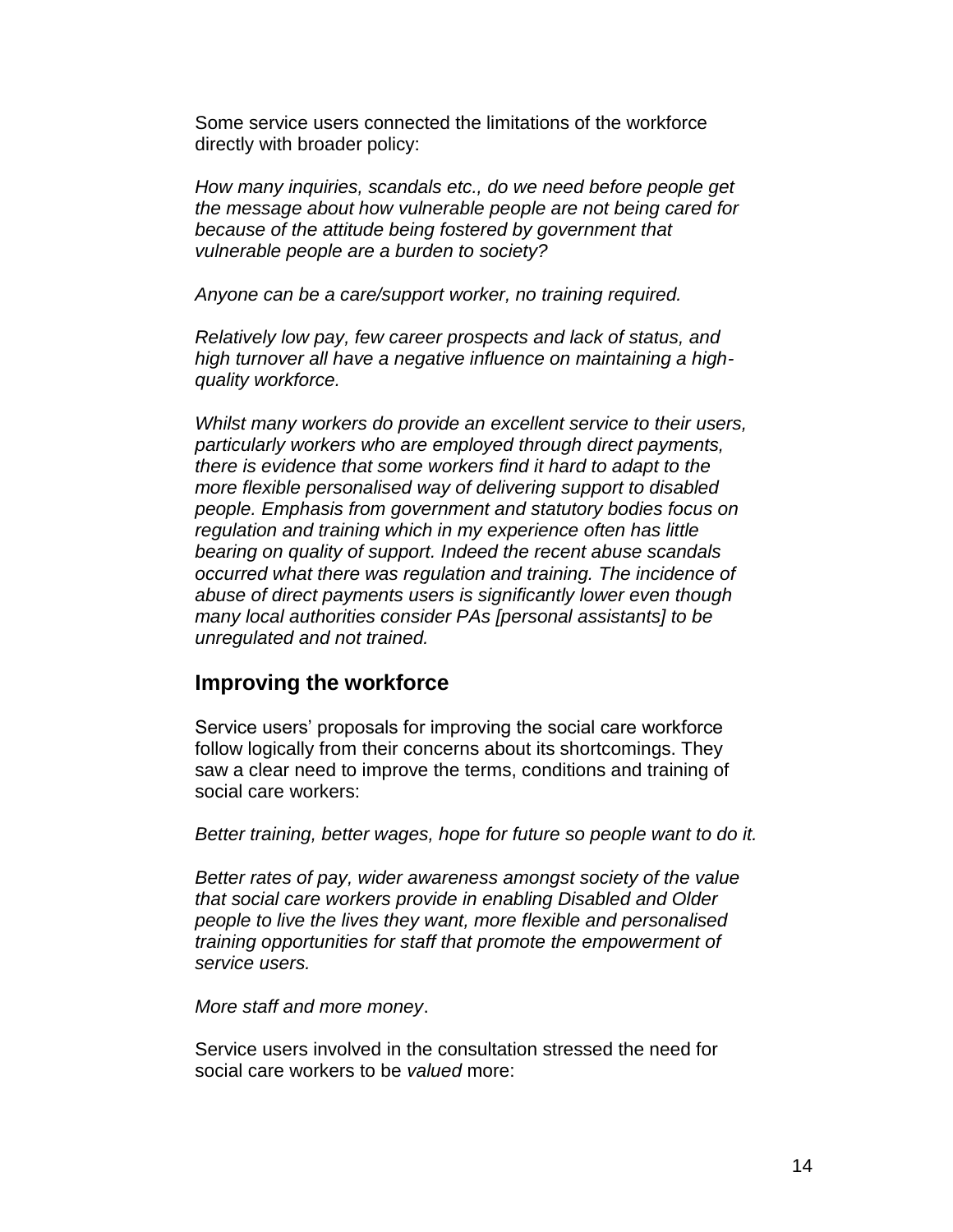Some service users connected the limitations of the workforce directly with broader policy:

*How many inquiries, scandals etc., do we need before people get the message about how vulnerable people are not being cared for because of the attitude being fostered by government that vulnerable people are a burden to society?*

*Anyone can be a care/support worker, no training required.*

*Relatively low pay, few career prospects and lack of status, and high turnover all have a negative influence on maintaining a high-quality workforce.*

*Whilst many workers do provide an excellent service to their users, particularly workers who are employed through direct payments, there is evidence that some workers find it hard to adapt to the more flexible personalised way of delivering support to disabled people. Emphasis from government and statutory bodies focus on regulation and training which in my experience often has little bearing on quality of support. Indeed the recent abuse scandals occurred what there was regulation and training. The incidence of abuse of direct payments users is significantly lower even though many local authorities consider PAs [personal assistants] to be unregulated and not trained.*

## Improving the workforce

Service users' proposals for improving the social care workforce follow logically from their concerns about its shortcomings. They saw a clear need to improve the terms, conditions and training of social care workers:

*Better training, better wages, hope for future so people want to do it.*

*Better rates of pay, wider awareness amongst society of the value that social care workers provide in enabling Disabled and Older people to live the lives they want, more flexible and personalised training opportunities for staff that promote the empowerment of service users.*

*More staff and more money*.

Service users involved in the consultation stressed the need for social care workers to be *valued* more: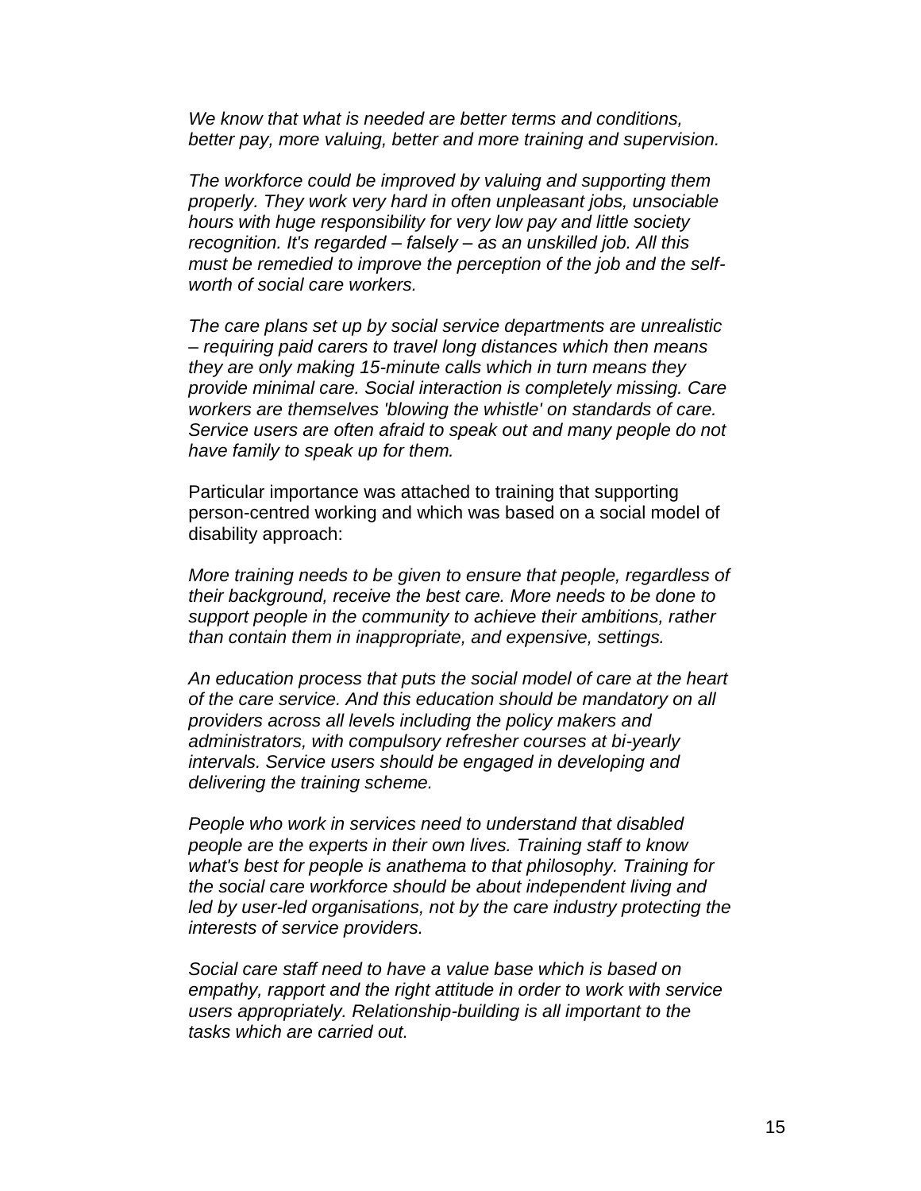*We know that what is needed are better terms and conditions, better pay, more valuing, better and more training and supervision.*

*The workforce could be improved by valuing and supporting them properly. They work very hard in often unpleasant jobs, unsociable hours with huge responsibility for very low pay and little society recognition. It's regarded – falsely – as an unskilled job. All this must be remedied to improve the perception of the job and the self-worth of social care workers.*

*The care plans set up by social service departments are unrealistic – requiring paid carers to travel long distances which then means they are only making 15-minute calls which in turn means they provide minimal care. Social interaction is completely missing. Care workers are themselves 'blowing the whistle' on standards of care. Service users are often afraid to speak out and many people do not have family to speak up for them.*

Particular importance was attached to training that supporting person-centred working and which was based on a social model of disability approach:

*More training needs to be given to ensure that people, regardless of their background, receive the best care. More needs to be done to support people in the community to achieve their ambitions, rather than contain them in inappropriate, and expensive, settings.*

*An education process that puts the social model of care at the heart of the care service. And this education should be mandatory on all providers across all levels including the policy makers and administrators, with compulsory refresher courses at bi-yearly intervals. Service users should be engaged in developing and delivering the training scheme.*

*People who work in services need to understand that disabled people are the experts in their own lives. Training staff to know what's best for people is anathema to that philosophy. Training for the social care workforce should be about independent living and led by user-led organisations, not by the care industry protecting the interests of service providers.*

*Social care staff need to have a value base which is based on empathy, rapport and the right attitude in order to work with service users appropriately. Relationship-building is all important to the tasks which are carried out.*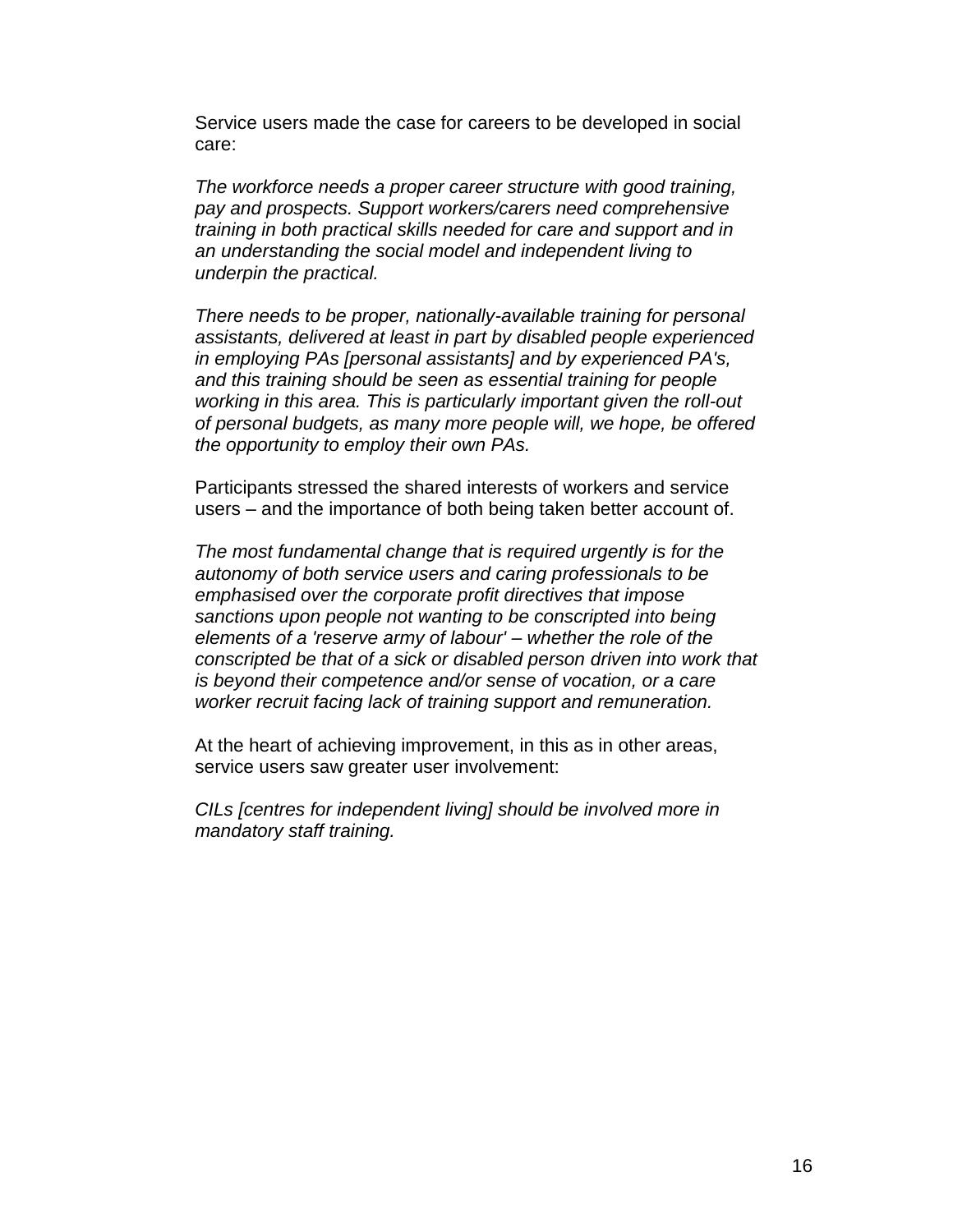Service users made the case for careers to be developed in social care:

*The workforce needs a proper career structure with good training, pay and prospects. Support workers/carers need comprehensive training in both practical skills needed for care and support and in an understanding the social model and independent living to underpin the practical.*

*There needs to be proper, nationally-available training for personal assistants, delivered at least in part by disabled people experienced in employing PAs [personal assistants] and by experienced PA's, and this training should be seen as essential training for people working in this area. This is particularly important given the roll-out of personal budgets, as many more people will, we hope, be offered the opportunity to employ their own PAs.*

Participants stressed the shared interests of workers and service users – and the importance of both being taken better account of.

*The most fundamental change that is required urgently is for the autonomy of both service users and caring professionals to be emphasised over the corporate profit directives that impose sanctions upon people not wanting to be conscripted into being elements of a 'reserve army of labour' – whether the role of the conscripted be that of a sick or disabled person driven into work that is beyond their competence and/or sense of vocation, or a care worker recruit facing lack of training support and remuneration.*

At the heart of achieving improvement, in this as in other areas, service users saw greater user involvement:

*CILs [centres for independent living] should be involved more in mandatory staff training.*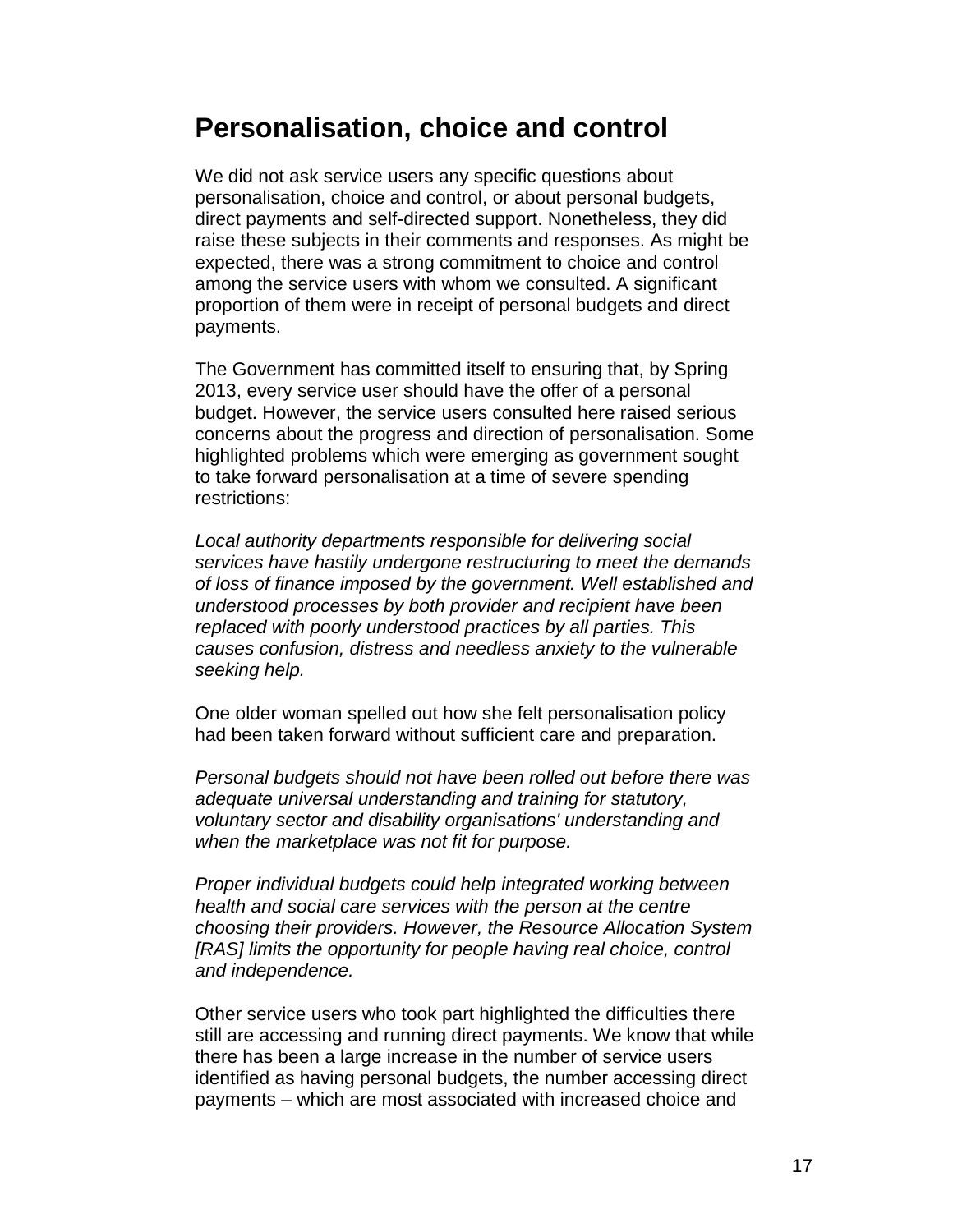## Personalisation, choice and control

We did not ask service users any specific questions about personalisation, choice and control, or about personal budgets, direct payments and self-directed support. Nonetheless, they did raise these subjects in their comments and responses. As might be expected, there was a strong commitment to choice and control among the service users with whom we consulted. A significant proportion of them were in receipt of personal budgets and direct payments.

The Government has committed itself to ensuring that, by Spring 2013, every service user should have the offer of a personal budget. However, the service users consulted here raised serious concerns about the progress and direction of personalisation. Some highlighted problems which were emerging as government sought to take forward personalisation at a time of severe spending restrictions:

*Local authority departments responsible for delivering social services have hastily undergone restructuring to meet the demands of loss of finance imposed by the government. Well established and understood processes by both provider and recipient have been replaced with poorly understood practices by all parties. This causes confusion, distress and needless anxiety to the vulnerable seeking help.*

One older woman spelled out how she felt personalisation policy had been taken forward without sufficient care and preparation.

*Personal budgets should not have been rolled out before there was adequate universal understanding and training for statutory, voluntary sector and disability organisations' understanding and when the marketplace was not fit for purpose.*

*Proper individual budgets could help integrated working between health and social care services with the person at the centre choosing their providers. However, the Resource Allocation System [RAS] limits the opportunity for people having real choice, control and independence.*

Other service users who took part highlighted the difficulties there still are accessing and running direct payments. We know that while there has been a large increase in the number of service users identified as having personal budgets, the number accessing direct payments – which are most associated with increased choice and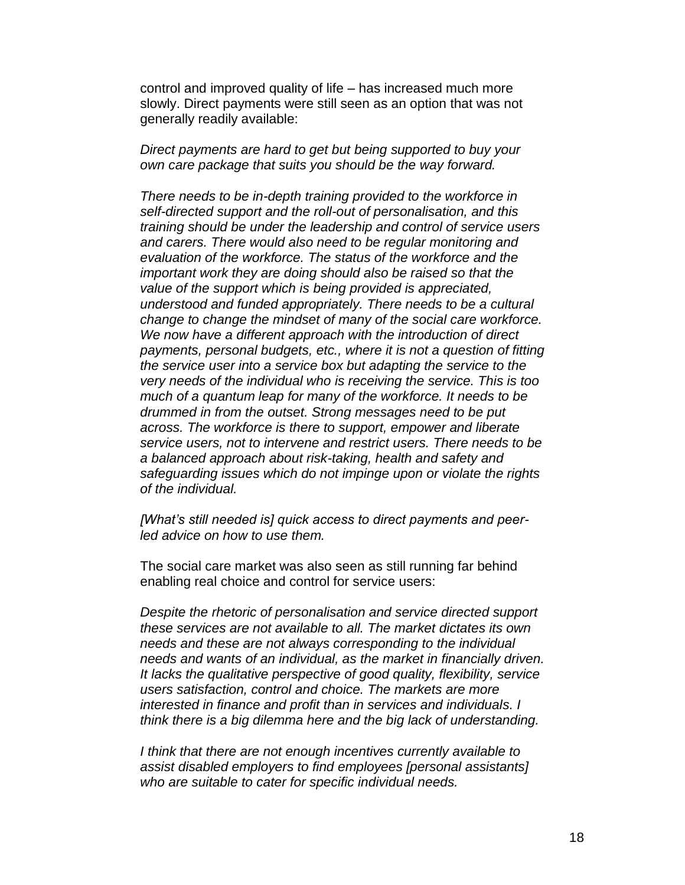control and improved quality of life – has increased much more slowly. Direct payments were still seen as an option that was not generally readily available:

*Direct payments are hard to get but being supported to buy your own care package that suits you should be the way forward.*

*There needs to be in-depth training provided to the workforce in self-directed support and the roll-out of personalisation, and this training should be under the leadership and control of service users and carers. There would also need to be regular monitoring and evaluation of the workforce. The status of the workforce and the important work they are doing should also be raised so that the value of the support which is being provided is appreciated, understood and funded appropriately. There needs to be a cultural change to change the mindset of many of the social care workforce. We now have a different approach with the introduction of direct payments, personal budgets, etc., where it is not a question of fitting the service user into a service box but adapting the service to the very needs of the individual who is receiving the service. This is too much of a quantum leap for many of the workforce. It needs to be drummed in from the outset. Strong messages need to be put across. The workforce is there to support, empower and liberate service users, not to intervene and restrict users. There needs to be a balanced approach about risk-taking, health and safety and safeguarding issues which do not impinge upon or violate the rights of the individual.*

*[What's still needed is] quick access to direct payments and peer-led advice on how to use them.*

The social care market was also seen as still running far behind enabling real choice and control for service users:

*Despite the rhetoric of personalisation and service directed support these services are not available to all. The market dictates its own needs and these are not always corresponding to the individual needs and wants of an individual, as the market in financially driven. It lacks the qualitative perspective of good quality, flexibility, service users satisfaction, control and choice. The markets are more interested in finance and profit than in services and individuals. I think there is a big dilemma here and the big lack of understanding.*

*I think that there are not enough incentives currently available to assist disabled employers to find employees [personal assistants] who are suitable to cater for specific individual needs.*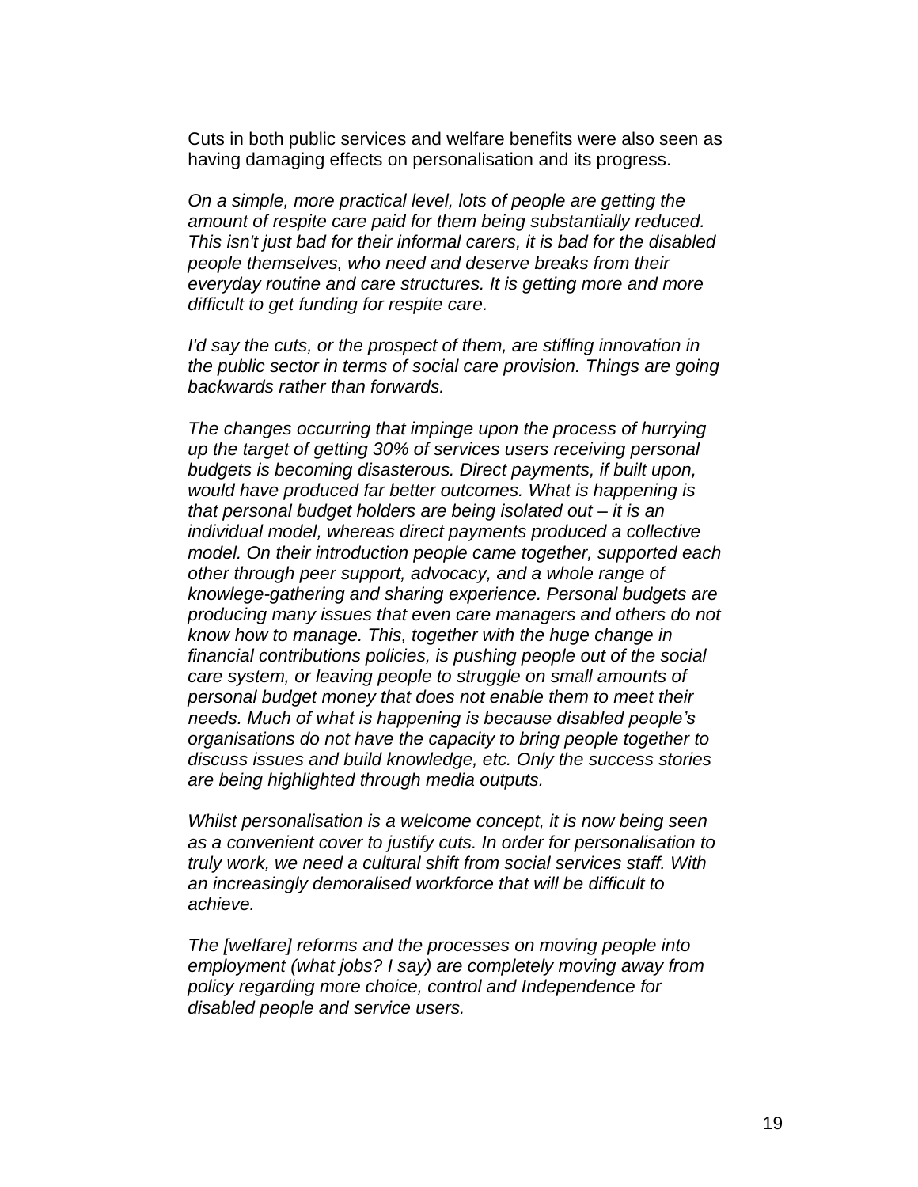Cuts in both public services and welfare benefits were also seen as having damaging effects on personalisation and its progress.

*On a simple, more practical level, lots of people are getting the amount of respite care paid for them being substantially reduced. This isn't just bad for their informal carers, it is bad for the disabled people themselves, who need and deserve breaks from their everyday routine and care structures. It is getting more and more difficult to get funding for respite care.*

*I'd say the cuts, or the prospect of them, are stifling innovation in the public sector in terms of social care provision. Things are going backwards rather than forwards.*

*The changes occurring that impinge upon the process of hurrying up the target of getting 30% of services users receiving personal budgets is becoming disasterous. Direct payments, if built upon, would have produced far better outcomes. What is happening is that personal budget holders are being isolated out – it is an individual model, whereas direct payments produced a collective model. On their introduction people came together, supported each other through peer support, advocacy, and a whole range of knowlege-gathering and sharing experience. Personal budgets are producing many issues that even care managers and others do not know how to manage. This, together with the huge change in financial contributions policies, is pushing people out of the social care system, or leaving people to struggle on small amounts of personal budget money that does not enable them to meet their needs. Much of what is happening is because disabled people's organisations do not have the capacity to bring people together to discuss issues and build knowledge, etc. Only the success stories are being highlighted through media outputs.*

*Whilst personalisation is a welcome concept, it is now being seen as a convenient cover to justify cuts. In order for personalisation to truly work, we need a cultural shift from social services staff. With an increasingly demoralised workforce that will be difficult to achieve.*

*The [welfare] reforms and the processes on moving people into employment (what jobs? I say) are completely moving away from policy regarding more choice, control and Independence for disabled people and service users.*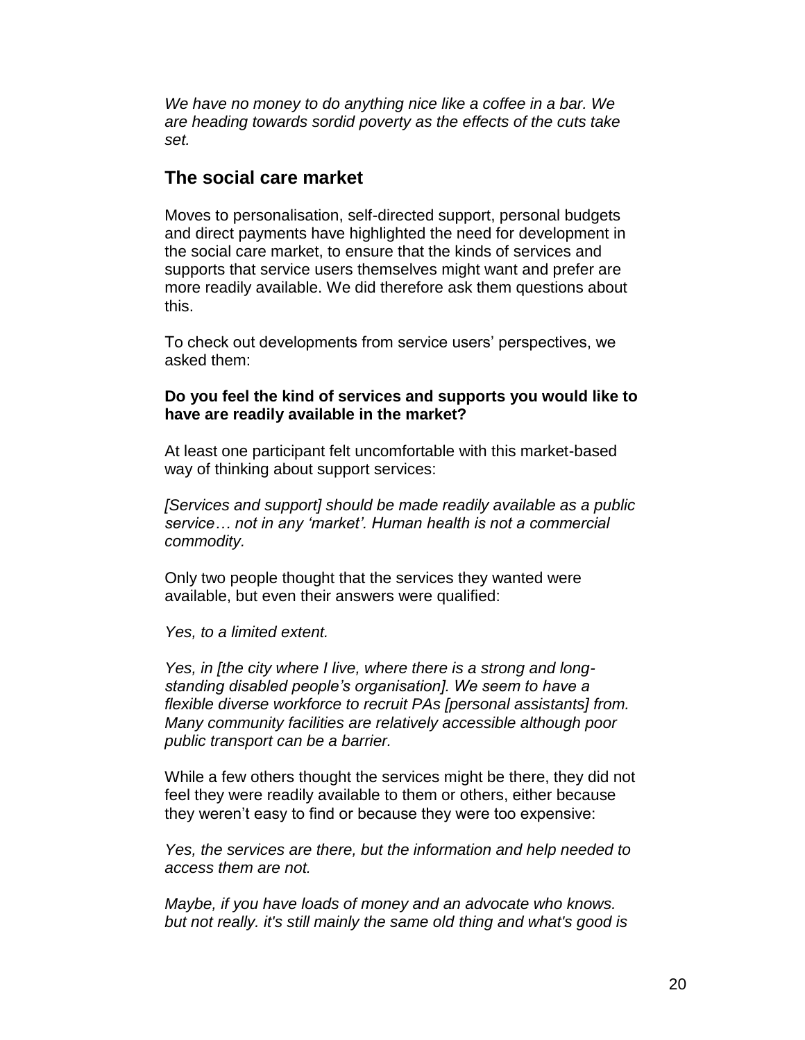*We have no money to do anything nice like a coffee in a bar. We are heading towards sordid poverty as the effects of the cuts take set.*

## The social care market

Moves to personalisation, self-directed support, personal budgets and direct payments have highlighted the need for development in the social care market, to ensure that the kinds of services and supports that service users themselves might want and prefer are more readily available. We did therefore ask them questions about this.

To check out developments from service users' perspectives, we asked them:

**Do you feel the kind of services and supports you would like to have are readily available in the market?**

At least one participant felt uncomfortable with this market-based way of thinking about support services:

*[Services and support] should be made readily available as a public service… not in any 'market'. Human health is not a commercial commodity.*

Only two people thought that the services they wanted were available, but even their answers were qualified:

*Yes, to a limited extent.*

*Yes, in [the city where I live, where there is a strong and long-standing disabled people's organisation]. We seem to have a flexible diverse workforce to recruit PAs [personal assistants] from. Many community facilities are relatively accessible although poor public transport can be a barrier.*

While a few others thought the services might be there, they did not feel they were readily available to them or others, either because they weren't easy to find or because they were too expensive:

*Yes, the services are there, but the information and help needed to access them are not.*

*Maybe, if you have loads of money and an advocate who knows. but not really. it's still mainly the same old thing and what's good is*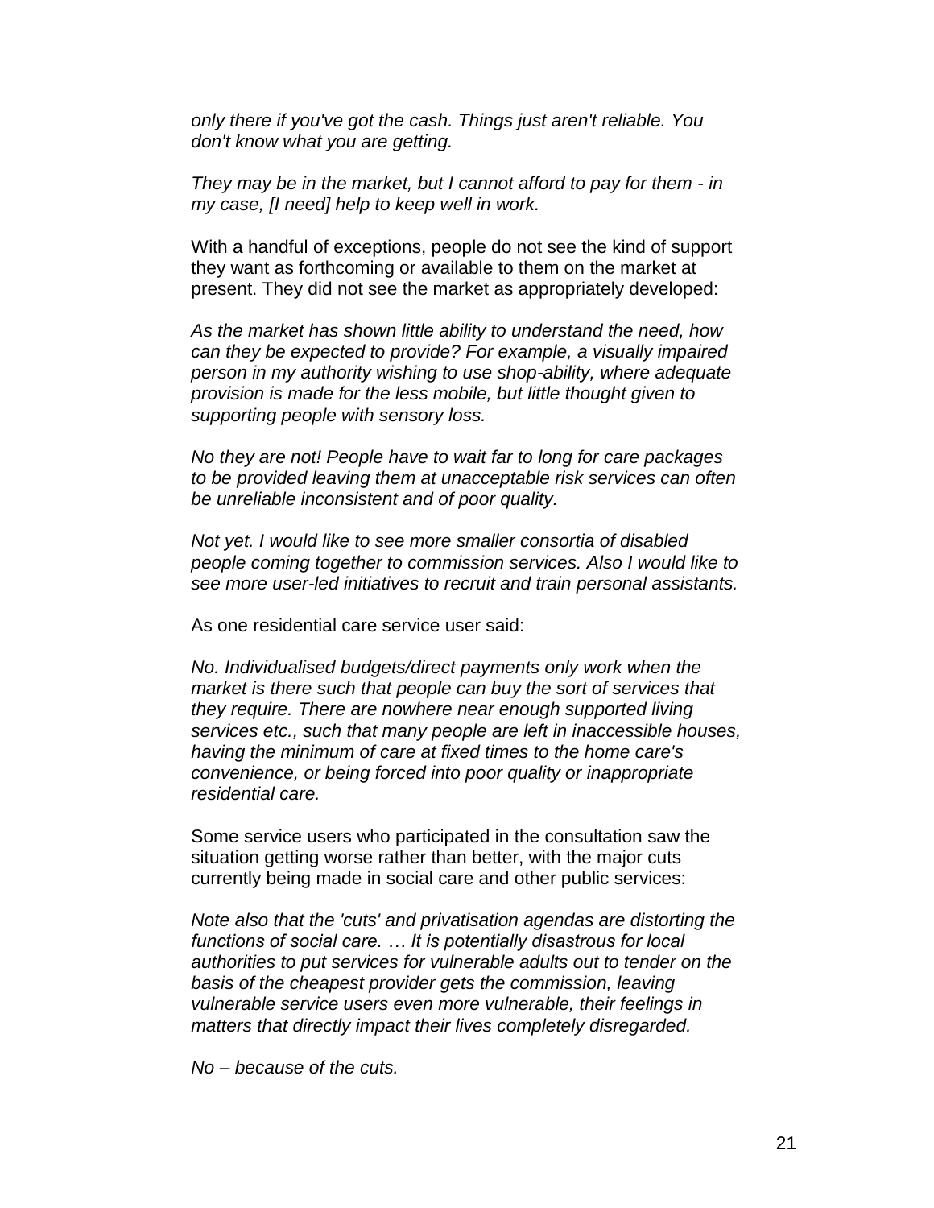*only there if you've got the cash. Things just aren't reliable. You don't know what you are getting.*

*They may be in the market, but I cannot afford to pay for them - in my case, [I need] help to keep well in work.*

With a handful of exceptions, people do not see the kind of support they want as forthcoming or available to them on the market at present. They did not see the market as appropriately developed:

*As the market has shown little ability to understand the need, how can they be expected to provide? For example, a visually impaired person in my authority wishing to use shop-ability, where adequate provision is made for the less mobile, but little thought given to supporting people with sensory loss.*

*No they are not! People have to wait far to long for care packages to be provided leaving them at unacceptable risk services can often be unreliable inconsistent and of poor quality.*

*Not yet. I would like to see more smaller consortia of disabled people coming together to commission services. Also I would like to see more user-led initiatives to recruit and train personal assistants.*

As one residential care service user said:

*No. Individualised budgets/direct payments only work when the market is there such that people can buy the sort of services that they require. There are nowhere near enough supported living services etc., such that many people are left in inaccessible houses, having the minimum of care at fixed times to the home care's convenience, or being forced into poor quality or inappropriate residential care.*

Some service users who participated in the consultation saw the situation getting worse rather than better, with the major cuts currently being made in social care and other public services:

*Note also that the 'cuts' and privatisation agendas are distorting the functions of social care. … It is potentially disastrous for local authorities to put services for vulnerable adults out to tender on the basis of the cheapest provider gets the commission, leaving vulnerable service users even more vulnerable, their feelings in matters that directly impact their lives completely disregarded.*

*No – because of the cuts.*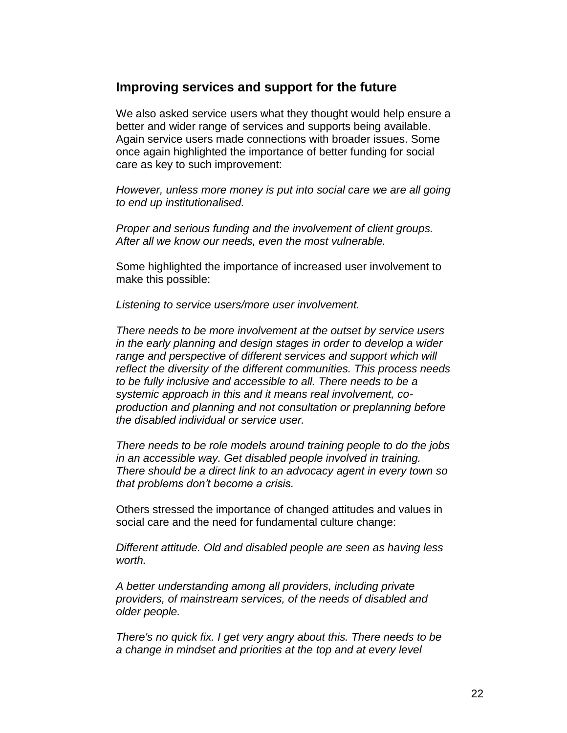## Improving services and support for the future

We also asked service users what they thought would help ensure a better and wider range of services and supports being available. Again service users made connections with broader issues. Some once again highlighted the importance of better funding for social care as key to such improvement:

*However, unless more money is put into social care we are all going to end up institutionalised.*

*Proper and serious funding and the involvement of client groups. After all we know our needs, even the most vulnerable.*

Some highlighted the importance of increased user involvement to make this possible:

*Listening to service users/more user involvement.*

*There needs to be more involvement at the outset by service users in the early planning and design stages in order to develop a wider range and perspective of different services and support which will reflect the diversity of the different communities. This process needs to be fully inclusive and accessible to all. There needs to be a systemic approach in this and it means real involvement, co-production and planning and not consultation or preplanning before the disabled individual or service user.*

*There needs to be role models around training people to do the jobs in an accessible way. Get disabled people involved in training. There should be a direct link to an advocacy agent in every town so that problems don't become a crisis.*

Others stressed the importance of changed attitudes and values in social care and the need for fundamental culture change:

*Different attitude. Old and disabled people are seen as having less worth.*

*A better understanding among all providers, including private providers, of mainstream services, of the needs of disabled and older people.*

*There's no quick fix. I get very angry about this. There needs to be a change in mindset and priorities at the top and at every level*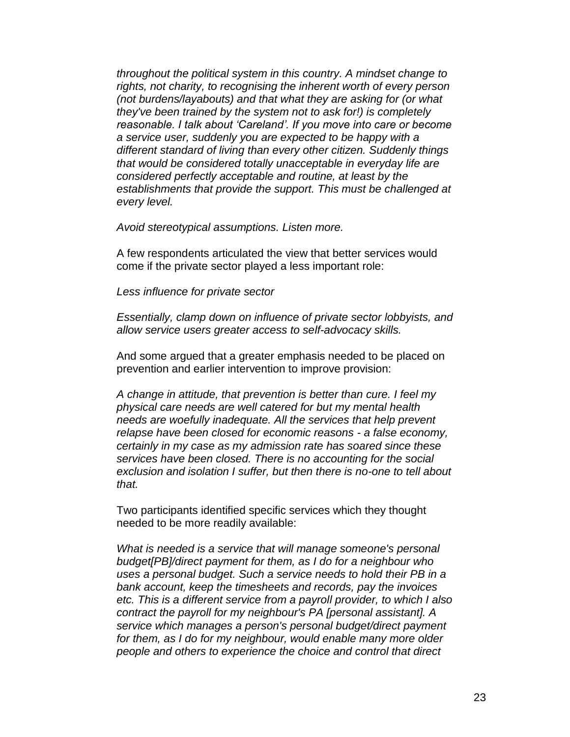*throughout the political system in this country. A mindset change to rights, not charity, to recognising the inherent worth of every person (not burdens/layabouts) and that what they are asking for (or what they've been trained by the system not to ask for!) is completely reasonable. I talk about 'Careland'. If you move into care or become a service user, suddenly you are expected to be happy with a different standard of living than every other citizen. Suddenly things that would be considered totally unacceptable in everyday life are considered perfectly acceptable and routine, at least by the establishments that provide the support. This must be challenged at every level.*

*Avoid stereotypical assumptions. Listen more.*

A few respondents articulated the view that better services would come if the private sector played a less important role:

*Less influence for private sector*

*Essentially, clamp down on influence of private sector lobbyists, and allow service users greater access to self-advocacy skills.*

And some argued that a greater emphasis needed to be placed on prevention and earlier intervention to improve provision:

*A change in attitude, that prevention is better than cure. I feel my physical care needs are well catered for but my mental health needs are woefully inadequate. All the services that help prevent relapse have been closed for economic reasons - a false economy, certainly in my case as my admission rate has soared since these services have been closed. There is no accounting for the social exclusion and isolation I suffer, but then there is no-one to tell about that.*

Two participants identified specific services which they thought needed to be more readily available:

*What is needed is a service that will manage someone's personal budget[PB]/direct payment for them, as I do for a neighbour who uses a personal budget. Such a service needs to hold their PB in a bank account, keep the timesheets and records, pay the invoices etc. This is a different service from a payroll provider, to which I also contract the payroll for my neighbour's PA [personal assistant]. A service which manages a person's personal budget/direct payment for them, as I do for my neighbour, would enable many more older people and others to experience the choice and control that direct*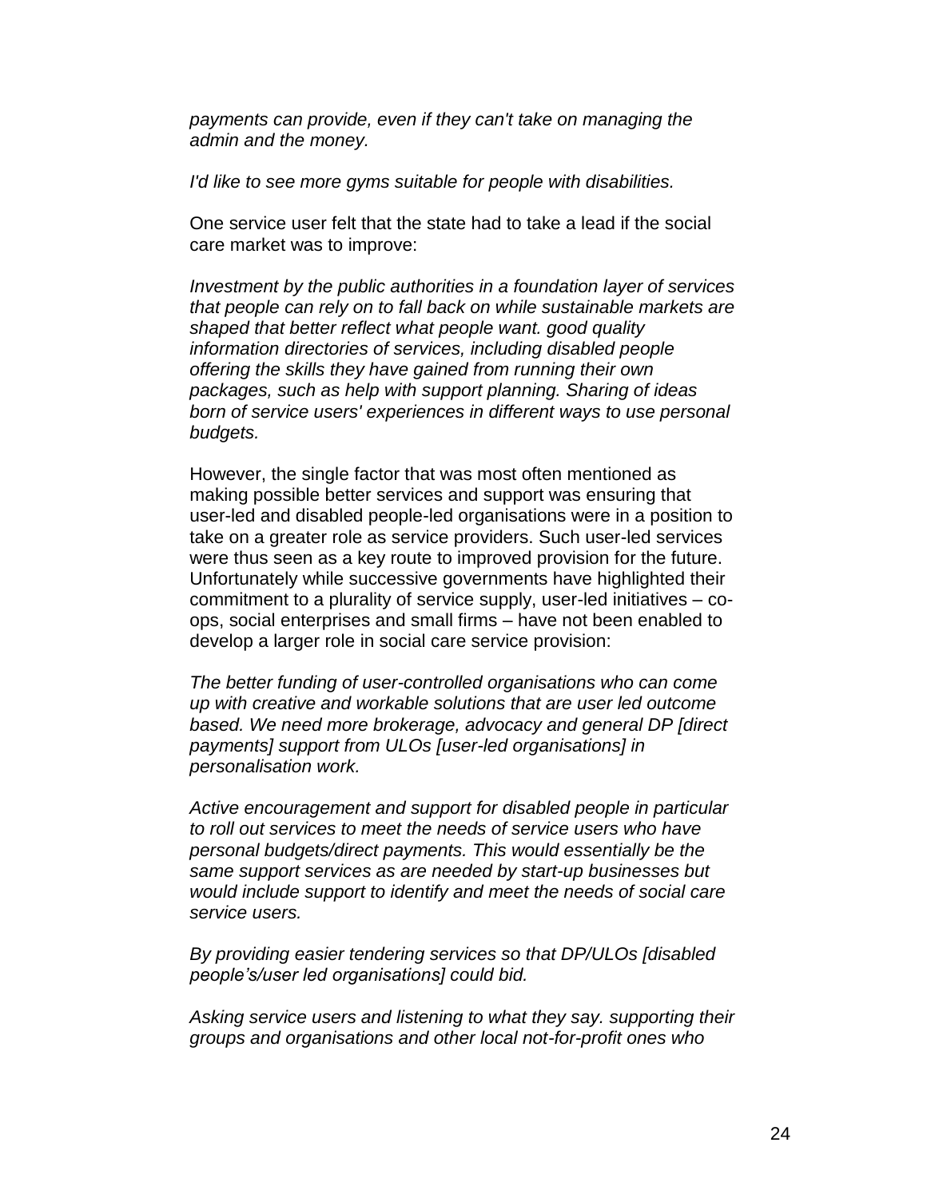*payments can provide, even if they can't take on managing the admin and the money.*

*I'd like to see more gyms suitable for people with disabilities.*

One service user felt that the state had to take a lead if the social care market was to improve:

*Investment by the public authorities in a foundation layer of services that people can rely on to fall back on while sustainable markets are shaped that better reflect what people want. good quality information directories of services, including disabled people offering the skills they have gained from running their own packages, such as help with support planning. Sharing of ideas born of service users' experiences in different ways to use personal budgets.*

However, the single factor that was most often mentioned as making possible better services and support was ensuring that user-led and disabled people-led organisations were in a position to take on a greater role as service providers. Such user-led services were thus seen as a key route to improved provision for the future. Unfortunately while successive governments have highlighted their commitment to a plurality of service supply, user-led initiatives – co-ops, social enterprises and small firms – have not been enabled to develop a larger role in social care service provision:

*The better funding of user-controlled organisations who can come up with creative and workable solutions that are user led outcome based. We need more brokerage, advocacy and general DP [direct payments] support from ULOs [user-led organisations] in personalisation work.*

*Active encouragement and support for disabled people in particular to roll out services to meet the needs of service users who have personal budgets/direct payments. This would essentially be the same support services as are needed by start-up businesses but would include support to identify and meet the needs of social care service users.*

*By providing easier tendering services so that DP/ULOs [disabled people's/user led organisations] could bid.*

*Asking service users and listening to what they say. supporting their groups and organisations and other local not-for-profit ones who*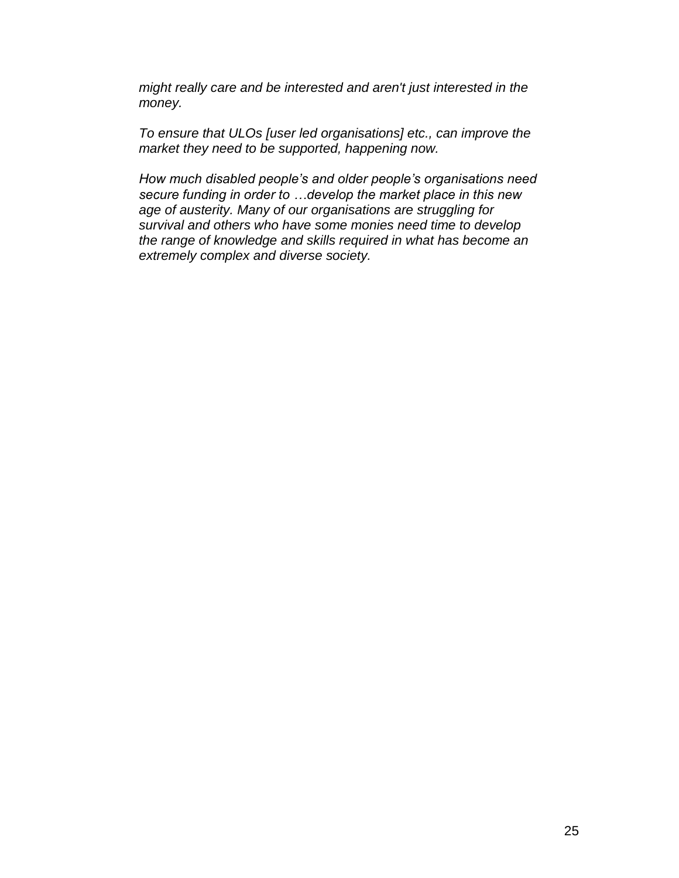*might really care and be interested and aren't just interested in the money.*

*To ensure that ULOs [user led organisations] etc., can improve the market they need to be supported, happening now.*

*How much disabled people's and older people's organisations need secure funding in order to …develop the market place in this new age of austerity. Many of our organisations are struggling for survival and others who have some monies need time to develop the range of knowledge and skills required in what has become an extremely complex and diverse society.*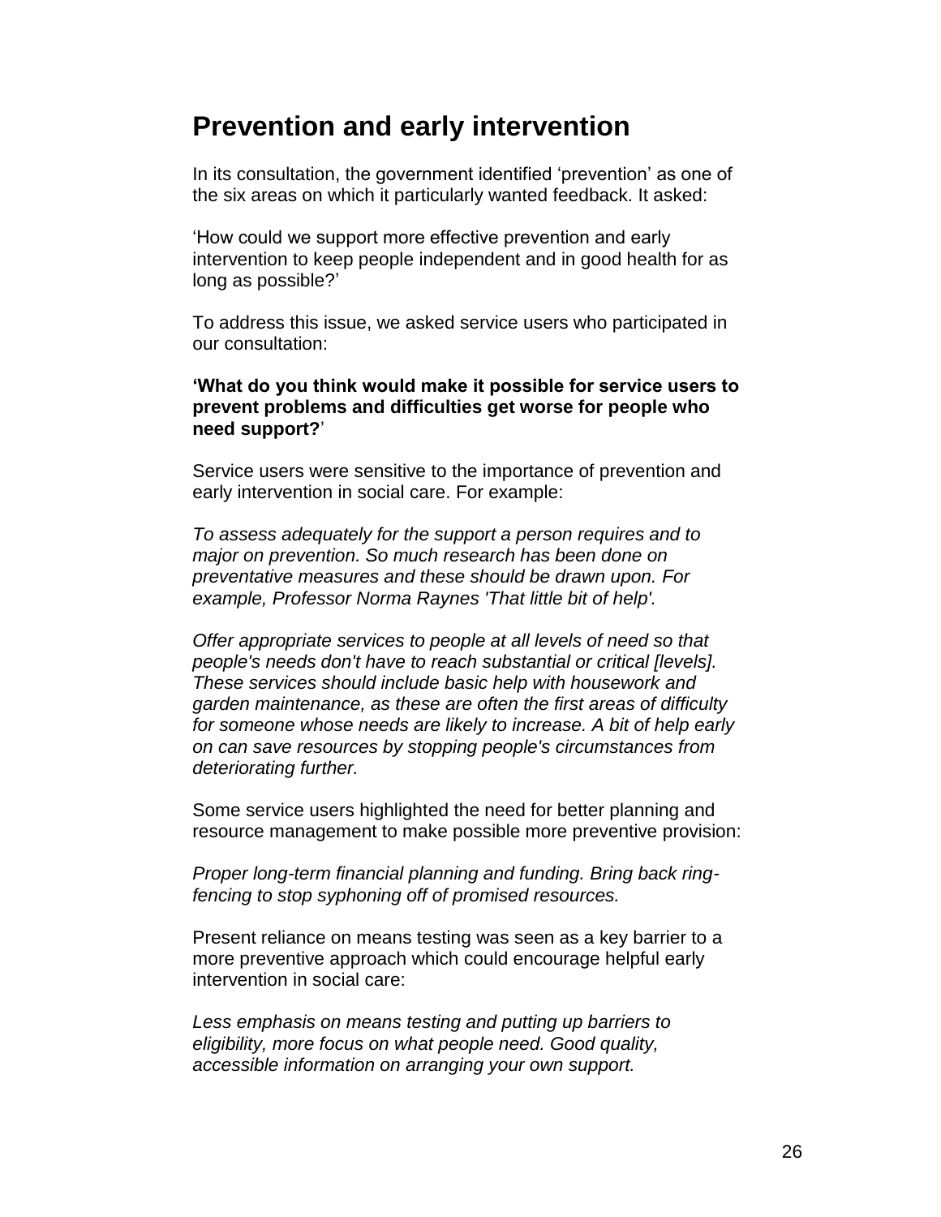# Prevention and early intervention

In its consultation, the government identified 'prevention' as one of the six areas on which it particularly wanted feedback. It asked:

'How could we support more effective prevention and early intervention to keep people independent and in good health for as long as possible?'

To address this issue, we asked service users who participated in our consultation:

**'What do you think would make it possible for service users to prevent problems and difficulties get worse for people who need support?**'

Service users were sensitive to the importance of prevention and early intervention in social care. For example:

*To assess adequately for the support a person requires and to major on prevention. So much research has been done on preventative measures and these should be drawn upon. For example, Professor Norma Raynes 'That little bit of help'.*

*Offer appropriate services to people at all levels of need so that people's needs don't have to reach substantial or critical [levels]. These services should include basic help with housework and garden maintenance, as these are often the first areas of difficulty for someone whose needs are likely to increase. A bit of help early on can save resources by stopping people's circumstances from deteriorating further.*

Some service users highlighted the need for better planning and resource management to make possible more preventive provision:

*Proper long-term financial planning and funding. Bring back ring-fencing to stop syphoning off of promised resources.*

Present reliance on means testing was seen as a key barrier to a more preventive approach which could encourage helpful early intervention in social care:

*Less emphasis on means testing and putting up barriers to eligibility, more focus on what people need. Good quality, accessible information on arranging your own support.*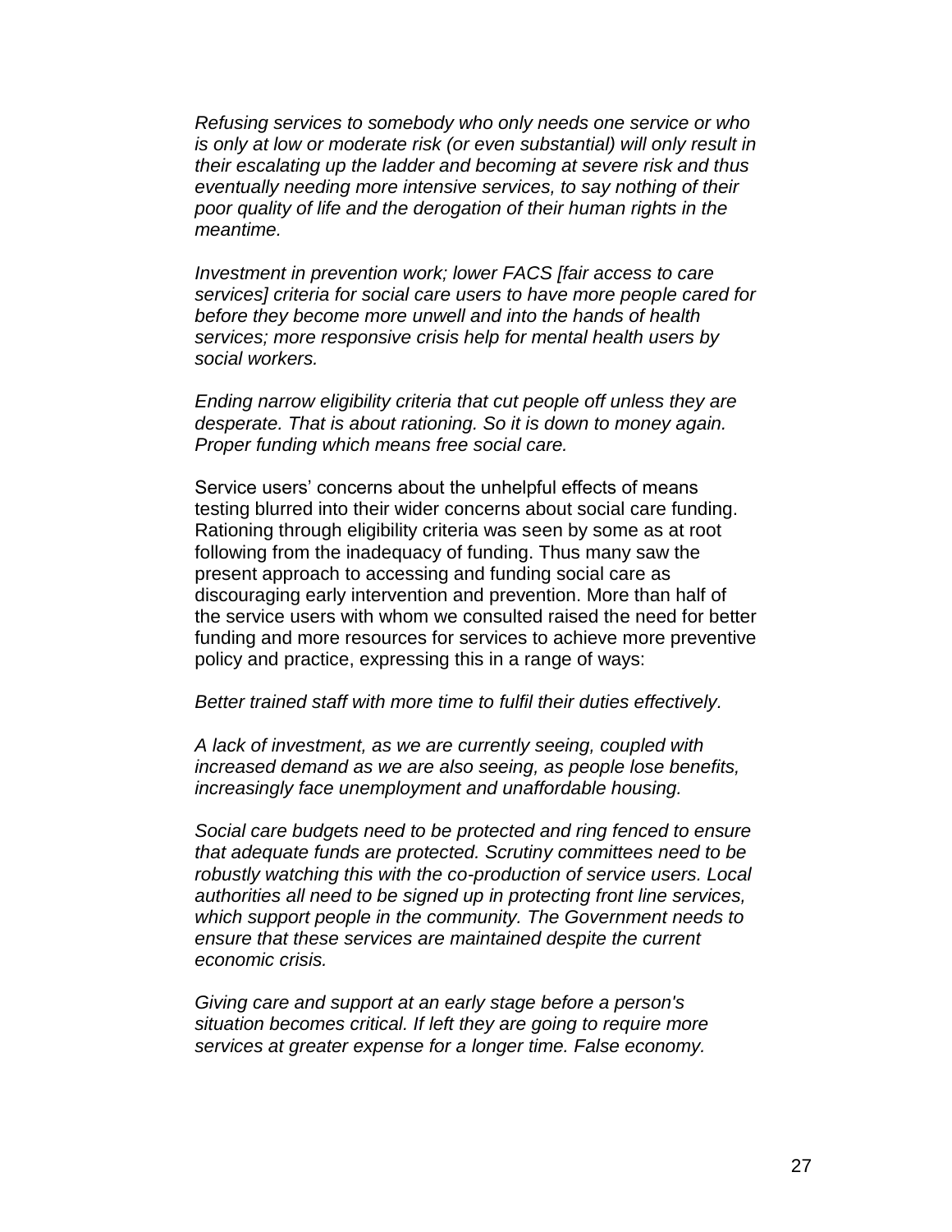*Refusing services to somebody who only needs one service or who is only at low or moderate risk (or even substantial) will only result in their escalating up the ladder and becoming at severe risk and thus eventually needing more intensive services, to say nothing of their poor quality of life and the derogation of their human rights in the meantime.*

*Investment in prevention work; lower FACS [fair access to care services] criteria for social care users to have more people cared for before they become more unwell and into the hands of health services; more responsive crisis help for mental health users by social workers.*

*Ending narrow eligibility criteria that cut people off unless they are desperate. That is about rationing. So it is down to money again. Proper funding which means free social care.*

Service users' concerns about the unhelpful effects of means testing blurred into their wider concerns about social care funding. Rationing through eligibility criteria was seen by some as at root following from the inadequacy of funding. Thus many saw the present approach to accessing and funding social care as discouraging early intervention and prevention. More than half of the service users with whom we consulted raised the need for better funding and more resources for services to achieve more preventive policy and practice, expressing this in a range of ways:

*Better trained staff with more time to fulfil their duties effectively.*

*A lack of investment, as we are currently seeing, coupled with increased demand as we are also seeing, as people lose benefits, increasingly face unemployment and unaffordable housing.*

*Social care budgets need to be protected and ring fenced to ensure that adequate funds are protected. Scrutiny committees need to be robustly watching this with the co-production of service users. Local authorities all need to be signed up in protecting front line services, which support people in the community. The Government needs to ensure that these services are maintained despite the current economic crisis.*

*Giving care and support at an early stage before a person's situation becomes critical. If left they are going to require more services at greater expense for a longer time. False economy.*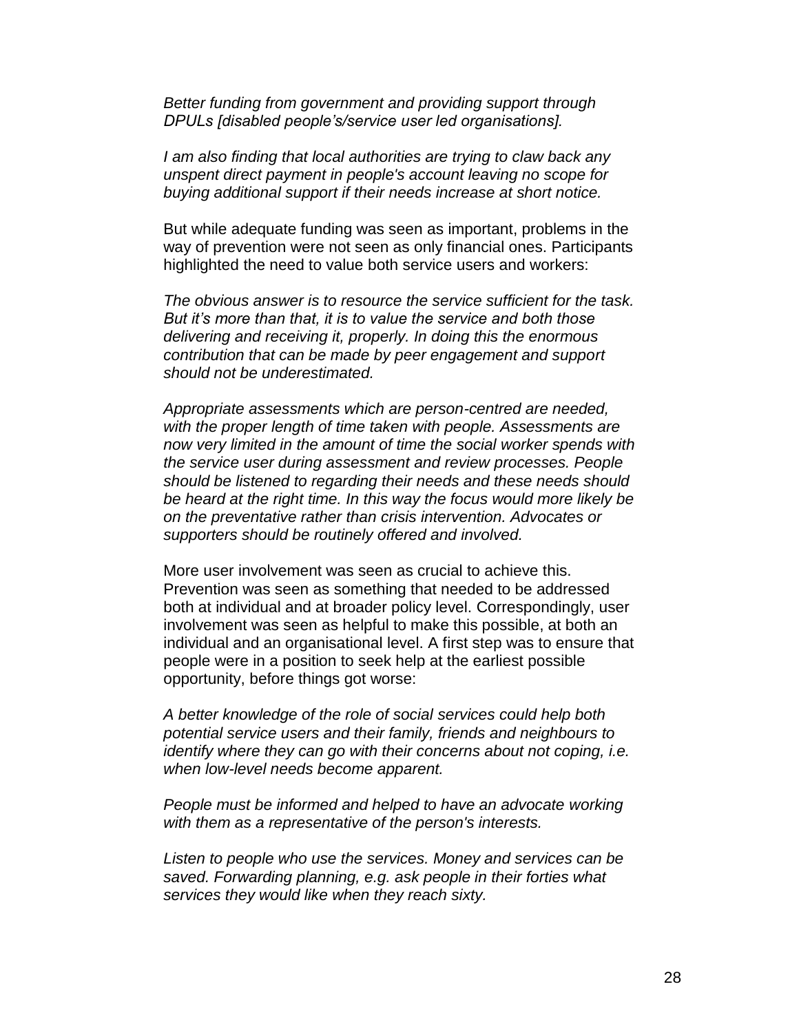*Better funding from government and providing support through DPULs [disabled people's/service user led organisations].*

*I am also finding that local authorities are trying to claw back any unspent direct payment in people's account leaving no scope for buying additional support if their needs increase at short notice.*

But while adequate funding was seen as important, problems in the way of prevention were not seen as only financial ones. Participants highlighted the need to value both service users and workers:

*The obvious answer is to resource the service sufficient for the task. But it's more than that, it is to value the service and both those delivering and receiving it, properly. In doing this the enormous contribution that can be made by peer engagement and support should not be underestimated.*

*Appropriate assessments which are person-centred are needed, with the proper length of time taken with people. Assessments are now very limited in the amount of time the social worker spends with the service user during assessment and review processes. People should be listened to regarding their needs and these needs should be heard at the right time. In this way the focus would more likely be on the preventative rather than crisis intervention. Advocates or supporters should be routinely offered and involved.*

More user involvement was seen as crucial to achieve this. Prevention was seen as something that needed to be addressed both at individual and at broader policy level. Correspondingly, user involvement was seen as helpful to make this possible, at both an individual and an organisational level. A first step was to ensure that people were in a position to seek help at the earliest possible opportunity, before things got worse:

*A better knowledge of the role of social services could help both potential service users and their family, friends and neighbours to identify where they can go with their concerns about not coping, i.e. when low-level needs become apparent.*

*People must be informed and helped to have an advocate working with them as a representative of the person's interests.*

*Listen to people who use the services. Money and services can be saved. Forwarding planning, e.g. ask people in their forties what services they would like when they reach sixty.*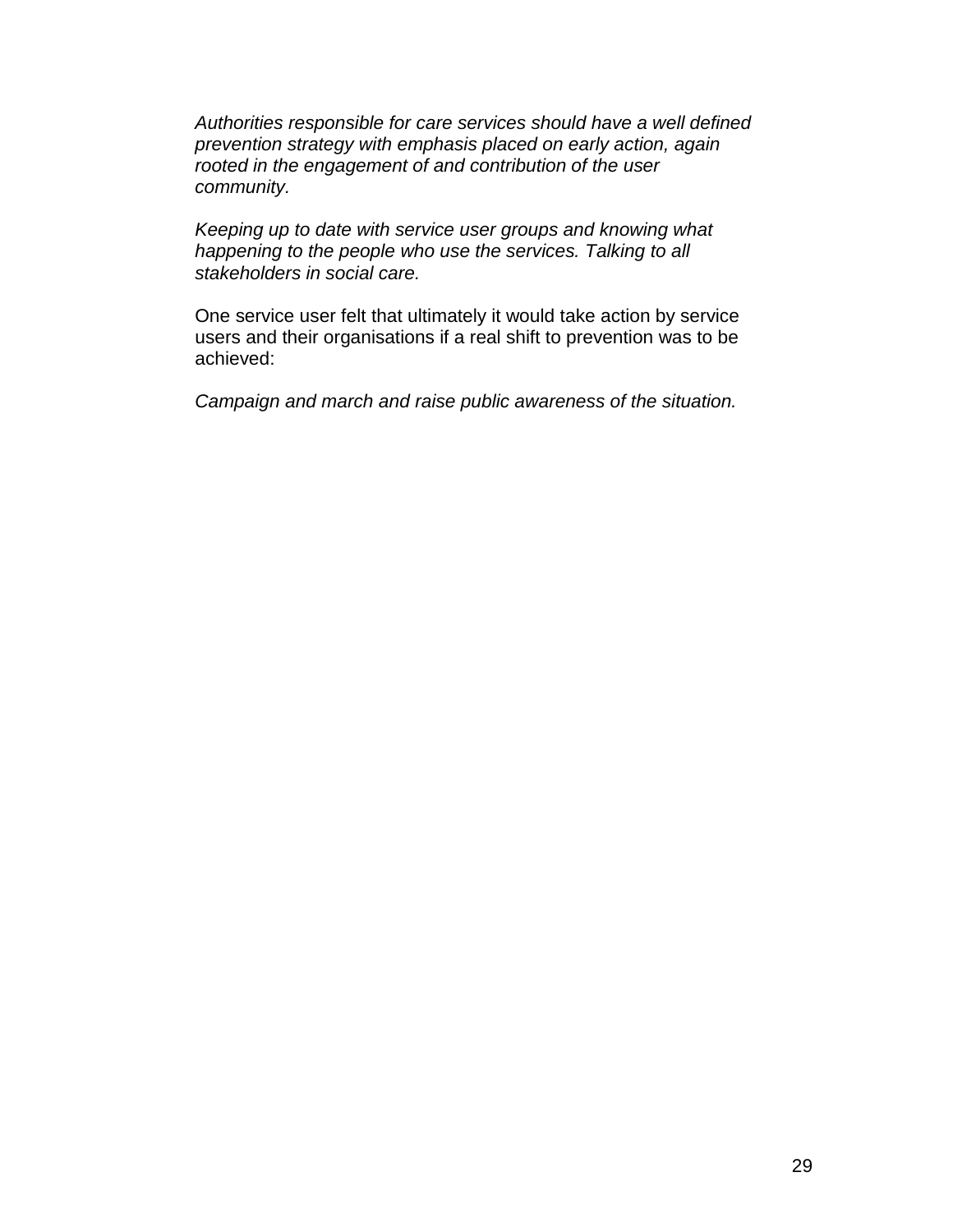*Authorities responsible for care services should have a well defined prevention strategy with emphasis placed on early action, again rooted in the engagement of and contribution of the user community.*

*Keeping up to date with service user groups and knowing what happening to the people who use the services. Talking to all stakeholders in social care.*

One service user felt that ultimately it would take action by service users and their organisations if a real shift to prevention was to be achieved:

*Campaign and march and raise public awareness of the situation.*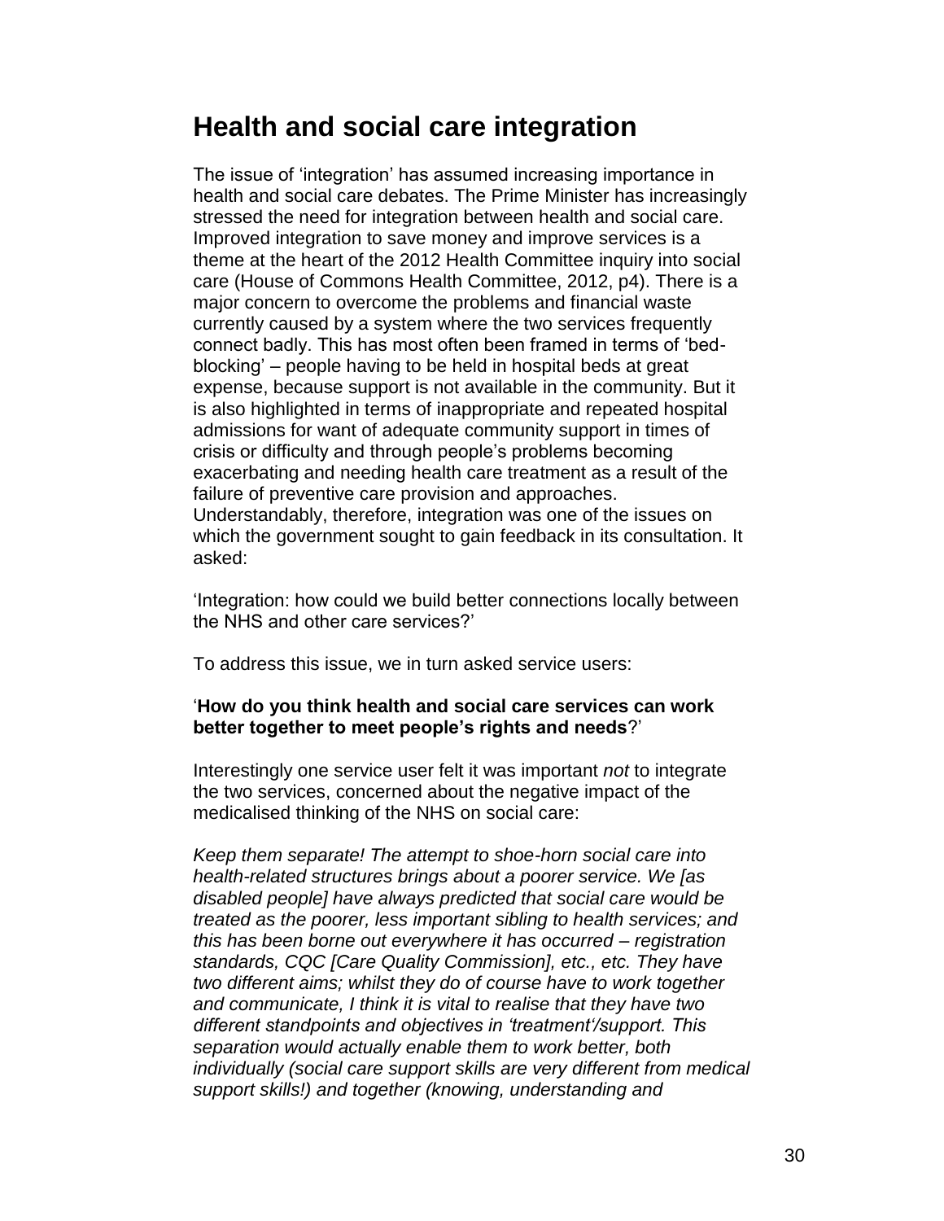## Health and social care integration

The issue of 'integration' has assumed increasing importance in health and social care debates. The Prime Minister has increasingly stressed the need for integration between health and social care. Improved integration to save money and improve services is a theme at the heart of the 2012 Health Committee inquiry into social care (House of Commons Health Committee, 2012, p4). There is a major concern to overcome the problems and financial waste currently caused by a system where the two services frequently connect badly. This has most often been framed in terms of 'bed-blocking' – people having to be held in hospital beds at great expense, because support is not available in the community. But it is also highlighted in terms of inappropriate and repeated hospital admissions for want of adequate community support in times of crisis or difficulty and through people's problems becoming exacerbating and needing health care treatment as a result of the failure of preventive care provision and approaches. Understandably, therefore, integration was one of the issues on which the government sought to gain feedback in its consultation. It asked:

'Integration: how could we build better connections locally between the NHS and other care services?'

To address this issue, we in turn asked service users:

'**How do you think health and social care services can work better together to meet people's rights and needs**?'

Interestingly one service user felt it was important *not* to integrate the two services, concerned about the negative impact of the medicalised thinking of the NHS on social care:

*Keep them separate! The attempt to shoe-horn social care into health-related structures brings about a poorer service. We [as disabled people] have always predicted that social care would be treated as the poorer, less important sibling to health services; and this has been borne out everywhere it has occurred – registration standards, CQC [Care Quality Commission], etc., etc. They have two different aims; whilst they do of course have to work together and communicate, I think it is vital to realise that they have two different standpoints and objectives in 'treatment'/support. This separation would actually enable them to work better, both individually (social care support skills are very different from medical support skills!) and together (knowing, understanding and*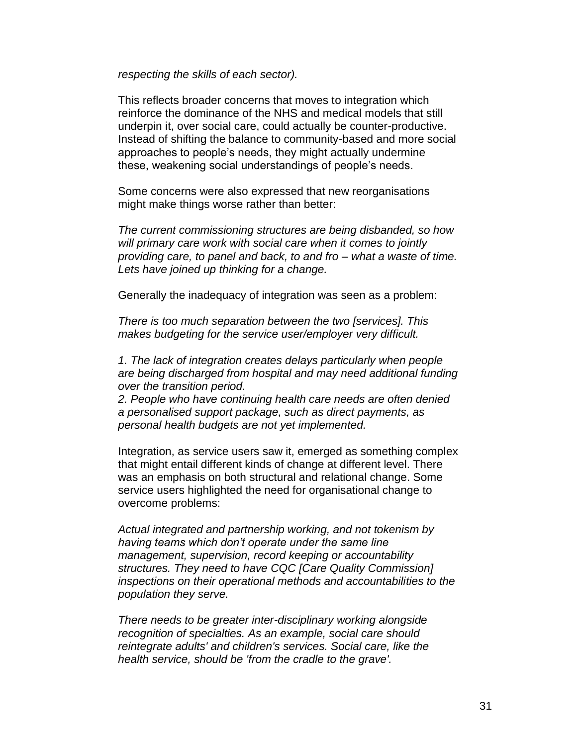*respecting the skills of each sector).*

This reflects broader concerns that moves to integration which reinforce the dominance of the NHS and medical models that still underpin it, over social care, could actually be counter-productive. Instead of shifting the balance to community-based and more social approaches to people's needs, they might actually undermine these, weakening social understandings of people's needs.

Some concerns were also expressed that new reorganisations might make things worse rather than better:

*The current commissioning structures are being disbanded, so how will primary care work with social care when it comes to jointly providing care, to panel and back, to and fro – what a waste of time. Lets have joined up thinking for a change.*

Generally the inadequacy of integration was seen as a problem:

*There is too much separation between the two [services]. This makes budgeting for the service user/employer very difficult.*

*1. The lack of integration creates delays particularly when people are being discharged from hospital and may need additional funding over the transition period.*
*2. People who have continuing health care needs are often denied a personalised support package, such as direct payments, as personal health budgets are not yet implemented.*

Integration, as service users saw it, emerged as something complex that might entail different kinds of change at different level. There was an emphasis on both structural and relational change. Some service users highlighted the need for organisational change to overcome problems:

*Actual integrated and partnership working, and not tokenism by having teams which don't operate under the same line management, supervision, record keeping or accountability structures. They need to have CQC [Care Quality Commission] inspections on their operational methods and accountabilities to the population they serve.*

*There needs to be greater inter-disciplinary working alongside recognition of specialties. As an example, social care should reintegrate adults' and children's services. Social care, like the health service, should be 'from the cradle to the grave'.*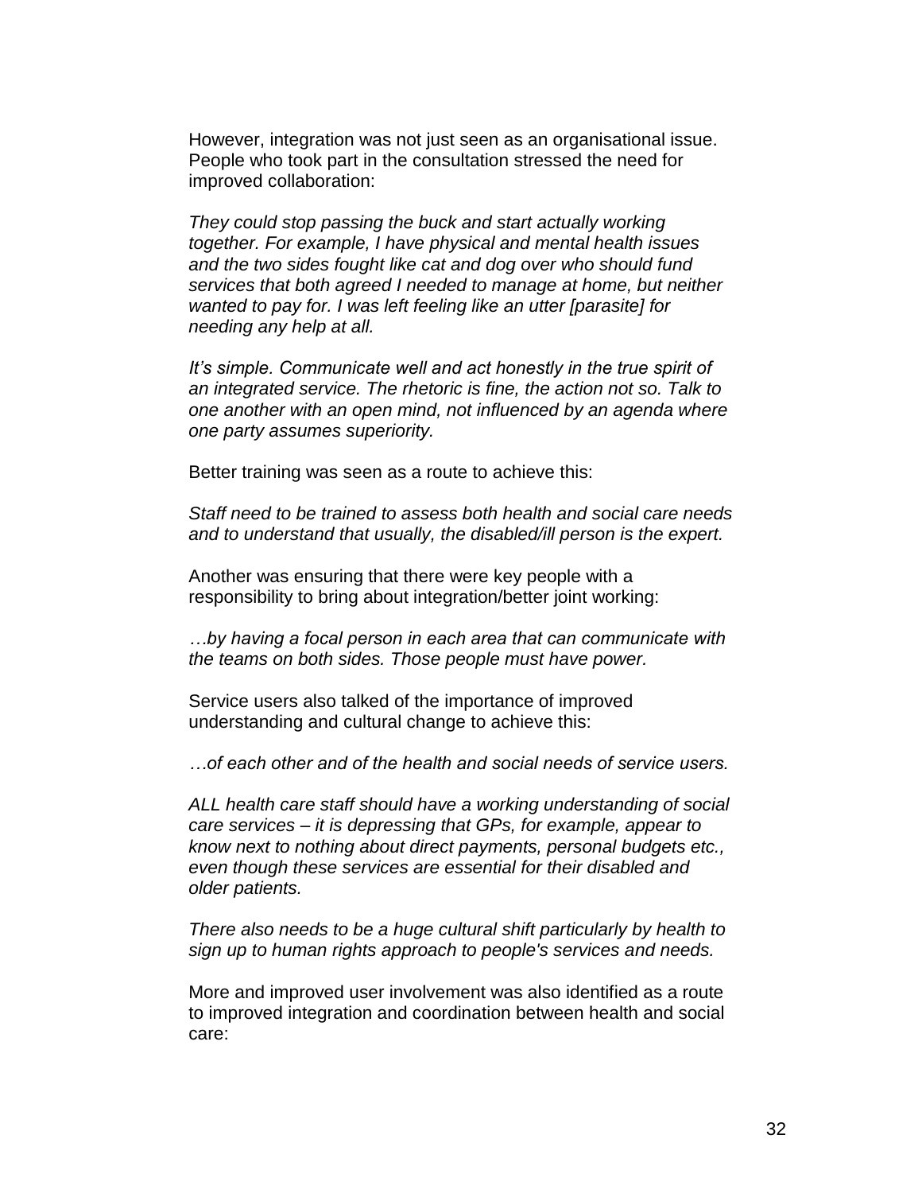However, integration was not just seen as an organisational issue. People who took part in the consultation stressed the need for improved collaboration:

*They could stop passing the buck and start actually working together. For example, I have physical and mental health issues and the two sides fought like cat and dog over who should fund services that both agreed I needed to manage at home, but neither wanted to pay for. I was left feeling like an utter [parasite] for needing any help at all.*

*It's simple. Communicate well and act honestly in the true spirit of an integrated service. The rhetoric is fine, the action not so. Talk to one another with an open mind, not influenced by an agenda where one party assumes superiority.*

Better training was seen as a route to achieve this:

*Staff need to be trained to assess both health and social care needs and to understand that usually, the disabled/ill person is the expert.*

Another was ensuring that there were key people with a responsibility to bring about integration/better joint working:

*…by having a focal person in each area that can communicate with the teams on both sides. Those people must have power.*

Service users also talked of the importance of improved understanding and cultural change to achieve this:

*…of each other and of the health and social needs of service users.*

*ALL health care staff should have a working understanding of social care services – it is depressing that GPs, for example, appear to know next to nothing about direct payments, personal budgets etc., even though these services are essential for their disabled and older patients.*

*There also needs to be a huge cultural shift particularly by health to sign up to human rights approach to people's services and needs.*

More and improved user involvement was also identified as a route to improved integration and coordination between health and social care: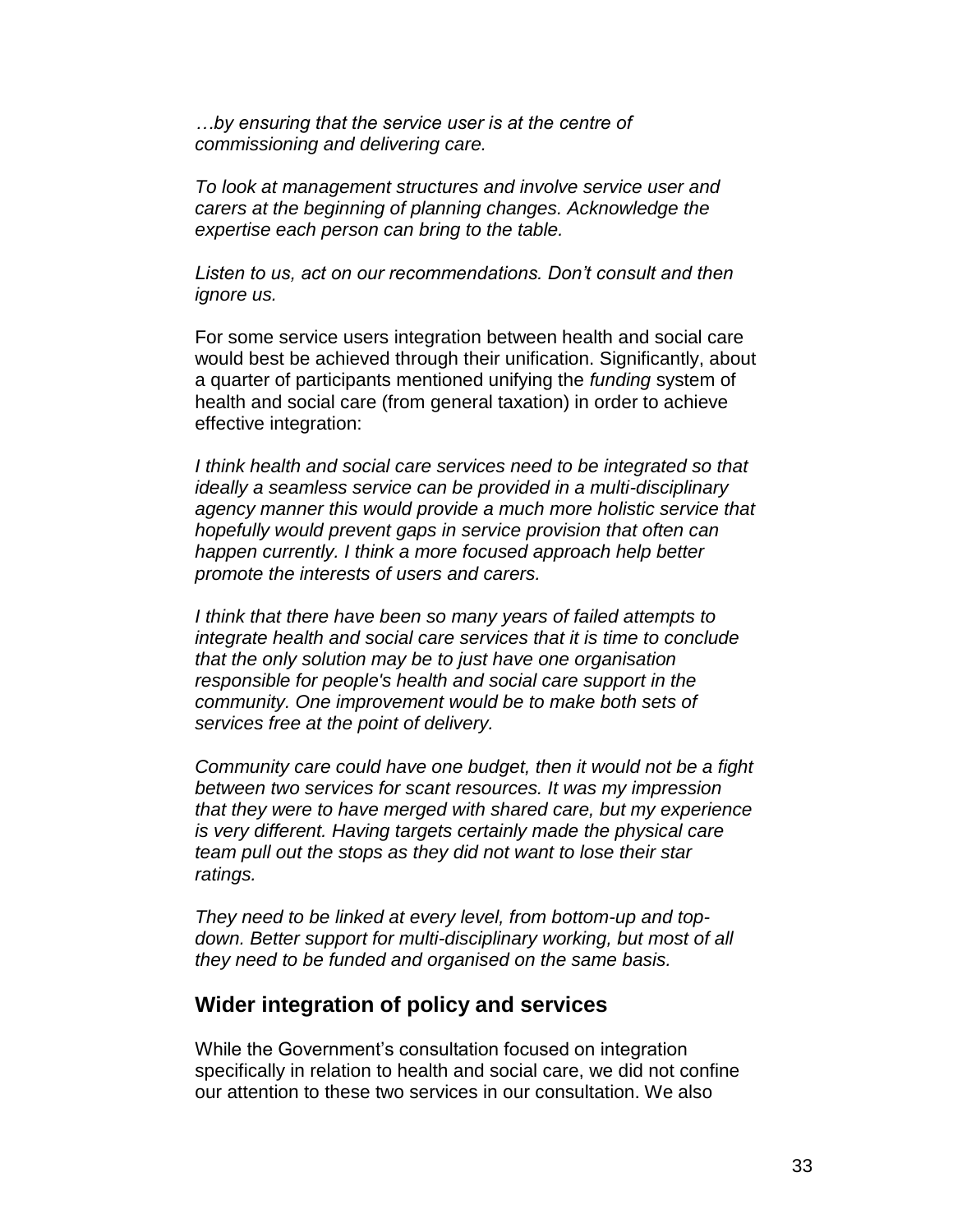*…by ensuring that the service user is at the centre of commissioning and delivering care.*

*To look at management structures and involve service user and carers at the beginning of planning changes. Acknowledge the expertise each person can bring to the table.*

*Listen to us, act on our recommendations. Don't consult and then ignore us.*

For some service users integration between health and social care would best be achieved through their unification. Significantly, about a quarter of participants mentioned unifying the *funding* system of health and social care (from general taxation) in order to achieve effective integration:

*I think health and social care services need to be integrated so that ideally a seamless service can be provided in a multi-disciplinary agency manner this would provide a much more holistic service that hopefully would prevent gaps in service provision that often can happen currently. I think a more focused approach help better promote the interests of users and carers.*

*I think that there have been so many years of failed attempts to integrate health and social care services that it is time to conclude that the only solution may be to just have one organisation responsible for people's health and social care support in the community. One improvement would be to make both sets of services free at the point of delivery.*

*Community care could have one budget, then it would not be a fight between two services for scant resources. It was my impression that they were to have merged with shared care, but my experience is very different. Having targets certainly made the physical care team pull out the stops as they did not want to lose their star ratings.*

*They need to be linked at every level, from bottom-up and top-down. Better support for multi-disciplinary working, but most of all they need to be funded and organised on the same basis.*

## Wider integration of policy and services

While the Government's consultation focused on integration specifically in relation to health and social care, we did not confine our attention to these two services in our consultation. We also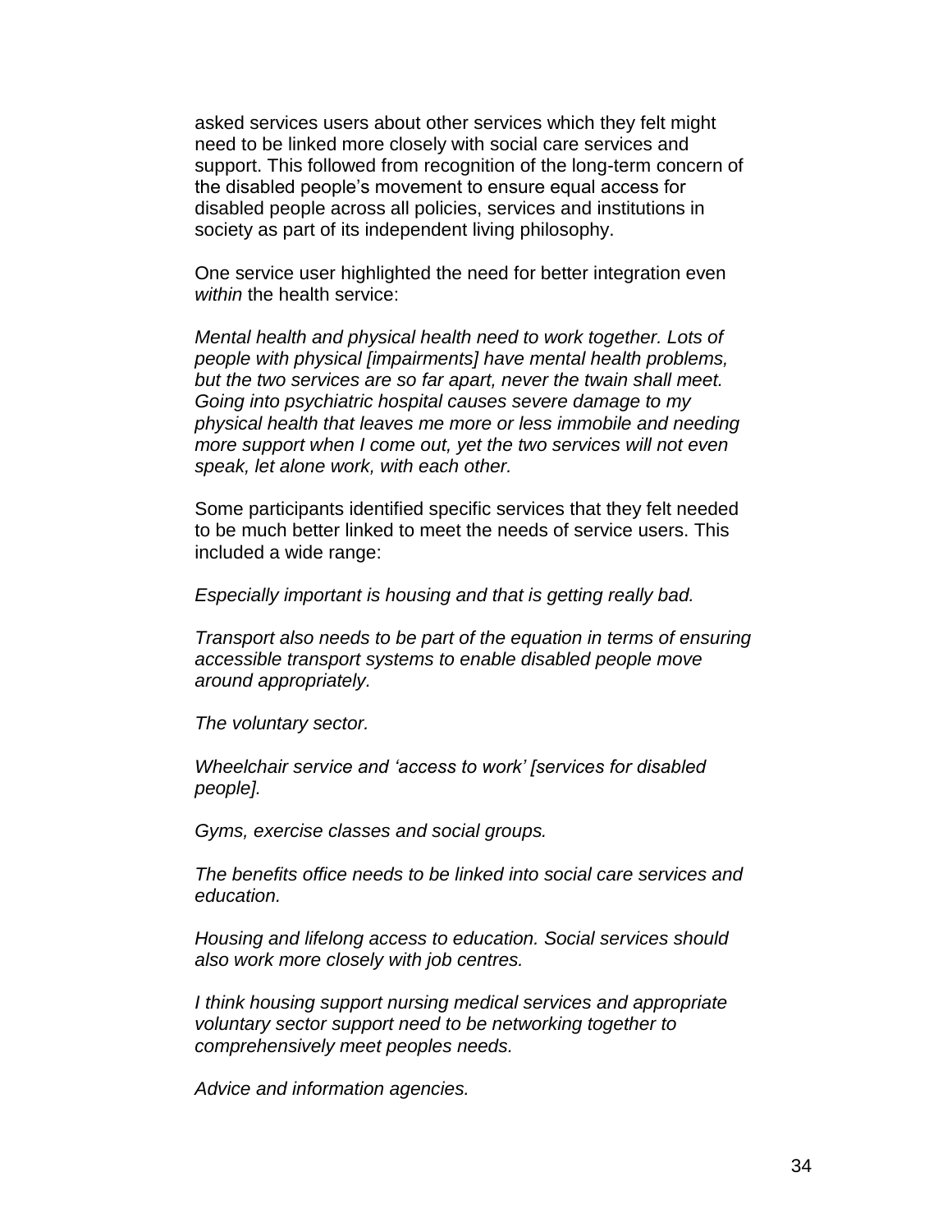asked services users about other services which they felt might need to be linked more closely with social care services and support. This followed from recognition of the long-term concern of the disabled people's movement to ensure equal access for disabled people across all policies, services and institutions in society as part of its independent living philosophy.

One service user highlighted the need for better integration even *within* the health service:

*Mental health and physical health need to work together. Lots of people with physical [impairments] have mental health problems, but the two services are so far apart, never the twain shall meet. Going into psychiatric hospital causes severe damage to my physical health that leaves me more or less immobile and needing more support when I come out, yet the two services will not even speak, let alone work, with each other.*

Some participants identified specific services that they felt needed to be much better linked to meet the needs of service users. This included a wide range:

*Especially important is housing and that is getting really bad.*

*Transport also needs to be part of the equation in terms of ensuring accessible transport systems to enable disabled people move around appropriately.*

*The voluntary sector.*

*Wheelchair service and 'access to work' [services for disabled people].*

*Gyms, exercise classes and social groups.*

*The benefits office needs to be linked into social care services and education.*

*Housing and lifelong access to education. Social services should also work more closely with job centres.*

*I think housing support nursing medical services and appropriate voluntary sector support need to be networking together to comprehensively meet peoples needs.*

*Advice and information agencies.*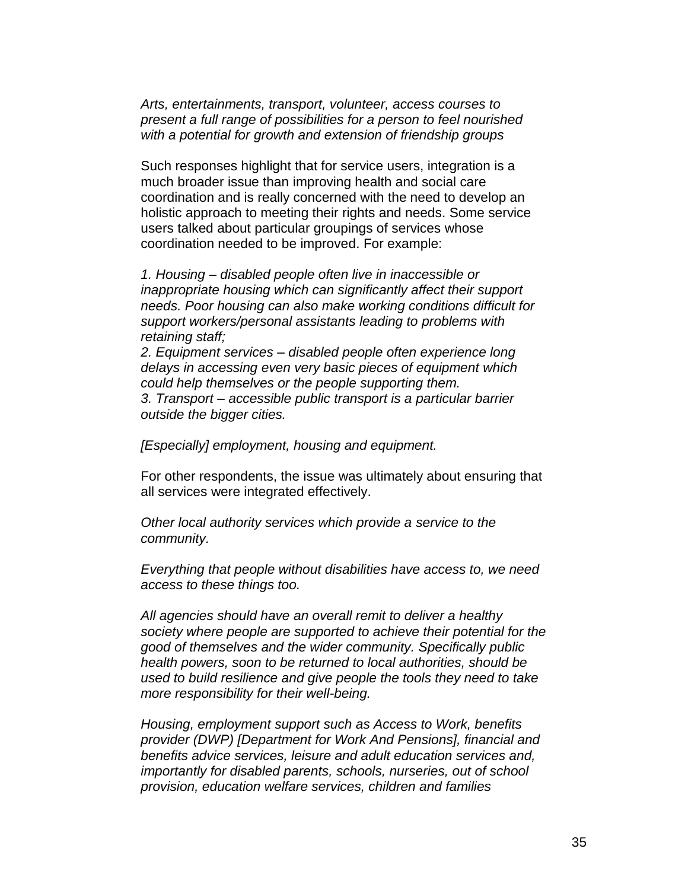*Arts, entertainments, transport, volunteer, access courses to present a full range of possibilities for a person to feel nourished with a potential for growth and extension of friendship groups*

Such responses highlight that for service users, integration is a much broader issue than improving health and social care coordination and is really concerned with the need to develop an holistic approach to meeting their rights and needs. Some service users talked about particular groupings of services whose coordination needed to be improved. For example:

*1. Housing – disabled people often live in inaccessible or inappropriate housing which can significantly affect their support needs. Poor housing can also make working conditions difficult for support workers/personal assistants leading to problems with retaining staff;*
*2. Equipment services – disabled people often experience long delays in accessing even very basic pieces of equipment which could help themselves or the people supporting them.*
*3. Transport – accessible public transport is a particular barrier outside the bigger cities.*

*[Especially] employment, housing and equipment.*

For other respondents, the issue was ultimately about ensuring that all services were integrated effectively.

*Other local authority services which provide a service to the community.*

*Everything that people without disabilities have access to, we need access to these things too.*

*All agencies should have an overall remit to deliver a healthy society where people are supported to achieve their potential for the good of themselves and the wider community. Specifically public health powers, soon to be returned to local authorities, should be used to build resilience and give people the tools they need to take more responsibility for their well-being.*

*Housing, employment support such as Access to Work, benefits provider (DWP) [Department for Work And Pensions], financial and benefits advice services, leisure and adult education services and, importantly for disabled parents, schools, nurseries, out of school provision, education welfare services, children and families*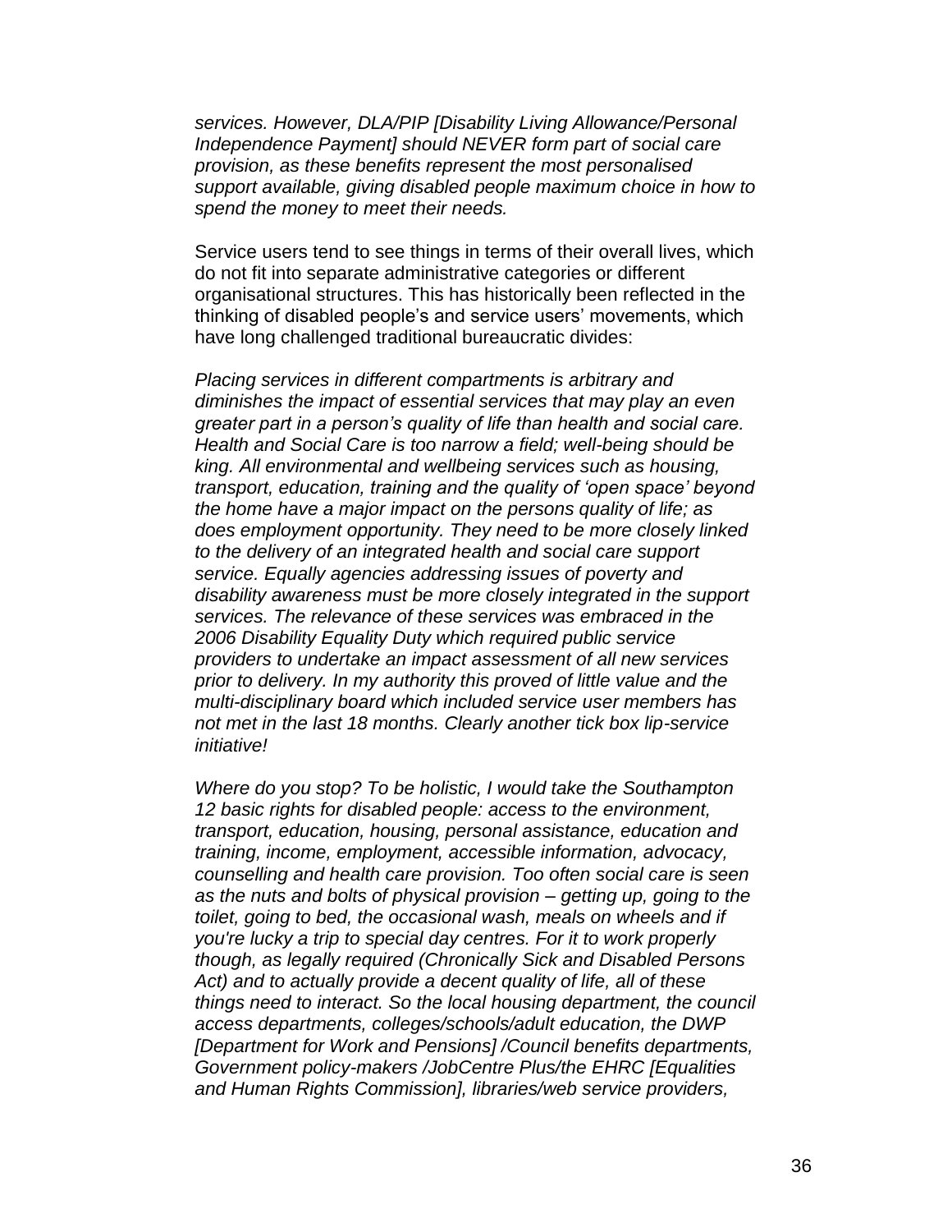*services. However, DLA/PIP [Disability Living Allowance/Personal Independence Payment] should NEVER form part of social care provision, as these benefits represent the most personalised support available, giving disabled people maximum choice in how to spend the money to meet their needs.*

Service users tend to see things in terms of their overall lives, which do not fit into separate administrative categories or different organisational structures. This has historically been reflected in the thinking of disabled people's and service users' movements, which have long challenged traditional bureaucratic divides:

*Placing services in different compartments is arbitrary and diminishes the impact of essential services that may play an even greater part in a person's quality of life than health and social care. Health and Social Care is too narrow a field; well-being should be king. All environmental and wellbeing services such as housing, transport, education, training and the quality of 'open space' beyond the home have a major impact on the persons quality of life; as does employment opportunity. They need to be more closely linked to the delivery of an integrated health and social care support service. Equally agencies addressing issues of poverty and disability awareness must be more closely integrated in the support services. The relevance of these services was embraced in the 2006 Disability Equality Duty which required public service providers to undertake an impact assessment of all new services prior to delivery. In my authority this proved of little value and the multi-disciplinary board which included service user members has not met in the last 18 months. Clearly another tick box lip-service initiative!*

*Where do you stop? To be holistic, I would take the Southampton 12 basic rights for disabled people: access to the environment, transport, education, housing, personal assistance, education and training, income, employment, accessible information, advocacy, counselling and health care provision. Too often social care is seen as the nuts and bolts of physical provision – getting up, going to the toilet, going to bed, the occasional wash, meals on wheels and if you're lucky a trip to special day centres. For it to work properly though, as legally required (Chronically Sick and Disabled Persons Act) and to actually provide a decent quality of life, all of these things need to interact. So the local housing department, the council access departments, colleges/schools/adult education, the DWP [Department for Work and Pensions] /Council benefits departments, Government policy-makers /JobCentre Plus/the EHRC [Equalities and Human Rights Commission], libraries/web service providers,*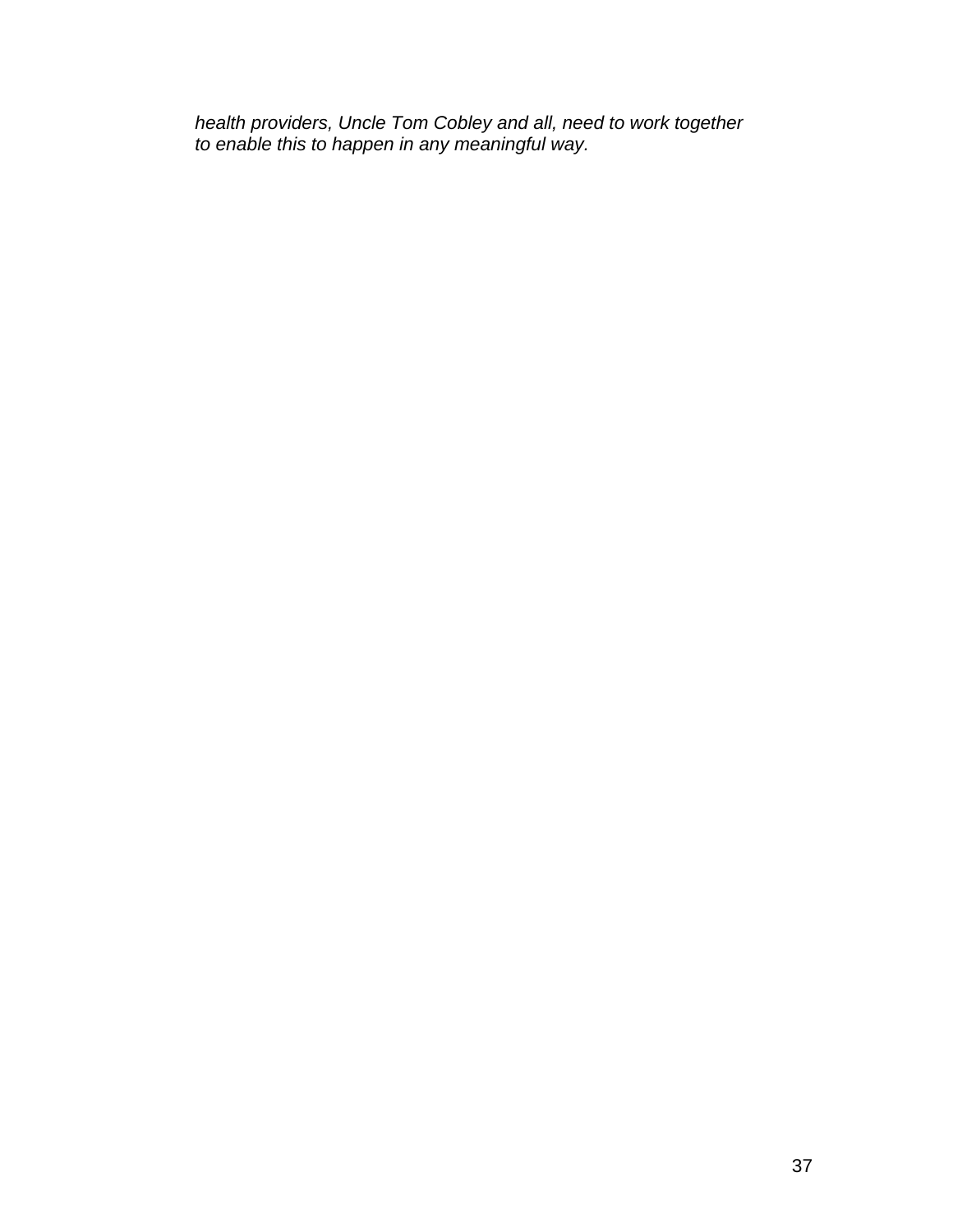*health providers, Uncle Tom Cobley and all, need to work together to enable this to happen in any meaningful way.*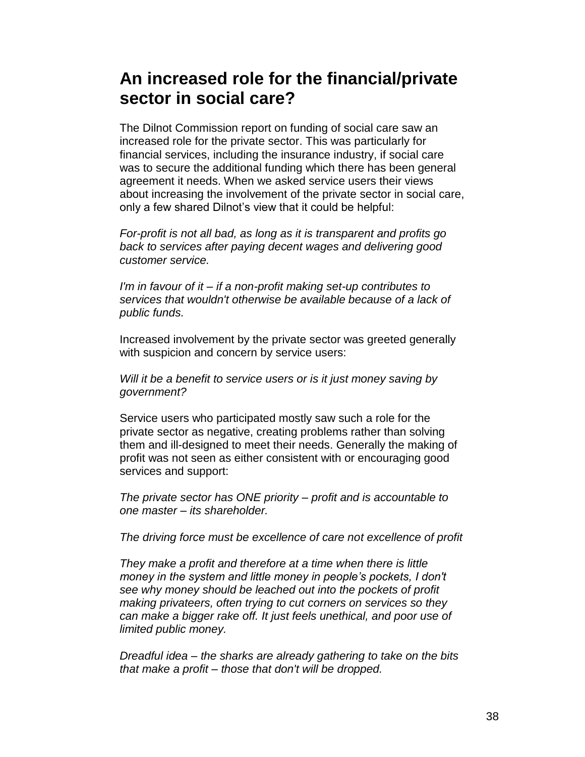## An increased role for the financial/private sector in social care?

The Dilnot Commission report on funding of social care saw an increased role for the private sector. This was particularly for financial services, including the insurance industry, if social care was to secure the additional funding which there has been general agreement it needs. When we asked service users their views about increasing the involvement of the private sector in social care, only a few shared Dilnot's view that it could be helpful:

*For-profit is not all bad, as long as it is transparent and profits go back to services after paying decent wages and delivering good customer service.*

*I'm in favour of it – if a non-profit making set-up contributes to services that wouldn't otherwise be available because of a lack of public funds.*

Increased involvement by the private sector was greeted generally with suspicion and concern by service users:

*Will it be a benefit to service users or is it just money saving by government?*

Service users who participated mostly saw such a role for the private sector as negative, creating problems rather than solving them and ill-designed to meet their needs. Generally the making of profit was not seen as either consistent with or encouraging good services and support:

*The private sector has ONE priority – profit and is accountable to one master – its shareholder.*

*The driving force must be excellence of care not excellence of profit*

*They make a profit and therefore at a time when there is little money in the system and little money in people's pockets, I don't see why money should be leached out into the pockets of profit making privateers, often trying to cut corners on services so they can make a bigger rake off. It just feels unethical, and poor use of limited public money.*

*Dreadful idea – the sharks are already gathering to take on the bits that make a profit – those that don't will be dropped.*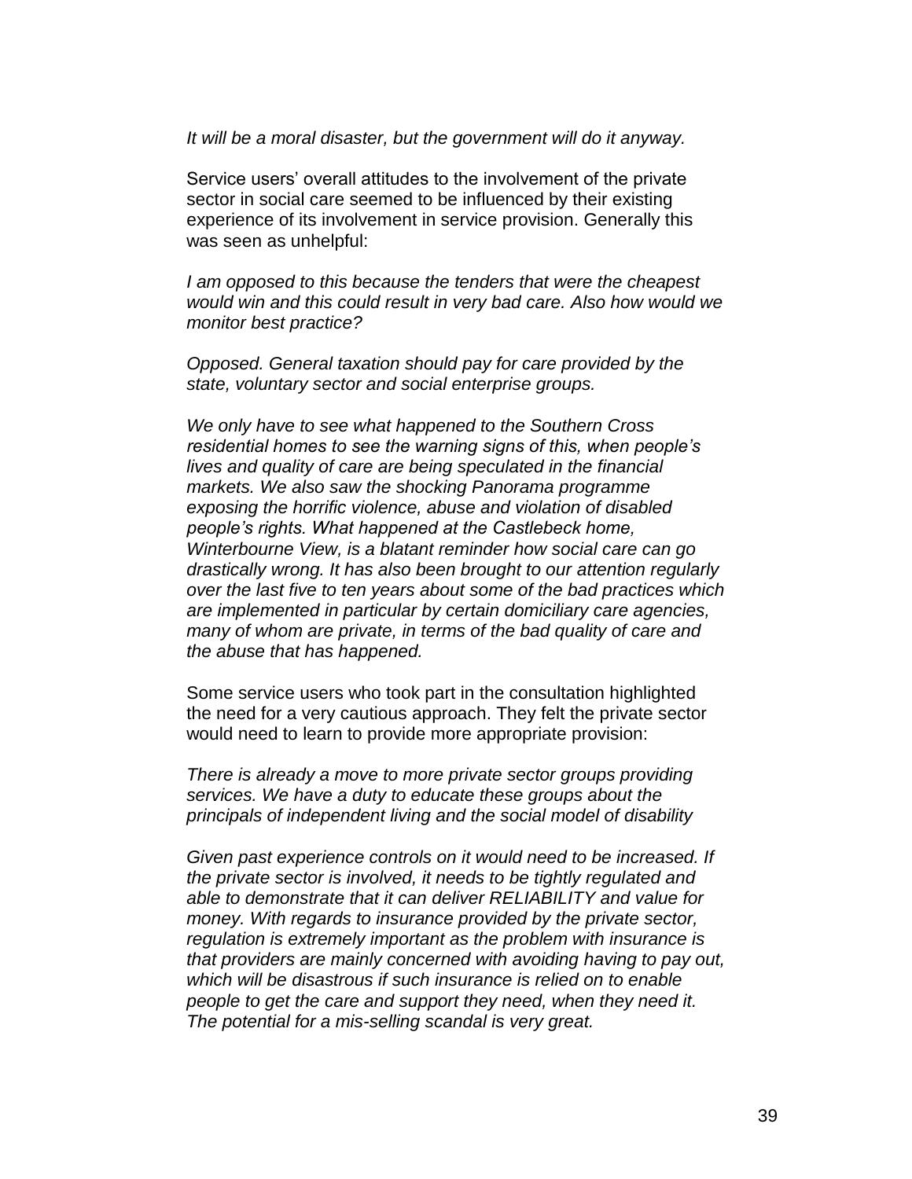*It will be a moral disaster, but the government will do it anyway.*

Service users' overall attitudes to the involvement of the private sector in social care seemed to be influenced by their existing experience of its involvement in service provision. Generally this was seen as unhelpful:

*I am opposed to this because the tenders that were the cheapest would win and this could result in very bad care. Also how would we monitor best practice?*

*Opposed. General taxation should pay for care provided by the state, voluntary sector and social enterprise groups.*

*We only have to see what happened to the Southern Cross residential homes to see the warning signs of this, when people's lives and quality of care are being speculated in the financial markets. We also saw the shocking Panorama programme exposing the horrific violence, abuse and violation of disabled people's rights. What happened at the Castlebeck home, Winterbourne View, is a blatant reminder how social care can go drastically wrong. It has also been brought to our attention regularly over the last five to ten years about some of the bad practices which are implemented in particular by certain domiciliary care agencies, many of whom are private, in terms of the bad quality of care and the abuse that has happened.*

Some service users who took part in the consultation highlighted the need for a very cautious approach. They felt the private sector would need to learn to provide more appropriate provision:

*There is already a move to more private sector groups providing services. We have a duty to educate these groups about the principals of independent living and the social model of disability*

*Given past experience controls on it would need to be increased. If the private sector is involved, it needs to be tightly regulated and able to demonstrate that it can deliver RELIABILITY and value for money. With regards to insurance provided by the private sector, regulation is extremely important as the problem with insurance is that providers are mainly concerned with avoiding having to pay out, which will be disastrous if such insurance is relied on to enable people to get the care and support they need, when they need it. The potential for a mis-selling scandal is very great.*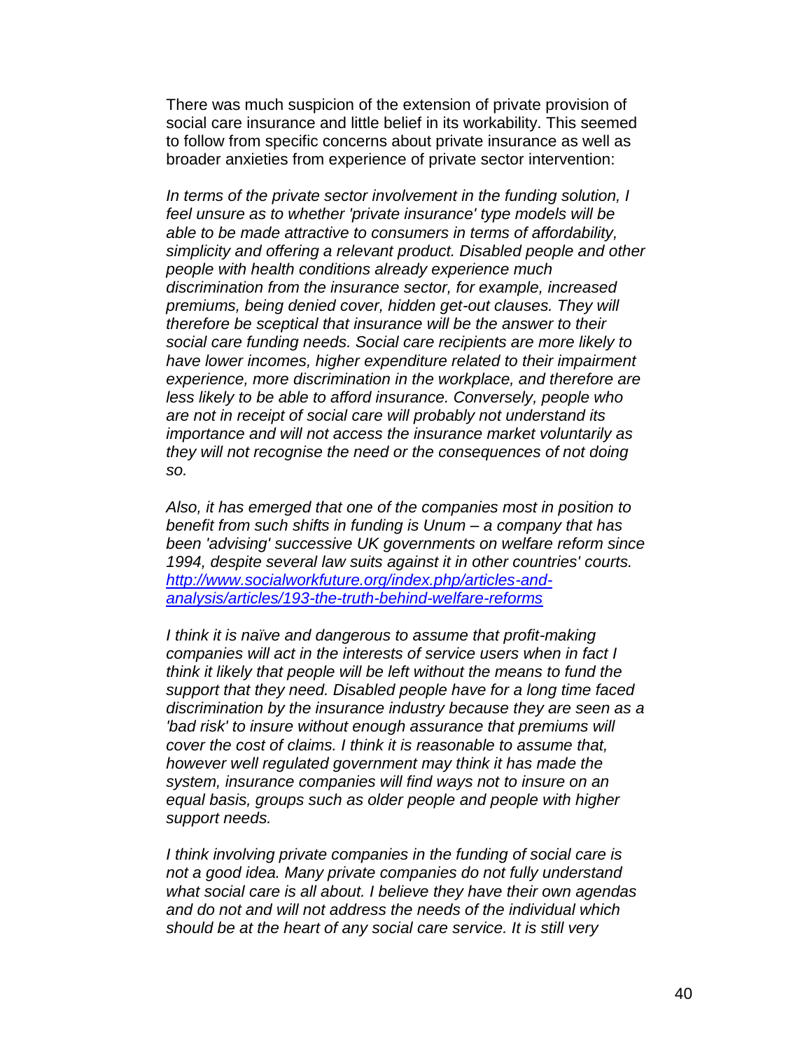There was much suspicion of the extension of private provision of social care insurance and little belief in its workability. This seemed to follow from specific concerns about private insurance as well as broader anxieties from experience of private sector intervention:

*In terms of the private sector involvement in the funding solution, I feel unsure as to whether 'private insurance' type models will be able to be made attractive to consumers in terms of affordability, simplicity and offering a relevant product. Disabled people and other people with health conditions already experience much discrimination from the insurance sector, for example, increased premiums, being denied cover, hidden get-out clauses. They will therefore be sceptical that insurance will be the answer to their social care funding needs. Social care recipients are more likely to have lower incomes, higher expenditure related to their impairment experience, more discrimination in the workplace, and therefore are less likely to be able to afford insurance. Conversely, people who are not in receipt of social care will probably not understand its importance and will not access the insurance market voluntarily as they will not recognise the need or the consequences of not doing so.*

*Also, it has emerged that one of the companies most in position to benefit from such shifts in funding is Unum – a company that has been 'advising' successive UK governments on welfare reform since 1994, despite several law suits against it in other countries' courts.* [http://www.socialworkfuture.org/index.php/articles-and-analysis/articles/193-the-truth-behind-welfare-reforms](http://www.socialworkfuture.org/index.php/articles-and-analysis/articles/193-the-truth-behind-welfare-reforms)

*I think it is naïve and dangerous to assume that profit-making companies will act in the interests of service users when in fact I think it likely that people will be left without the means to fund the support that they need. Disabled people have for a long time faced discrimination by the insurance industry because they are seen as a 'bad risk' to insure without enough assurance that premiums will cover the cost of claims. I think it is reasonable to assume that, however well regulated government may think it has made the system, insurance companies will find ways not to insure on an equal basis, groups such as older people and people with higher support needs.*

*I think involving private companies in the funding of social care is not a good idea. Many private companies do not fully understand what social care is all about. I believe they have their own agendas and do not and will not address the needs of the individual which should be at the heart of any social care service. It is still very*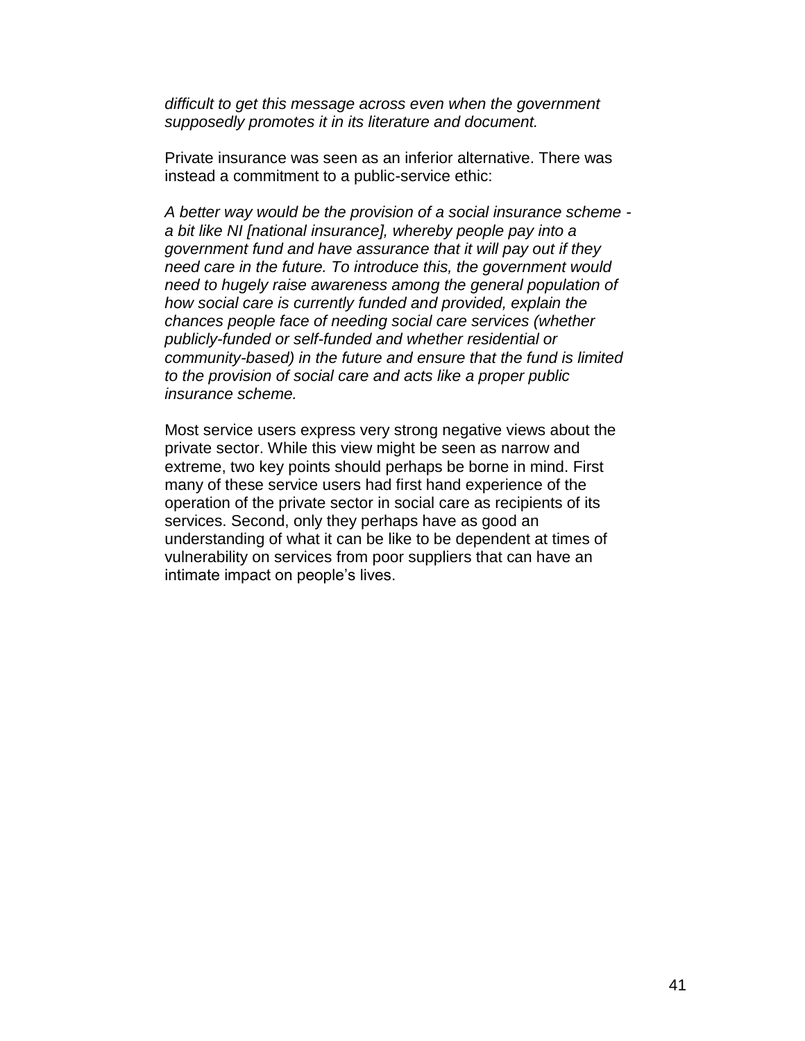*difficult to get this message across even when the government supposedly promotes it in its literature and document.*

Private insurance was seen as an inferior alternative. There was instead a commitment to a public-service ethic:

*A better way would be the provision of a social insurance scheme - a bit like NI [national insurance], whereby people pay into a government fund and have assurance that it will pay out if they need care in the future. To introduce this, the government would need to hugely raise awareness among the general population of how social care is currently funded and provided, explain the chances people face of needing social care services (whether publicly-funded or self-funded and whether residential or community-based) in the future and ensure that the fund is limited to the provision of social care and acts like a proper public insurance scheme.*

Most service users express very strong negative views about the private sector. While this view might be seen as narrow and extreme, two key points should perhaps be borne in mind. First many of these service users had first hand experience of the operation of the private sector in social care as recipients of its services. Second, only they perhaps have as good an understanding of what it can be like to be dependent at times of vulnerability on services from poor suppliers that can have an intimate impact on people's lives.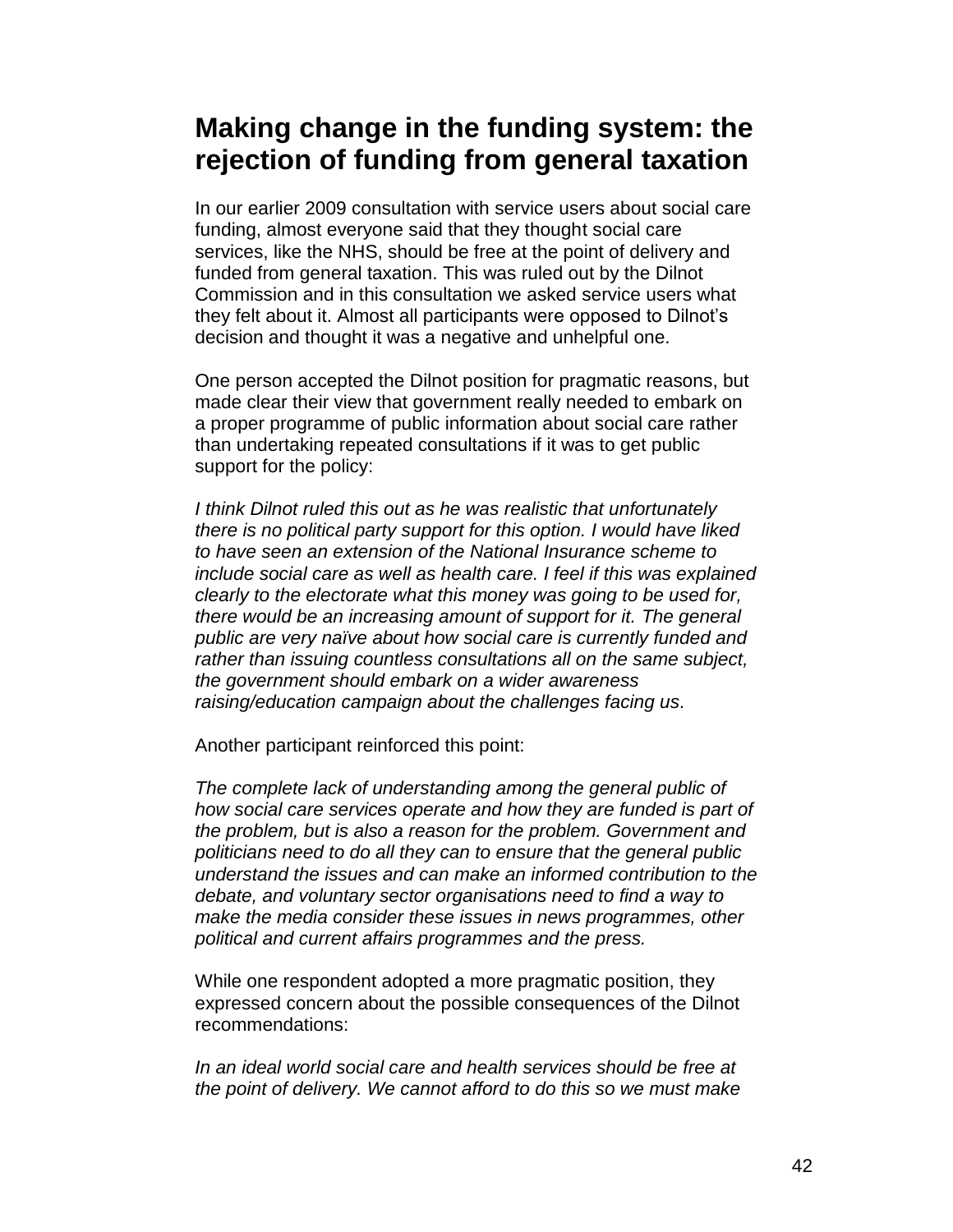## Making change in the funding system: the rejection of funding from general taxation

In our earlier 2009 consultation with service users about social care funding, almost everyone said that they thought social care services, like the NHS, should be free at the point of delivery and funded from general taxation. This was ruled out by the Dilnot Commission and in this consultation we asked service users what they felt about it. Almost all participants were opposed to Dilnot's decision and thought it was a negative and unhelpful one.

One person accepted the Dilnot position for pragmatic reasons, but made clear their view that government really needed to embark on a proper programme of public information about social care rather than undertaking repeated consultations if it was to get public support for the policy:

*I think Dilnot ruled this out as he was realistic that unfortunately there is no political party support for this option. I would have liked to have seen an extension of the National Insurance scheme to include social care as well as health care. I feel if this was explained clearly to the electorate what this money was going to be used for, there would be an increasing amount of support for it. The general public are very naïve about how social care is currently funded and rather than issuing countless consultations all on the same subject, the government should embark on a wider awareness raising/education campaign about the challenges facing us.*

Another participant reinforced this point:

*The complete lack of understanding among the general public of how social care services operate and how they are funded is part of the problem, but is also a reason for the problem. Government and politicians need to do all they can to ensure that the general public understand the issues and can make an informed contribution to the debate, and voluntary sector organisations need to find a way to make the media consider these issues in news programmes, other political and current affairs programmes and the press.*

While one respondent adopted a more pragmatic position, they expressed concern about the possible consequences of the Dilnot recommendations:

*In an ideal world social care and health services should be free at the point of delivery. We cannot afford to do this so we must make*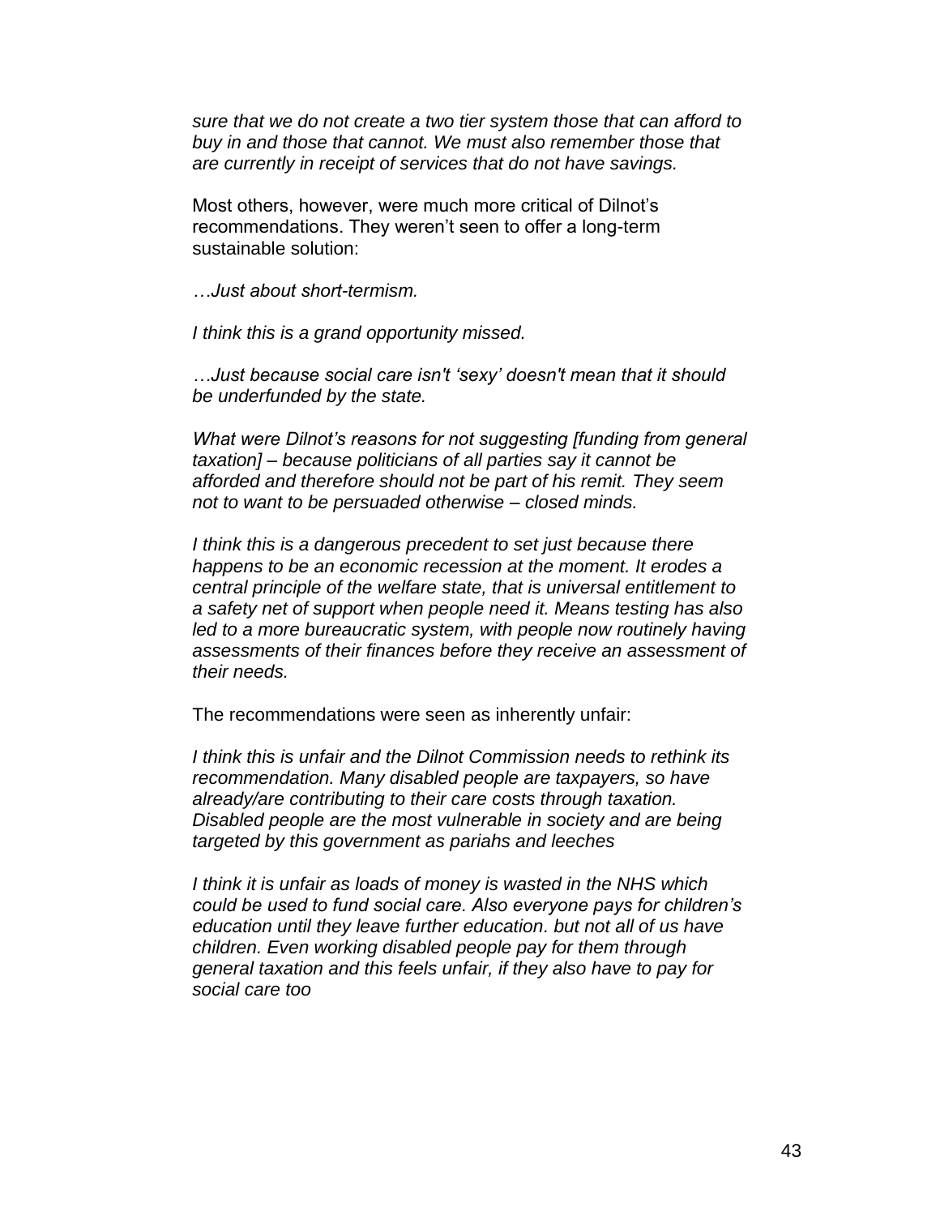*sure that we do not create a two tier system those that can afford to buy in and those that cannot. We must also remember those that are currently in receipt of services that do not have savings.*

Most others, however, were much more critical of Dilnot's recommendations. They weren't seen to offer a long-term sustainable solution:

*…Just about short-termism.*

*I think this is a grand opportunity missed.*

*…Just because social care isn't 'sexy' doesn't mean that it should be underfunded by the state.*

*What were Dilnot's reasons for not suggesting [funding from general taxation] – because politicians of all parties say it cannot be afforded and therefore should not be part of his remit. They seem not to want to be persuaded otherwise – closed minds.*

*I think this is a dangerous precedent to set just because there happens to be an economic recession at the moment. It erodes a central principle of the welfare state, that is universal entitlement to a safety net of support when people need it. Means testing has also led to a more bureaucratic system, with people now routinely having assessments of their finances before they receive an assessment of their needs.*

The recommendations were seen as inherently unfair:

*I think this is unfair and the Dilnot Commission needs to rethink its recommendation. Many disabled people are taxpayers, so have already/are contributing to their care costs through taxation. Disabled people are the most vulnerable in society and are being targeted by this government as pariahs and leeches*

*I think it is unfair as loads of money is wasted in the NHS which could be used to fund social care. Also everyone pays for children's education until they leave further education. but not all of us have children. Even working disabled people pay for them through general taxation and this feels unfair, if they also have to pay for social care too*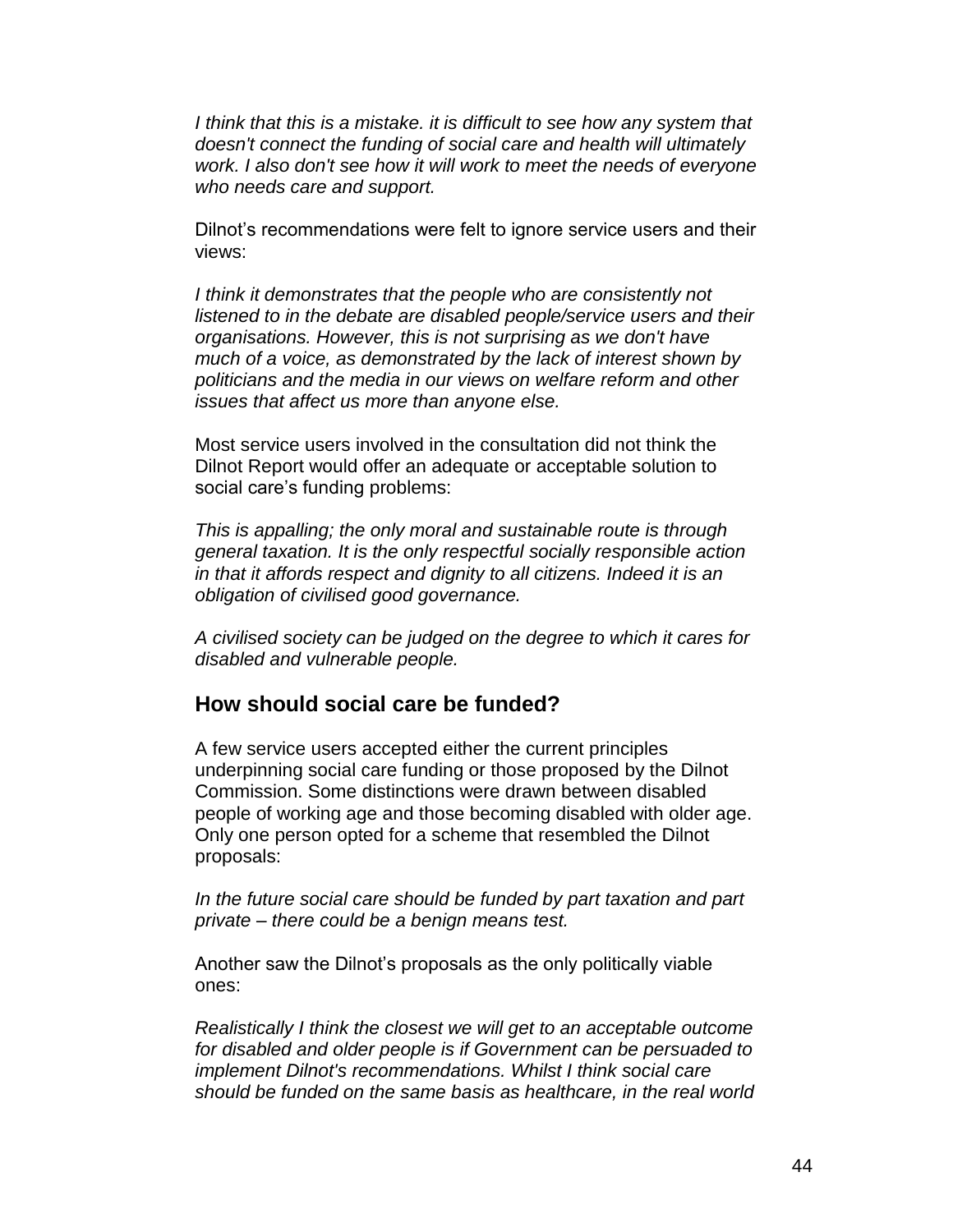*I think that this is a mistake. it is difficult to see how any system that doesn't connect the funding of social care and health will ultimately work. I also don't see how it will work to meet the needs of everyone who needs care and support.*

Dilnot's recommendations were felt to ignore service users and their views:

*I think it demonstrates that the people who are consistently not listened to in the debate are disabled people/service users and their organisations. However, this is not surprising as we don't have much of a voice, as demonstrated by the lack of interest shown by politicians and the media in our views on welfare reform and other issues that affect us more than anyone else.*

Most service users involved in the consultation did not think the Dilnot Report would offer an adequate or acceptable solution to social care's funding problems:

*This is appalling; the only moral and sustainable route is through general taxation. It is the only respectful socially responsible action in that it affords respect and dignity to all citizens. Indeed it is an obligation of civilised good governance.*

*A civilised society can be judged on the degree to which it cares for disabled and vulnerable people.*

## How should social care be funded?

A few service users accepted either the current principles underpinning social care funding or those proposed by the Dilnot Commission. Some distinctions were drawn between disabled people of working age and those becoming disabled with older age. Only one person opted for a scheme that resembled the Dilnot proposals:

*In the future social care should be funded by part taxation and part private – there could be a benign means test.*

Another saw the Dilnot's proposals as the only politically viable ones:

*Realistically I think the closest we will get to an acceptable outcome for disabled and older people is if Government can be persuaded to implement Dilnot's recommendations. Whilst I think social care should be funded on the same basis as healthcare, in the real world*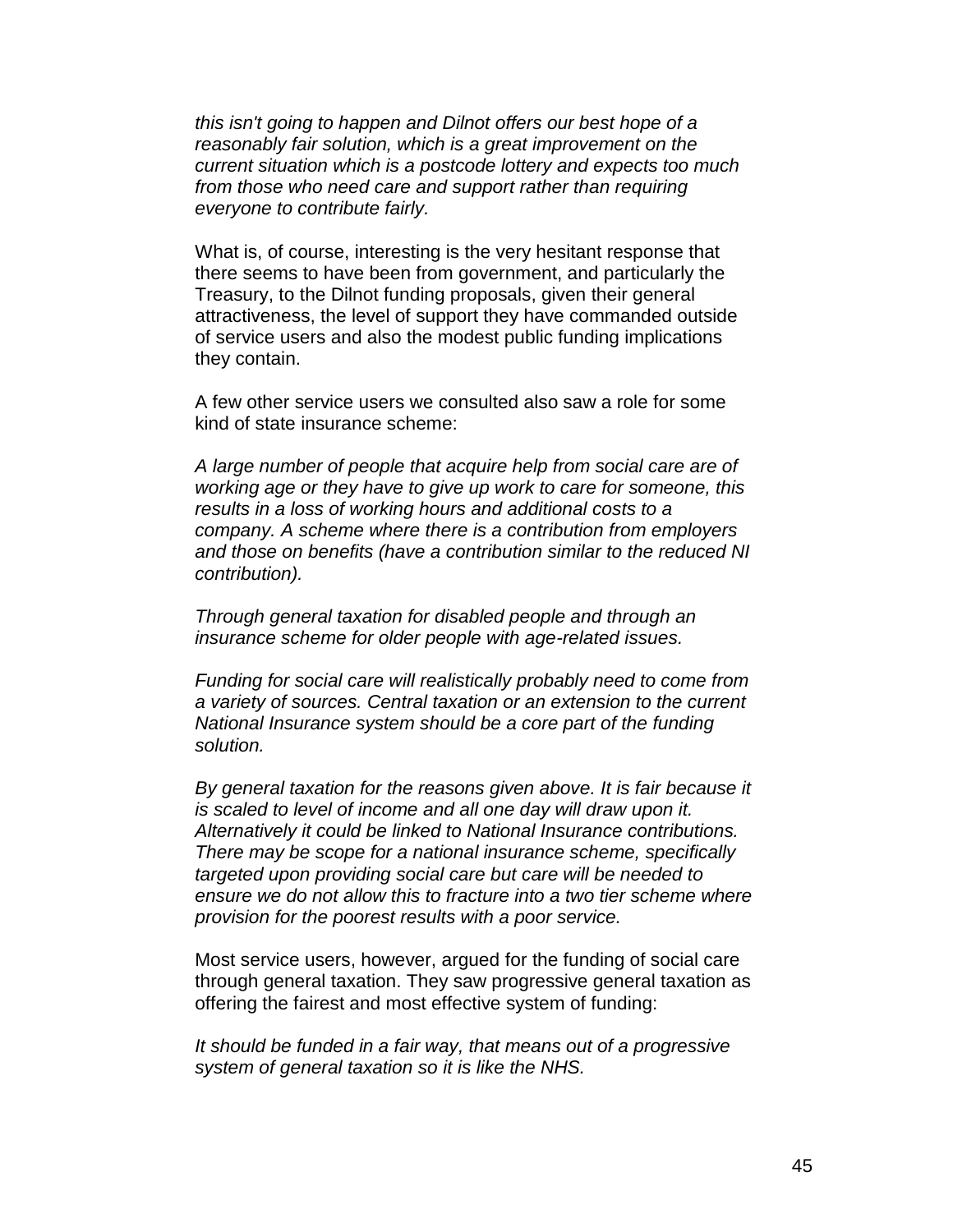*this isn't going to happen and Dilnot offers our best hope of a reasonably fair solution, which is a great improvement on the current situation which is a postcode lottery and expects too much from those who need care and support rather than requiring everyone to contribute fairly.*

What is, of course, interesting is the very hesitant response that there seems to have been from government, and particularly the Treasury, to the Dilnot funding proposals, given their general attractiveness, the level of support they have commanded outside of service users and also the modest public funding implications they contain.

A few other service users we consulted also saw a role for some kind of state insurance scheme:

*A large number of people that acquire help from social care are of working age or they have to give up work to care for someone, this results in a loss of working hours and additional costs to a company. A scheme where there is a contribution from employers and those on benefits (have a contribution similar to the reduced NI contribution).*

*Through general taxation for disabled people and through an insurance scheme for older people with age-related issues.*

*Funding for social care will realistically probably need to come from a variety of sources. Central taxation or an extension to the current National Insurance system should be a core part of the funding solution.*

*By general taxation for the reasons given above. It is fair because it is scaled to level of income and all one day will draw upon it. Alternatively it could be linked to National Insurance contributions. There may be scope for a national insurance scheme, specifically targeted upon providing social care but care will be needed to ensure we do not allow this to fracture into a two tier scheme where provision for the poorest results with a poor service.*

Most service users, however, argued for the funding of social care through general taxation. They saw progressive general taxation as offering the fairest and most effective system of funding:

*It should be funded in a fair way, that means out of a progressive system of general taxation so it is like the NHS.*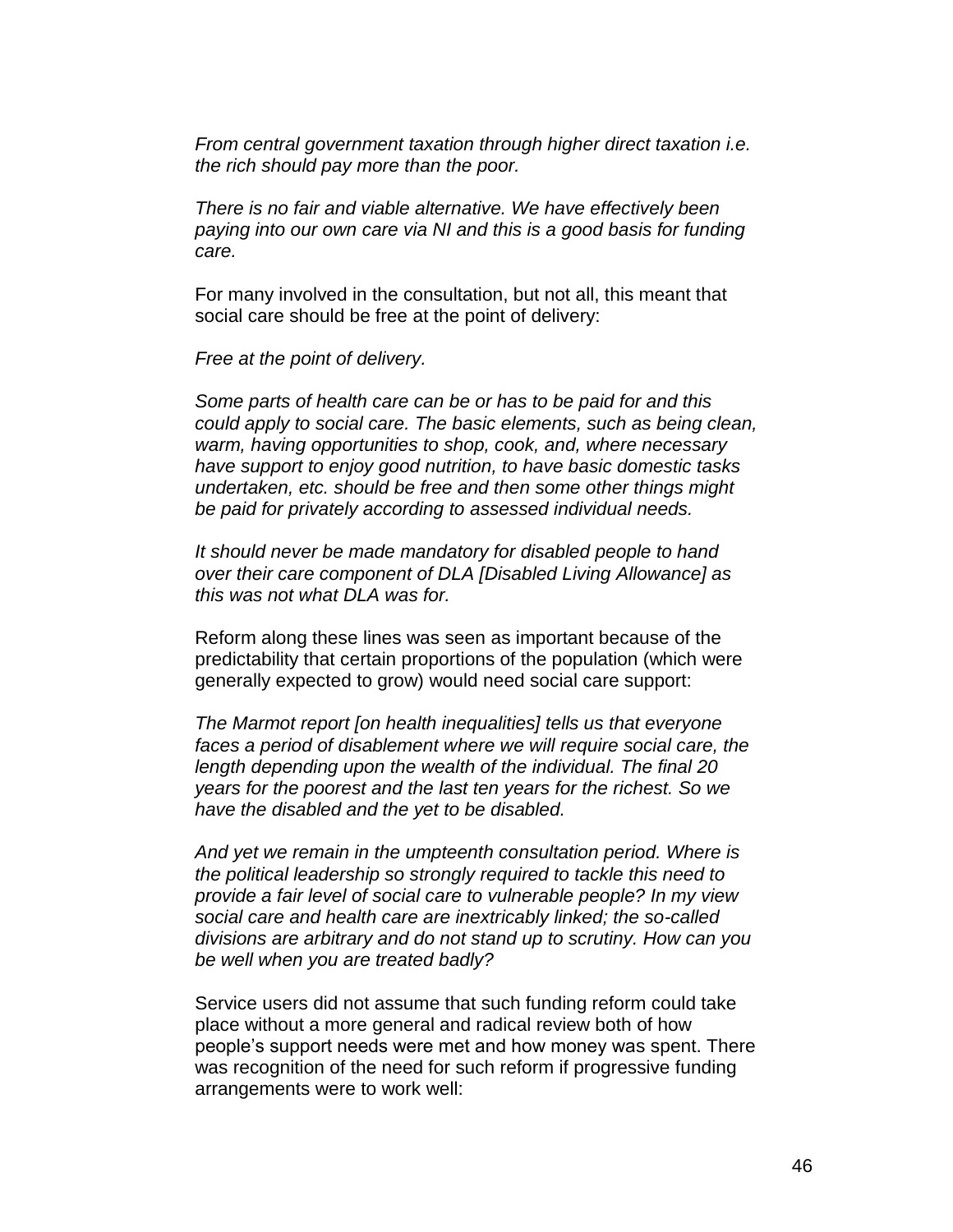*From central government taxation through higher direct taxation i.e. the rich should pay more than the poor.*

*There is no fair and viable alternative. We have effectively been paying into our own care via NI and this is a good basis for funding care.*

For many involved in the consultation, but not all, this meant that social care should be free at the point of delivery:

*Free at the point of delivery.*

*Some parts of health care can be or has to be paid for and this could apply to social care. The basic elements, such as being clean, warm, having opportunities to shop, cook, and, where necessary have support to enjoy good nutrition, to have basic domestic tasks undertaken, etc. should be free and then some other things might be paid for privately according to assessed individual needs.*

*It should never be made mandatory for disabled people to hand over their care component of DLA [Disabled Living Allowance] as this was not what DLA was for.*

Reform along these lines was seen as important because of the predictability that certain proportions of the population (which were generally expected to grow) would need social care support:

*The Marmot report [on health inequalities] tells us that everyone faces a period of disablement where we will require social care, the length depending upon the wealth of the individual. The final 20 years for the poorest and the last ten years for the richest. So we have the disabled and the yet to be disabled.*

*And yet we remain in the umpteenth consultation period. Where is the political leadership so strongly required to tackle this need to provide a fair level of social care to vulnerable people? In my view social care and health care are inextricably linked; the so-called divisions are arbitrary and do not stand up to scrutiny. How can you be well when you are treated badly?*

Service users did not assume that such funding reform could take place without a more general and radical review both of how people's support needs were met and how money was spent. There was recognition of the need for such reform if progressive funding arrangements were to work well: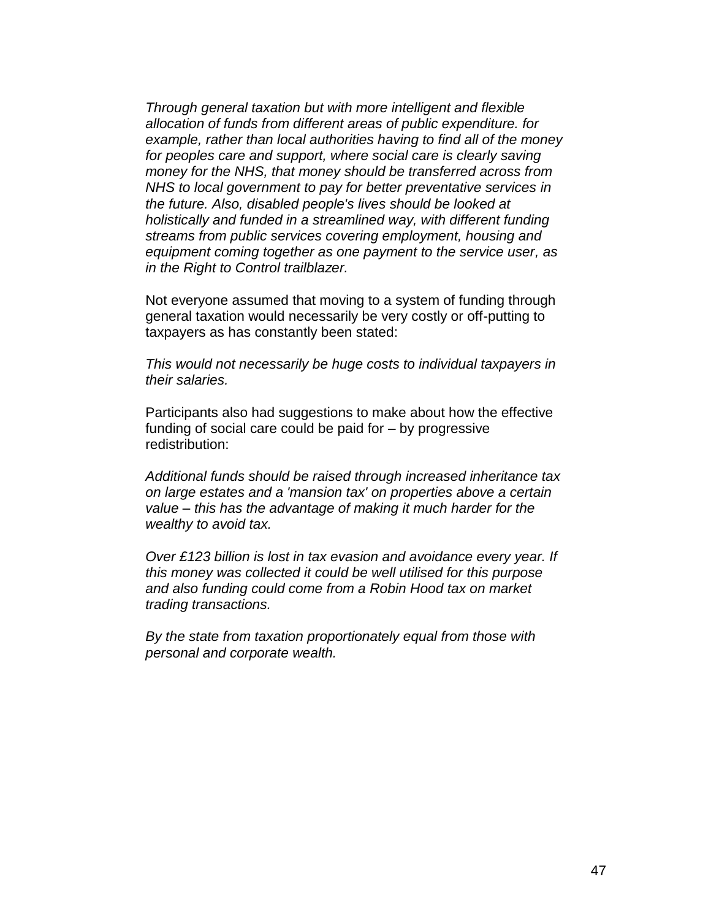*Through general taxation but with more intelligent and flexible allocation of funds from different areas of public expenditure. for example, rather than local authorities having to find all of the money for peoples care and support, where social care is clearly saving money for the NHS, that money should be transferred across from NHS to local government to pay for better preventative services in the future. Also, disabled people's lives should be looked at holistically and funded in a streamlined way, with different funding streams from public services covering employment, housing and equipment coming together as one payment to the service user, as in the Right to Control trailblazer.*

Not everyone assumed that moving to a system of funding through general taxation would necessarily be very costly or off-putting to taxpayers as has constantly been stated:

*This would not necessarily be huge costs to individual taxpayers in their salaries.*

Participants also had suggestions to make about how the effective funding of social care could be paid for – by progressive redistribution:

*Additional funds should be raised through increased inheritance tax on large estates and a 'mansion tax' on properties above a certain value – this has the advantage of making it much harder for the wealthy to avoid tax.*

*Over £123 billion is lost in tax evasion and avoidance every year. If this money was collected it could be well utilised for this purpose and also funding could come from a Robin Hood tax on market trading transactions.*

*By the state from taxation proportionately equal from those with personal and corporate wealth.*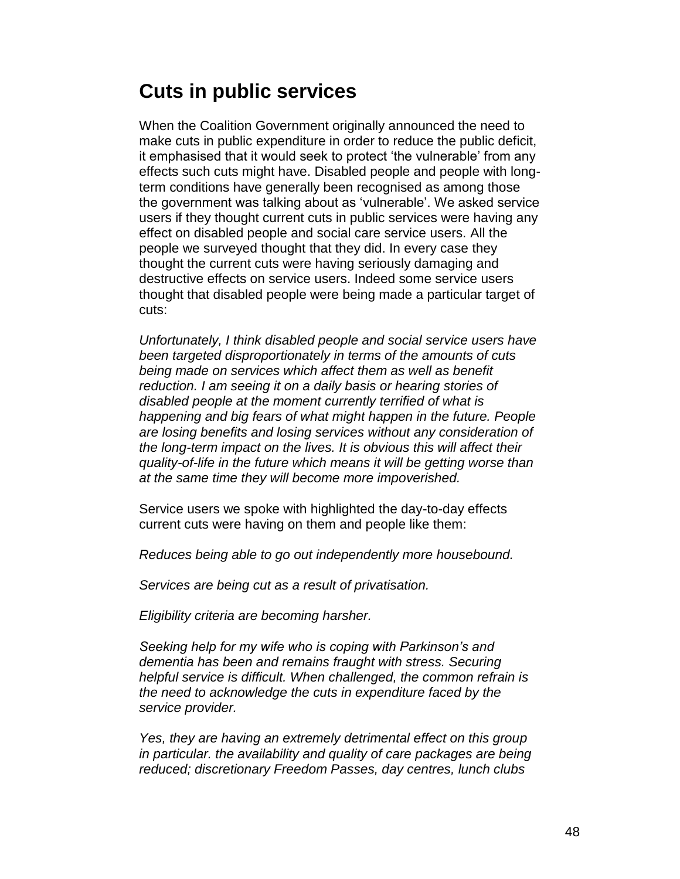## Cuts in public services

When the Coalition Government originally announced the need to make cuts in public expenditure in order to reduce the public deficit, it emphasised that it would seek to protect 'the vulnerable' from any effects such cuts might have. Disabled people and people with long-term conditions have generally been recognised as among those the government was talking about as 'vulnerable'. We asked service users if they thought current cuts in public services were having any effect on disabled people and social care service users. All the people we surveyed thought that they did. In every case they thought the current cuts were having seriously damaging and destructive effects on service users. Indeed some service users thought that disabled people were being made a particular target of cuts:

*Unfortunately, I think disabled people and social service users have been targeted disproportionately in terms of the amounts of cuts being made on services which affect them as well as benefit reduction. I am seeing it on a daily basis or hearing stories of disabled people at the moment currently terrified of what is happening and big fears of what might happen in the future. People are losing benefits and losing services without any consideration of the long-term impact on the lives. It is obvious this will affect their quality-of-life in the future which means it will be getting worse than at the same time they will become more impoverished.*

Service users we spoke with highlighted the day-to-day effects current cuts were having on them and people like them:

*Reduces being able to go out independently more housebound.*

*Services are being cut as a result of privatisation.*

*Eligibility criteria are becoming harsher.*

*Seeking help for my wife who is coping with Parkinson's and dementia has been and remains fraught with stress. Securing helpful service is difficult. When challenged, the common refrain is the need to acknowledge the cuts in expenditure faced by the service provider.*

*Yes, they are having an extremely detrimental effect on this group in particular. the availability and quality of care packages are being reduced; discretionary Freedom Passes, day centres, lunch clubs*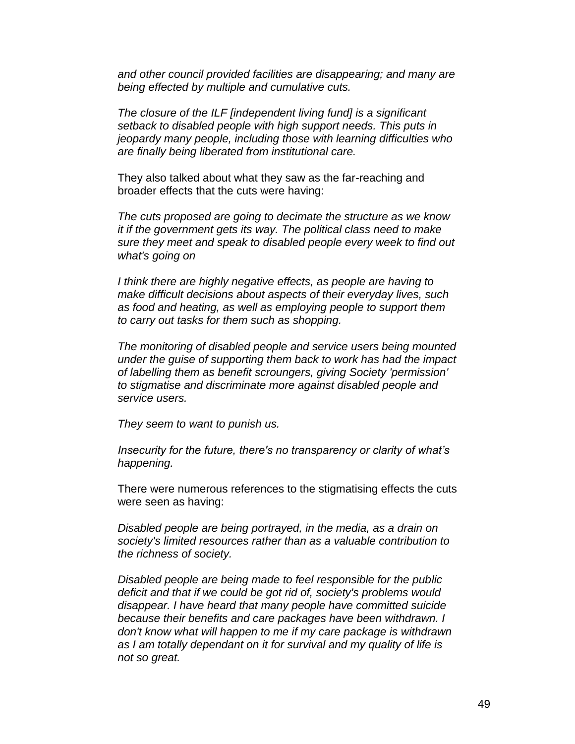*and other council provided facilities are disappearing; and many are being effected by multiple and cumulative cuts.*

*The closure of the ILF [independent living fund] is a significant setback to disabled people with high support needs. This puts in jeopardy many people, including those with learning difficulties who are finally being liberated from institutional care.*

They also talked about what they saw as the far-reaching and broader effects that the cuts were having:

*The cuts proposed are going to decimate the structure as we know it if the government gets its way. The political class need to make sure they meet and speak to disabled people every week to find out what's going on*

*I think there are highly negative effects, as people are having to make difficult decisions about aspects of their everyday lives, such as food and heating, as well as employing people to support them to carry out tasks for them such as shopping.*

*The monitoring of disabled people and service users being mounted under the guise of supporting them back to work has had the impact of labelling them as benefit scroungers, giving Society 'permission' to stigmatise and discriminate more against disabled people and service users.*

*They seem to want to punish us.*

*Insecurity for the future, there's no transparency or clarity of what's happening.*

There were numerous references to the stigmatising effects the cuts were seen as having:

*Disabled people are being portrayed, in the media, as a drain on society's limited resources rather than as a valuable contribution to the richness of society.*

*Disabled people are being made to feel responsible for the public deficit and that if we could be got rid of, society's problems would disappear. I have heard that many people have committed suicide because their benefits and care packages have been withdrawn. I don't know what will happen to me if my care package is withdrawn as I am totally dependant on it for survival and my quality of life is not so great.*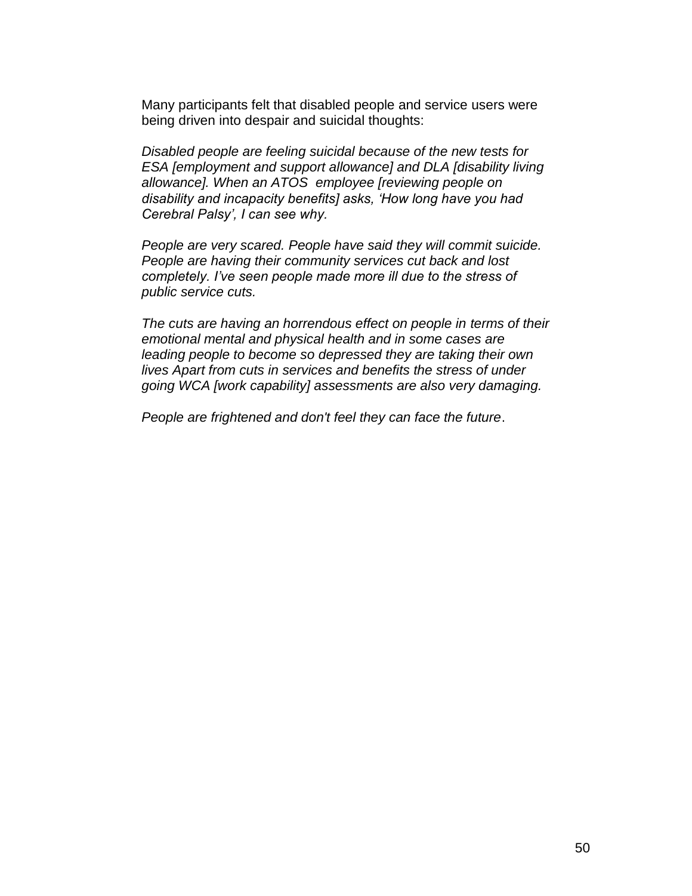Many participants felt that disabled people and service users were being driven into despair and suicidal thoughts:

*Disabled people are feeling suicidal because of the new tests for ESA [employment and support allowance] and DLA [disability living allowance]. When an ATOS employee [reviewing people on disability and incapacity benefits] asks, 'How long have you had Cerebral Palsy', I can see why.*

*People are very scared. People have said they will commit suicide. People are having their community services cut back and lost completely. I've seen people made more ill due to the stress of public service cuts.*

*The cuts are having an horrendous effect on people in terms of their emotional mental and physical health and in some cases are leading people to become so depressed they are taking their own lives Apart from cuts in services and benefits the stress of under going WCA [work capability] assessments are also very damaging.*

*People are frightened and don't feel they can face the future*.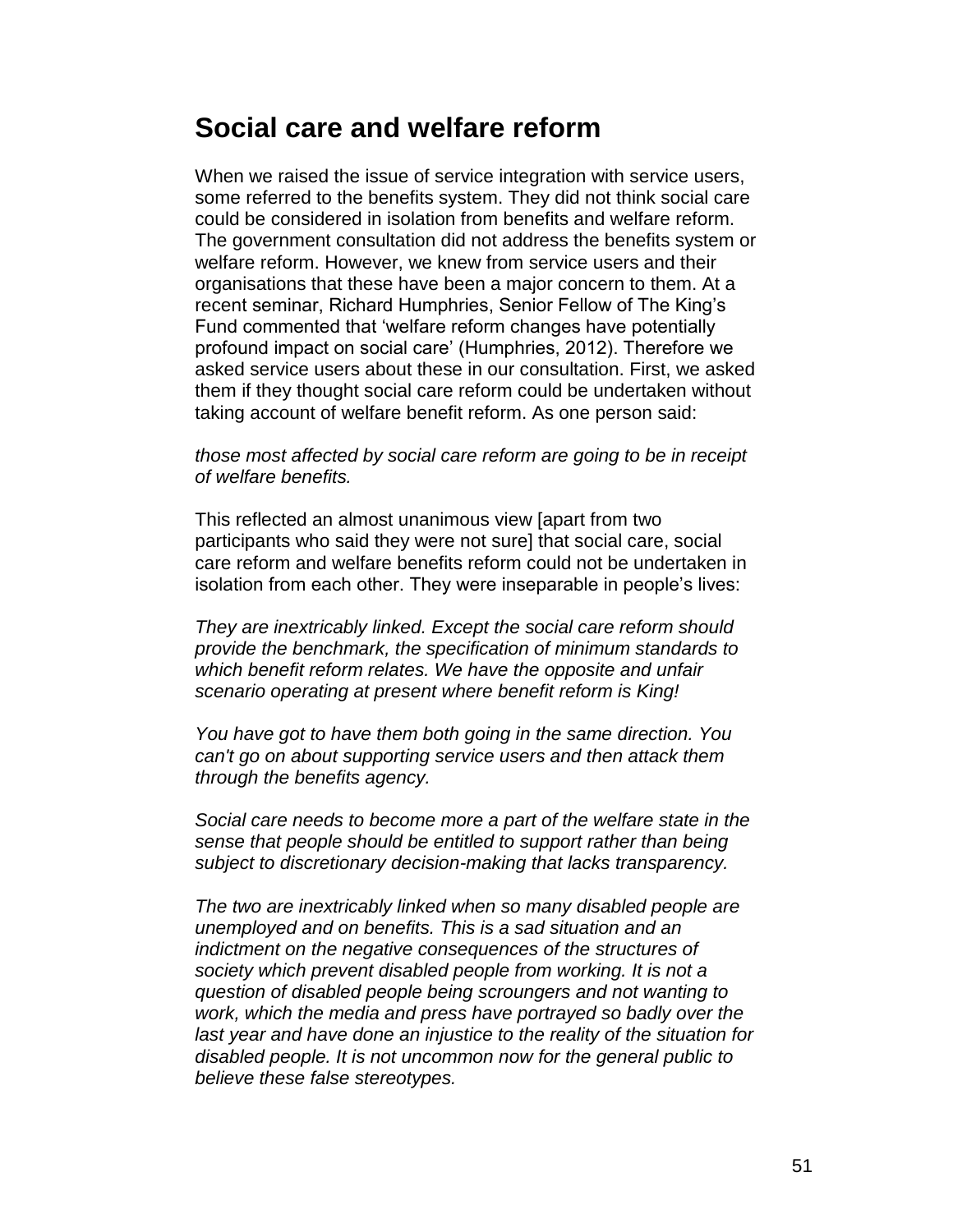## Social care and welfare reform

When we raised the issue of service integration with service users, some referred to the benefits system. They did not think social care could be considered in isolation from benefits and welfare reform. The government consultation did not address the benefits system or welfare reform. However, we knew from service users and their organisations that these have been a major concern to them. At a recent seminar, Richard Humphries, Senior Fellow of The King's Fund commented that 'welfare reform changes have potentially profound impact on social care' (Humphries, 2012). Therefore we asked service users about these in our consultation. First, we asked them if they thought social care reform could be undertaken without taking account of welfare benefit reform. As one person said:

*those most affected by social care reform are going to be in receipt of welfare benefits.*

This reflected an almost unanimous view [apart from two participants who said they were not sure] that social care, social care reform and welfare benefits reform could not be undertaken in isolation from each other. They were inseparable in people's lives:

*They are inextricably linked. Except the social care reform should provide the benchmark, the specification of minimum standards to which benefit reform relates. We have the opposite and unfair scenario operating at present where benefit reform is King!*

*You have got to have them both going in the same direction. You can't go on about supporting service users and then attack them through the benefits agency.*

*Social care needs to become more a part of the welfare state in the sense that people should be entitled to support rather than being subject to discretionary decision-making that lacks transparency.*

*The two are inextricably linked when so many disabled people are unemployed and on benefits. This is a sad situation and an indictment on the negative consequences of the structures of society which prevent disabled people from working. It is not a question of disabled people being scroungers and not wanting to work, which the media and press have portrayed so badly over the last year and have done an injustice to the reality of the situation for disabled people. It is not uncommon now for the general public to believe these false stereotypes.*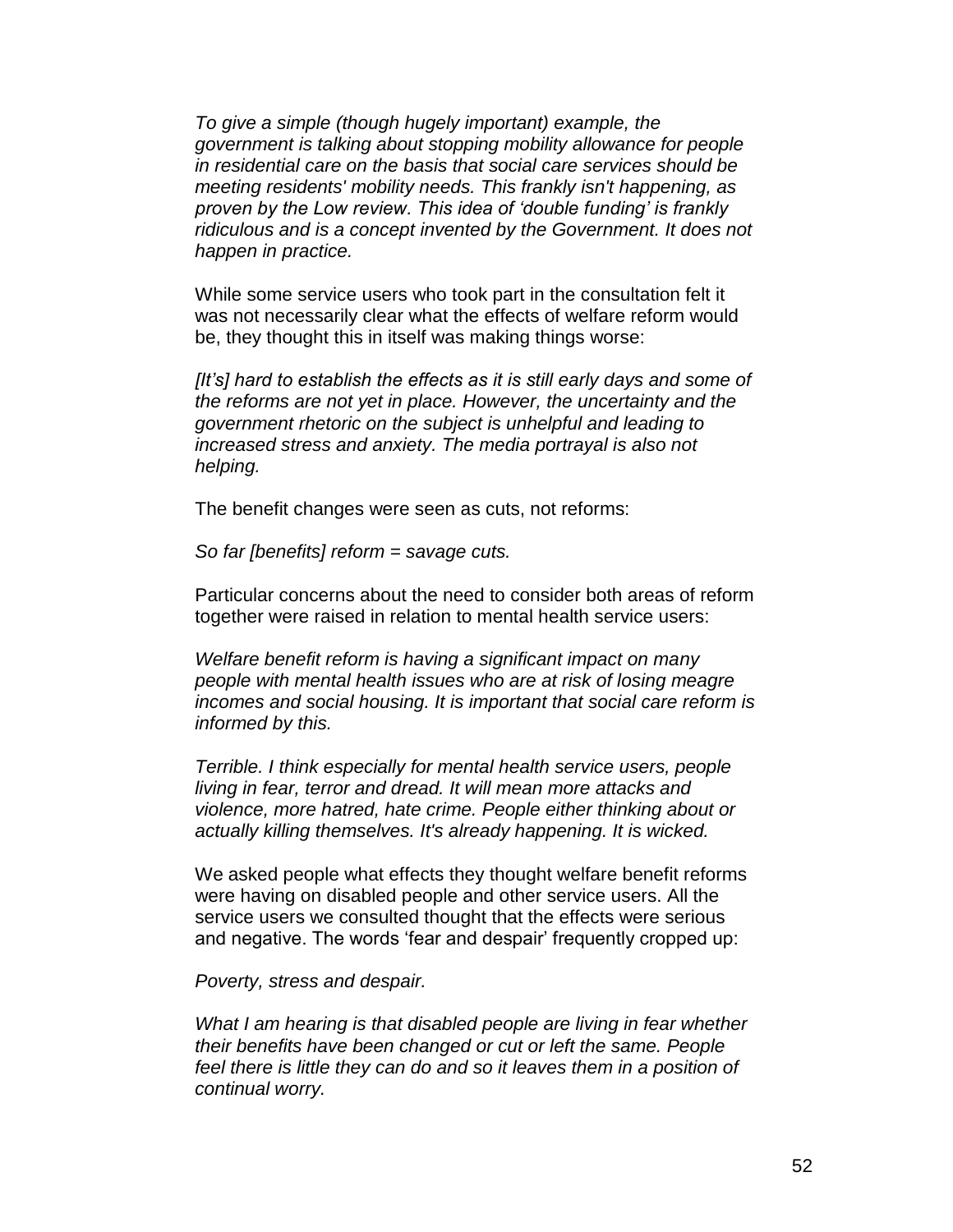*To give a simple (though hugely important) example, the government is talking about stopping mobility allowance for people in residential care on the basis that social care services should be meeting residents' mobility needs. This frankly isn't happening, as proven by the Low review. This idea of 'double funding' is frankly ridiculous and is a concept invented by the Government. It does not happen in practice.*

While some service users who took part in the consultation felt it was not necessarily clear what the effects of welfare reform would be, they thought this in itself was making things worse:

*[It's] hard to establish the effects as it is still early days and some of the reforms are not yet in place. However, the uncertainty and the government rhetoric on the subject is unhelpful and leading to increased stress and anxiety. The media portrayal is also not helping.*

The benefit changes were seen as cuts, not reforms:

*So far [benefits] reform = savage cuts.*

Particular concerns about the need to consider both areas of reform together were raised in relation to mental health service users:

*Welfare benefit reform is having a significant impact on many people with mental health issues who are at risk of losing meagre incomes and social housing. It is important that social care reform is informed by this.*

*Terrible. I think especially for mental health service users, people living in fear, terror and dread. It will mean more attacks and violence, more hatred, hate crime. People either thinking about or actually killing themselves. It's already happening. It is wicked.*

We asked people what effects they thought welfare benefit reforms were having on disabled people and other service users. All the service users we consulted thought that the effects were serious and negative. The words 'fear and despair' frequently cropped up:

*Poverty, stress and despair.*

*What I am hearing is that disabled people are living in fear whether their benefits have been changed or cut or left the same. People feel there is little they can do and so it leaves them in a position of continual worry.*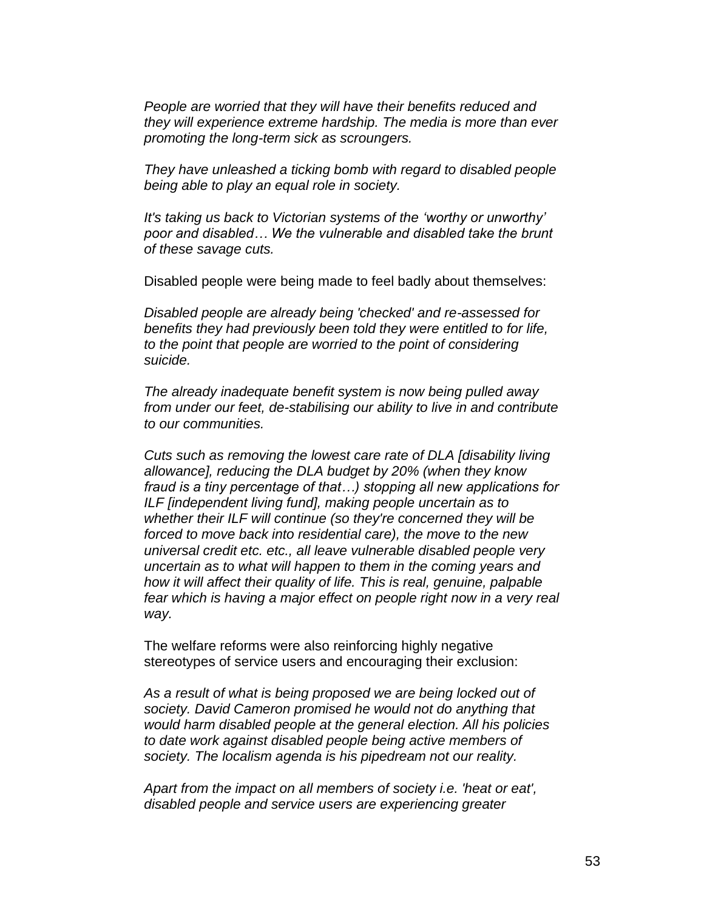*People are worried that they will have their benefits reduced and they will experience extreme hardship. The media is more than ever promoting the long-term sick as scroungers.*

*They have unleashed a ticking bomb with regard to disabled people being able to play an equal role in society.*

*It's taking us back to Victorian systems of the 'worthy or unworthy' poor and disabled… We the vulnerable and disabled take the brunt of these savage cuts.*

Disabled people were being made to feel badly about themselves:

*Disabled people are already being 'checked' and re-assessed for benefits they had previously been told they were entitled to for life, to the point that people are worried to the point of considering suicide.*

*The already inadequate benefit system is now being pulled away from under our feet, de-stabilising our ability to live in and contribute to our communities.*

*Cuts such as removing the lowest care rate of DLA [disability living allowance], reducing the DLA budget by 20% (when they know fraud is a tiny percentage of that…) stopping all new applications for ILF [independent living fund], making people uncertain as to whether their ILF will continue (so they're concerned they will be forced to move back into residential care), the move to the new universal credit etc. etc., all leave vulnerable disabled people very uncertain as to what will happen to them in the coming years and how it will affect their quality of life. This is real, genuine, palpable fear which is having a major effect on people right now in a very real way.*

The welfare reforms were also reinforcing highly negative stereotypes of service users and encouraging their exclusion:

*As a result of what is being proposed we are being locked out of society. David Cameron promised he would not do anything that would harm disabled people at the general election. All his policies to date work against disabled people being active members of society. The localism agenda is his pipedream not our reality.*

*Apart from the impact on all members of society i.e. 'heat or eat', disabled people and service users are experiencing greater*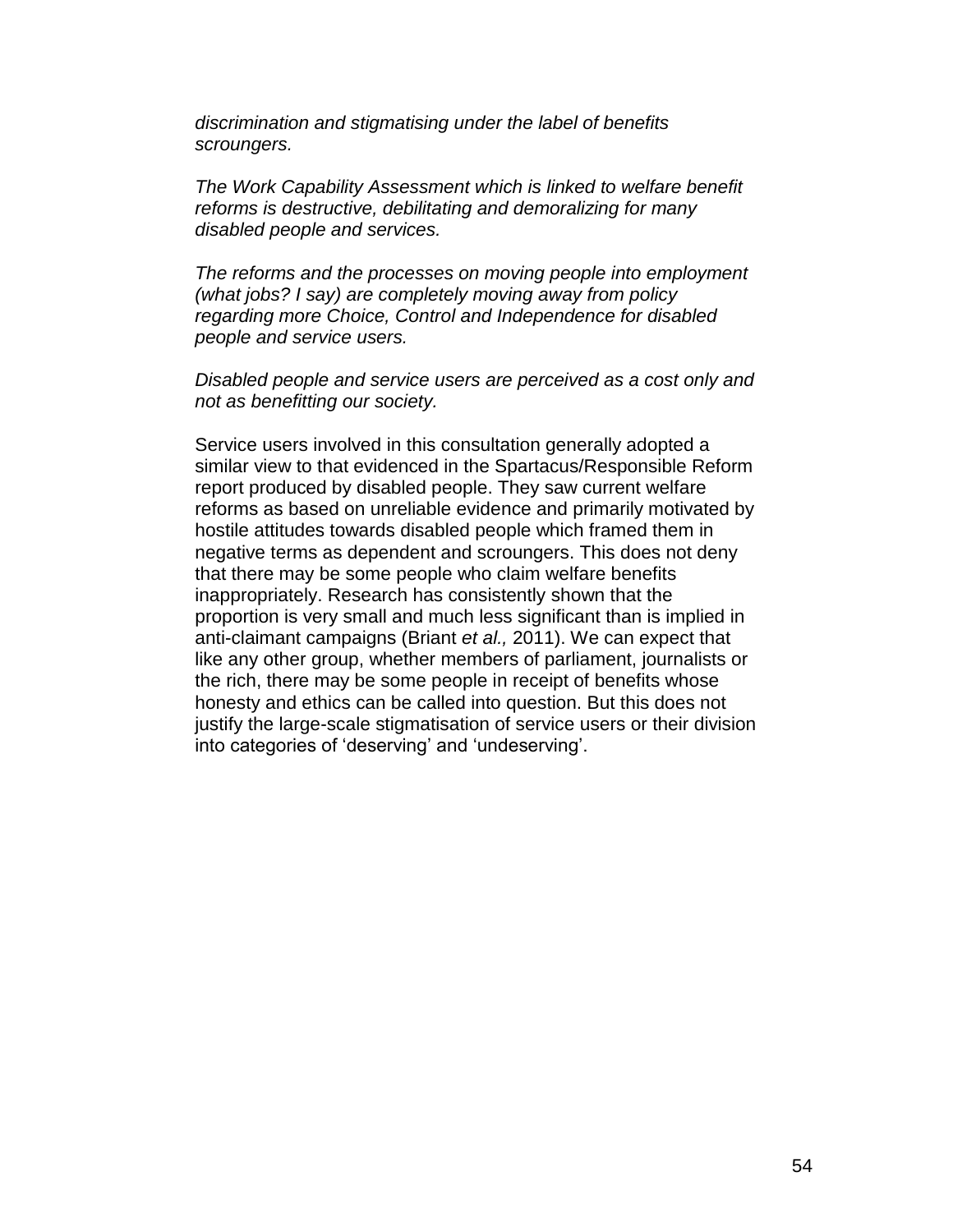*discrimination and stigmatising under the label of benefits scroungers.*

*The Work Capability Assessment which is linked to welfare benefit reforms is destructive, debilitating and demoralizing for many disabled people and services.*

*The reforms and the processes on moving people into employment (what jobs? I say) are completely moving away from policy regarding more Choice, Control and Independence for disabled people and service users.*

*Disabled people and service users are perceived as a cost only and not as benefitting our society.*

Service users involved in this consultation generally adopted a similar view to that evidenced in the Spartacus/Responsible Reform report produced by disabled people. They saw current welfare reforms as based on unreliable evidence and primarily motivated by hostile attitudes towards disabled people which framed them in negative terms as dependent and scroungers. This does not deny that there may be some people who claim welfare benefits inappropriately. Research has consistently shown that the proportion is very small and much less significant than is implied in anti-claimant campaigns (Briant *et al.,* 2011). We can expect that like any other group, whether members of parliament, journalists or the rich, there may be some people in receipt of benefits whose honesty and ethics can be called into question. But this does not justify the large-scale stigmatisation of service users or their division into categories of 'deserving' and 'undeserving'.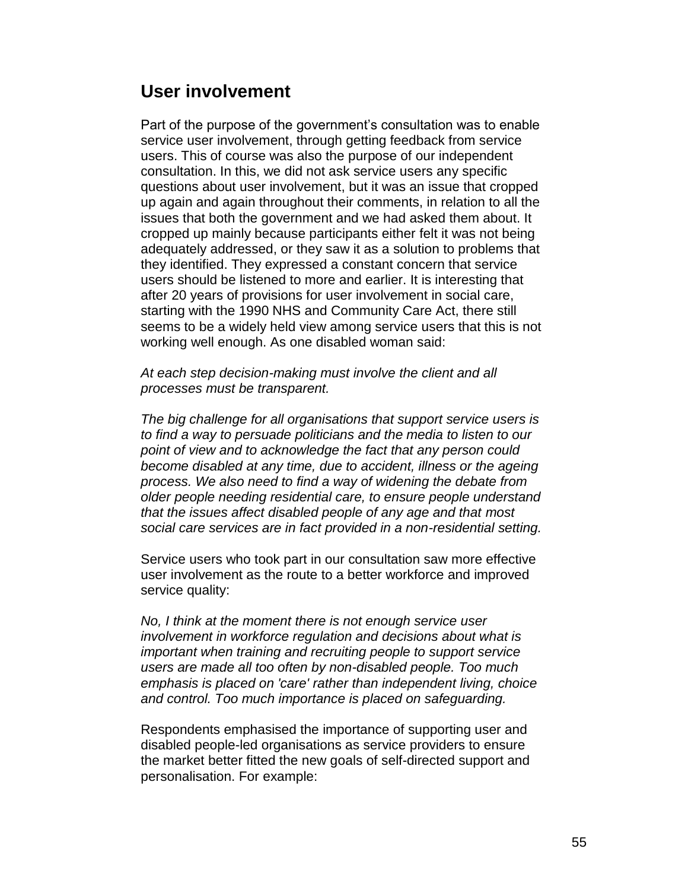## User involvement

Part of the purpose of the government's consultation was to enable service user involvement, through getting feedback from service users. This of course was also the purpose of our independent consultation. In this, we did not ask service users any specific questions about user involvement, but it was an issue that cropped up again and again throughout their comments, in relation to all the issues that both the government and we had asked them about. It cropped up mainly because participants either felt it was not being adequately addressed, or they saw it as a solution to problems that they identified. They expressed a constant concern that service users should be listened to more and earlier. It is interesting that after 20 years of provisions for user involvement in social care, starting with the 1990 NHS and Community Care Act, there still seems to be a widely held view among service users that this is not working well enough. As one disabled woman said:

*At each step decision-making must involve the client and all processes must be transparent.*

*The big challenge for all organisations that support service users is to find a way to persuade politicians and the media to listen to our point of view and to acknowledge the fact that any person could become disabled at any time, due to accident, illness or the ageing process. We also need to find a way of widening the debate from older people needing residential care, to ensure people understand that the issues affect disabled people of any age and that most social care services are in fact provided in a non-residential setting.*

Service users who took part in our consultation saw more effective user involvement as the route to a better workforce and improved service quality:

*No, I think at the moment there is not enough service user involvement in workforce regulation and decisions about what is important when training and recruiting people to support service users are made all too often by non-disabled people. Too much emphasis is placed on 'care' rather than independent living, choice and control. Too much importance is placed on safeguarding.*

Respondents emphasised the importance of supporting user and disabled people-led organisations as service providers to ensure the market better fitted the new goals of self-directed support and personalisation. For example: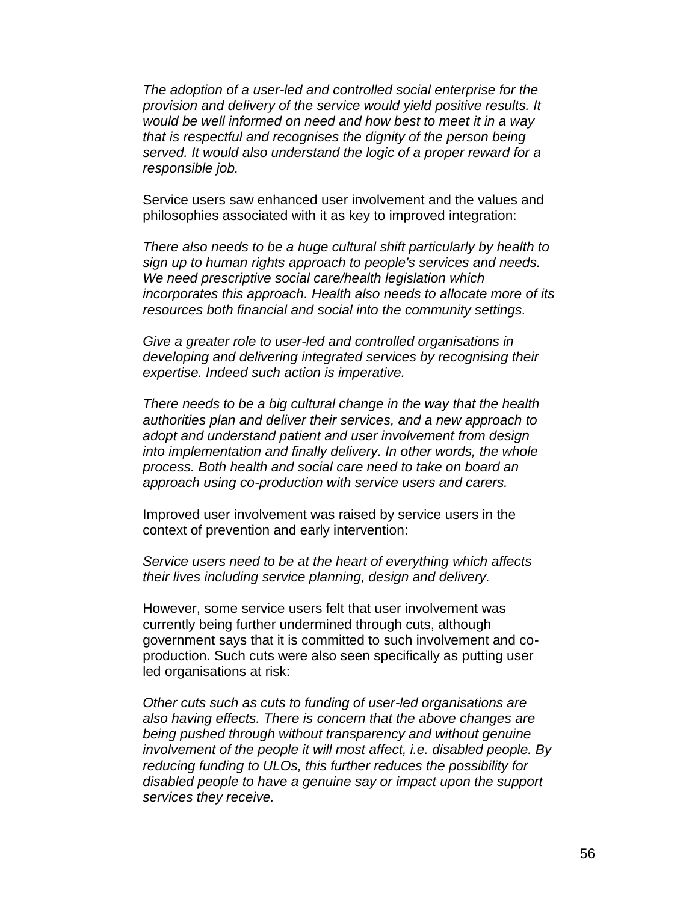*The adoption of a user-led and controlled social enterprise for the provision and delivery of the service would yield positive results. It would be well informed on need and how best to meet it in a way that is respectful and recognises the dignity of the person being served. It would also understand the logic of a proper reward for a responsible job.*

Service users saw enhanced user involvement and the values and philosophies associated with it as key to improved integration:

*There also needs to be a huge cultural shift particularly by health to sign up to human rights approach to people's services and needs. We need prescriptive social care/health legislation which incorporates this approach. Health also needs to allocate more of its resources both financial and social into the community settings.*

*Give a greater role to user-led and controlled organisations in developing and delivering integrated services by recognising their expertise. Indeed such action is imperative.*

*There needs to be a big cultural change in the way that the health authorities plan and deliver their services, and a new approach to adopt and understand patient and user involvement from design into implementation and finally delivery. In other words, the whole process. Both health and social care need to take on board an approach using co-production with service users and carers.*

Improved user involvement was raised by service users in the context of prevention and early intervention:

*Service users need to be at the heart of everything which affects their lives including service planning, design and delivery.*

However, some service users felt that user involvement was currently being further undermined through cuts, although government says that it is committed to such involvement and co-production. Such cuts were also seen specifically as putting user led organisations at risk:

*Other cuts such as cuts to funding of user-led organisations are also having effects. There is concern that the above changes are being pushed through without transparency and without genuine involvement of the people it will most affect, i.e. disabled people. By reducing funding to ULOs, this further reduces the possibility for disabled people to have a genuine say or impact upon the support services they receive.*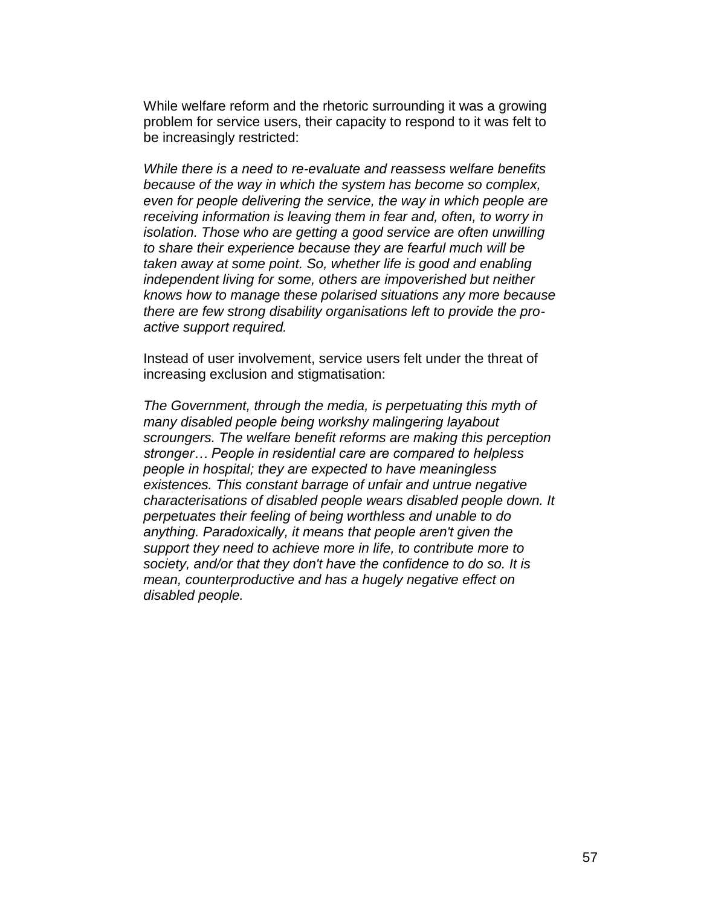While welfare reform and the rhetoric surrounding it was a growing problem for service users, their capacity to respond to it was felt to be increasingly restricted:

*While there is a need to re-evaluate and reassess welfare benefits because of the way in which the system has become so complex, even for people delivering the service, the way in which people are receiving information is leaving them in fear and, often, to worry in isolation. Those who are getting a good service are often unwilling to share their experience because they are fearful much will be taken away at some point. So, whether life is good and enabling independent living for some, others are impoverished but neither knows how to manage these polarised situations any more because there are few strong disability organisations left to provide the pro-active support required.*

Instead of user involvement, service users felt under the threat of increasing exclusion and stigmatisation:

*The Government, through the media, is perpetuating this myth of many disabled people being workshy malingering layabout scroungers. The welfare benefit reforms are making this perception stronger… People in residential care are compared to helpless people in hospital; they are expected to have meaningless existences. This constant barrage of unfair and untrue negative characterisations of disabled people wears disabled people down. It perpetuates their feeling of being worthless and unable to do anything. Paradoxically, it means that people aren't given the support they need to achieve more in life, to contribute more to society, and/or that they don't have the confidence to do so. It is mean, counterproductive and has a hugely negative effect on disabled people.*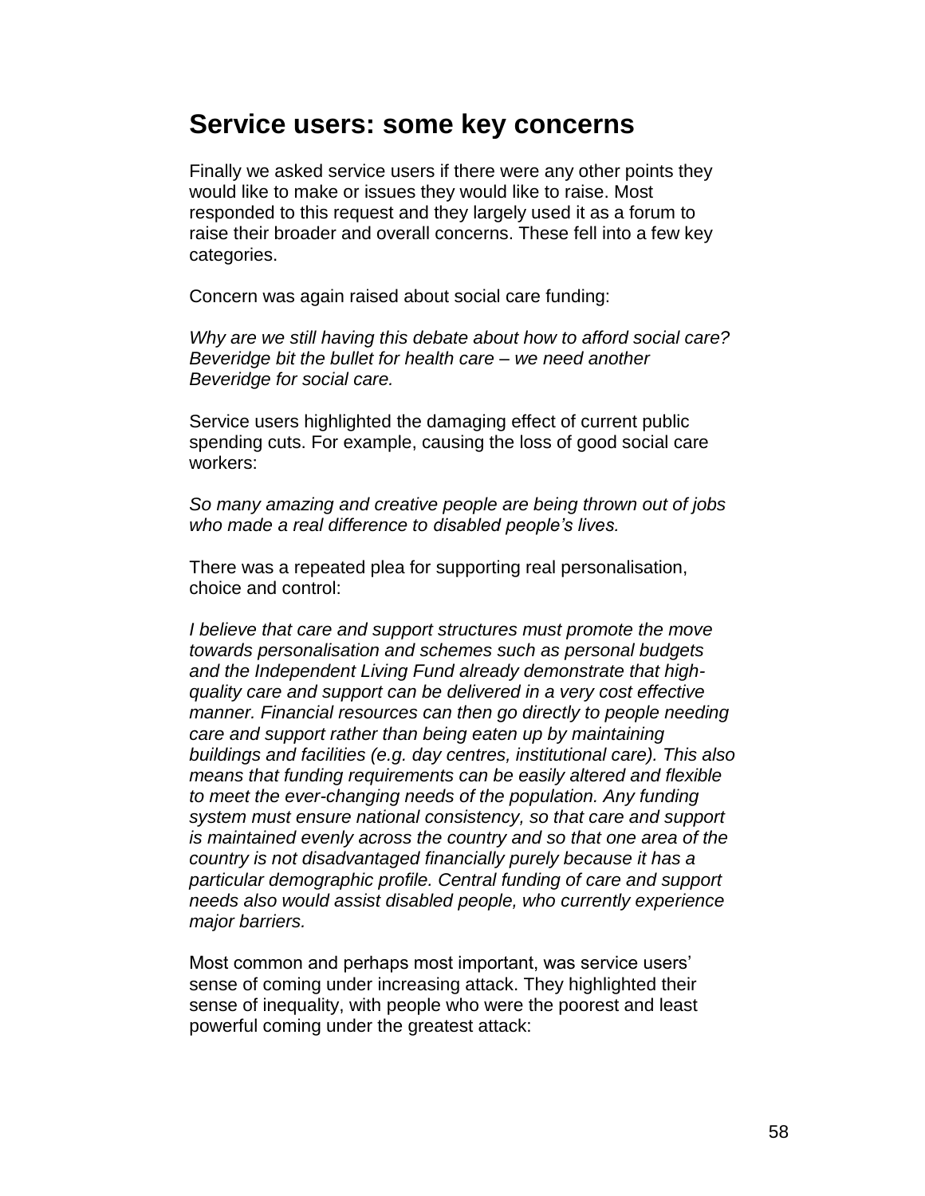## Service users: some key concerns

Finally we asked service users if there were any other points they would like to make or issues they would like to raise. Most responded to this request and they largely used it as a forum to raise their broader and overall concerns. These fell into a few key categories.

Concern was again raised about social care funding:

*Why are we still having this debate about how to afford social care? Beveridge bit the bullet for health care – we need another Beveridge for social care.*

Service users highlighted the damaging effect of current public spending cuts. For example, causing the loss of good social care workers:

*So many amazing and creative people are being thrown out of jobs who made a real difference to disabled people's lives.*

There was a repeated plea for supporting real personalisation, choice and control:

*I believe that care and support structures must promote the move towards personalisation and schemes such as personal budgets and the Independent Living Fund already demonstrate that high-quality care and support can be delivered in a very cost effective manner. Financial resources can then go directly to people needing care and support rather than being eaten up by maintaining buildings and facilities (e.g. day centres, institutional care). This also means that funding requirements can be easily altered and flexible to meet the ever-changing needs of the population. Any funding system must ensure national consistency, so that care and support is maintained evenly across the country and so that one area of the country is not disadvantaged financially purely because it has a particular demographic profile. Central funding of care and support needs also would assist disabled people, who currently experience major barriers.*

Most common and perhaps most important, was service users' sense of coming under increasing attack. They highlighted their sense of inequality, with people who were the poorest and least powerful coming under the greatest attack: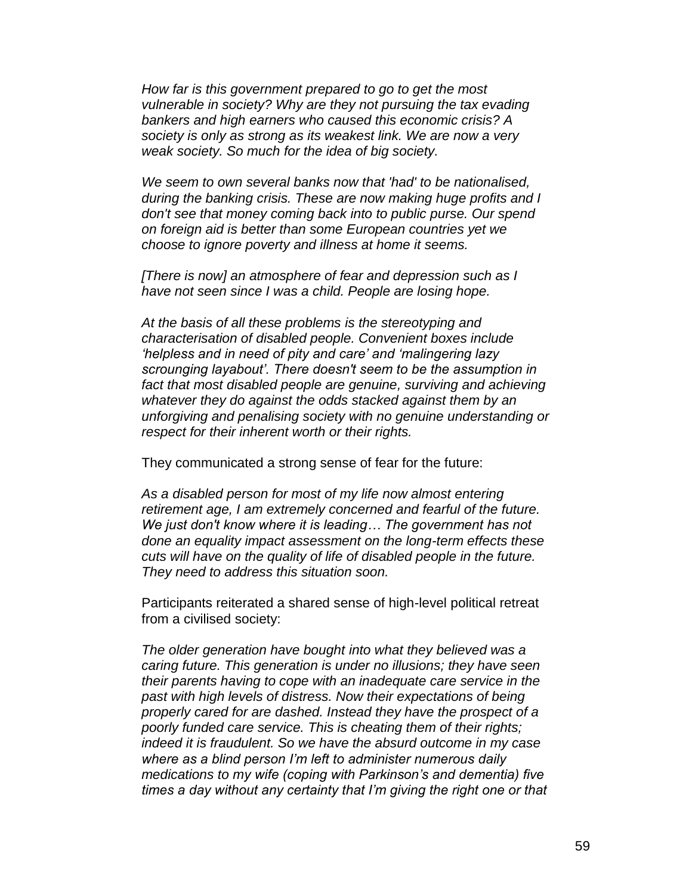*How far is this government prepared to go to get the most vulnerable in society? Why are they not pursuing the tax evading bankers and high earners who caused this economic crisis? A society is only as strong as its weakest link. We are now a very weak society. So much for the idea of big society.*

*We seem to own several banks now that 'had' to be nationalised, during the banking crisis. These are now making huge profits and I don't see that money coming back into to public purse. Our spend on foreign aid is better than some European countries yet we choose to ignore poverty and illness at home it seems.*

*[There is now] an atmosphere of fear and depression such as I have not seen since I was a child. People are losing hope.*

*At the basis of all these problems is the stereotyping and characterisation of disabled people. Convenient boxes include 'helpless and in need of pity and care' and 'malingering lazy scrounging layabout'. There doesn't seem to be the assumption in fact that most disabled people are genuine, surviving and achieving whatever they do against the odds stacked against them by an unforgiving and penalising society with no genuine understanding or respect for their inherent worth or their rights.*

They communicated a strong sense of fear for the future:

*As a disabled person for most of my life now almost entering retirement age, I am extremely concerned and fearful of the future. We just don't know where it is leading… The government has not done an equality impact assessment on the long-term effects these cuts will have on the quality of life of disabled people in the future. They need to address this situation soon.*

Participants reiterated a shared sense of high-level political retreat from a civilised society:

*The older generation have bought into what they believed was a caring future. This generation is under no illusions; they have seen their parents having to cope with an inadequate care service in the past with high levels of distress. Now their expectations of being properly cared for are dashed. Instead they have the prospect of a poorly funded care service. This is cheating them of their rights; indeed it is fraudulent. So we have the absurd outcome in my case where as a blind person I'm left to administer numerous daily medications to my wife (coping with Parkinson's and dementia) five times a day without any certainty that I'm giving the right one or that*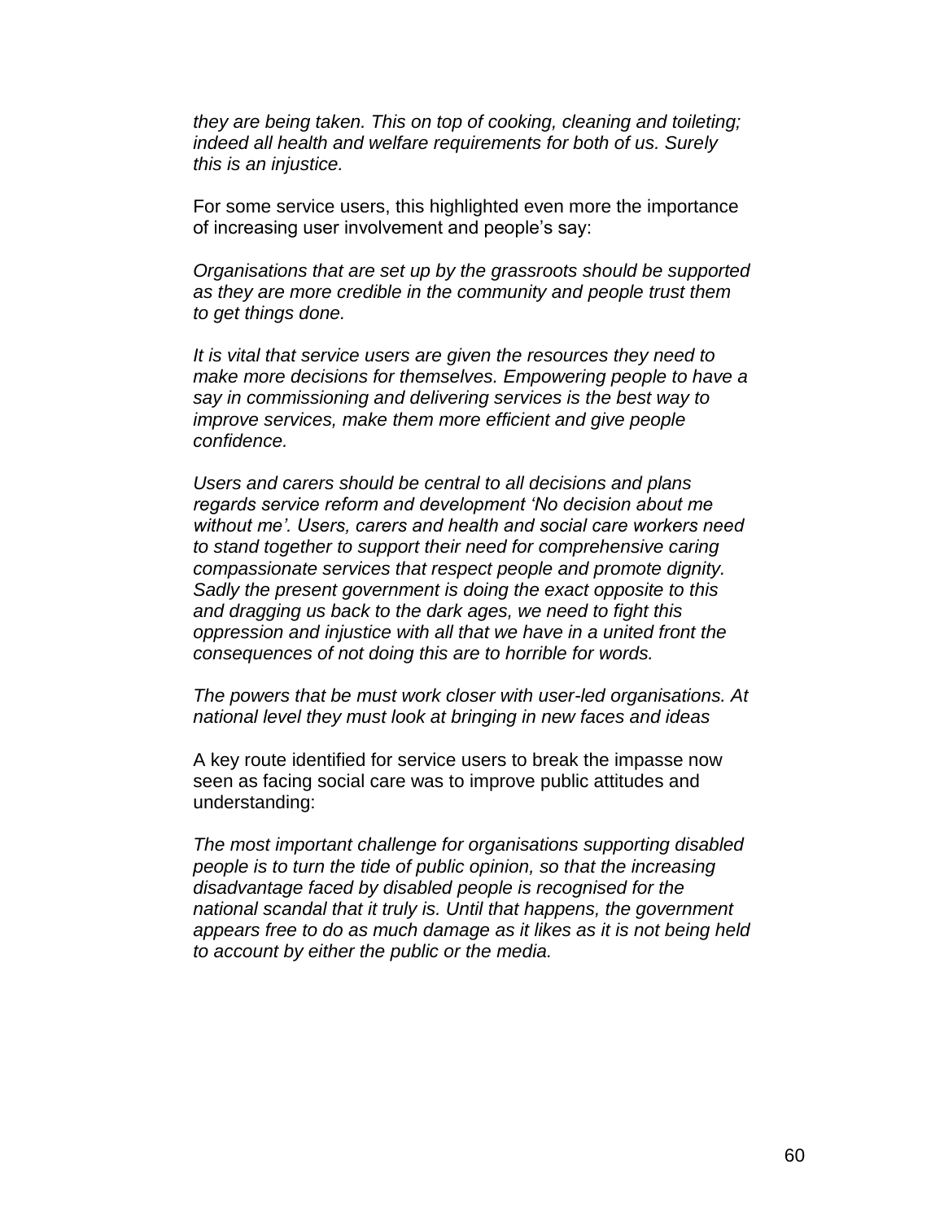*they are being taken. This on top of cooking, cleaning and toileting; indeed all health and welfare requirements for both of us. Surely this is an injustice.*

For some service users, this highlighted even more the importance of increasing user involvement and people's say:

*Organisations that are set up by the grassroots should be supported as they are more credible in the community and people trust them to get things done.*

*It is vital that service users are given the resources they need to make more decisions for themselves. Empowering people to have a say in commissioning and delivering services is the best way to improve services, make them more efficient and give people confidence.*

*Users and carers should be central to all decisions and plans regards service reform and development 'No decision about me without me'. Users, carers and health and social care workers need to stand together to support their need for comprehensive caring compassionate services that respect people and promote dignity. Sadly the present government is doing the exact opposite to this and dragging us back to the dark ages, we need to fight this oppression and injustice with all that we have in a united front the consequences of not doing this are to horrible for words.*

*The powers that be must work closer with user-led organisations. At national level they must look at bringing in new faces and ideas*

A key route identified for service users to break the impasse now seen as facing social care was to improve public attitudes and understanding:

*The most important challenge for organisations supporting disabled people is to turn the tide of public opinion, so that the increasing disadvantage faced by disabled people is recognised for the national scandal that it truly is. Until that happens, the government appears free to do as much damage as it likes as it is not being held to account by either the public or the media.*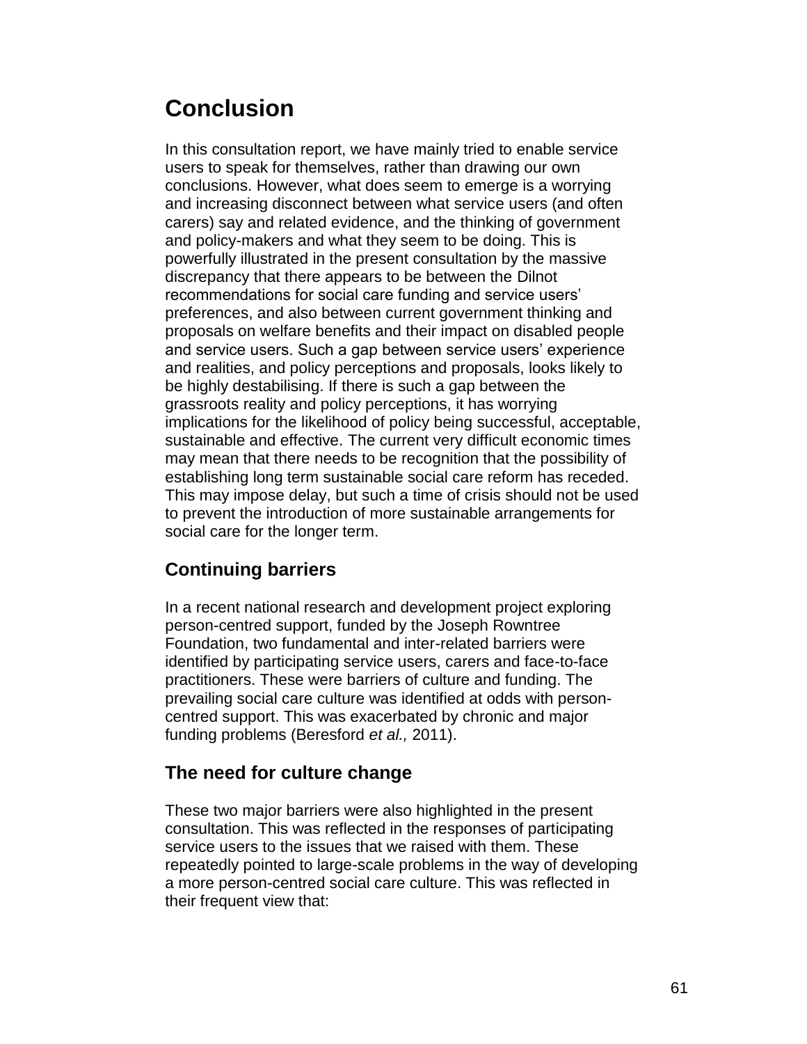# Conclusion

In this consultation report, we have mainly tried to enable service users to speak for themselves, rather than drawing our own conclusions. However, what does seem to emerge is a worrying and increasing disconnect between what service users (and often carers) say and related evidence, and the thinking of government and policy-makers and what they seem to be doing. This is powerfully illustrated in the present consultation by the massive discrepancy that there appears to be between the Dilnot recommendations for social care funding and service users' preferences, and also between current government thinking and proposals on welfare benefits and their impact on disabled people and service users. Such a gap between service users' experience and realities, and policy perceptions and proposals, looks likely to be highly destabilising. If there is such a gap between the grassroots reality and policy perceptions, it has worrying implications for the likelihood of policy being successful, acceptable, sustainable and effective. The current very difficult economic times may mean that there needs to be recognition that the possibility of establishing long term sustainable social care reform has receded. This may impose delay, but such a time of crisis should not be used to prevent the introduction of more sustainable arrangements for social care for the longer term.

## Continuing barriers

In a recent national research and development project exploring person-centred support, funded by the Joseph Rowntree Foundation, two fundamental and inter-related barriers were identified by participating service users, carers and face-to-face practitioners. These were barriers of culture and funding. The prevailing social care culture was identified at odds with person-centred support. This was exacerbated by chronic and major funding problems (Beresford *et al.,* 2011).

## The need for culture change

These two major barriers were also highlighted in the present consultation. This was reflected in the responses of participating service users to the issues that we raised with them. These repeatedly pointed to large-scale problems in the way of developing a more person-centred social care culture. This was reflected in their frequent view that: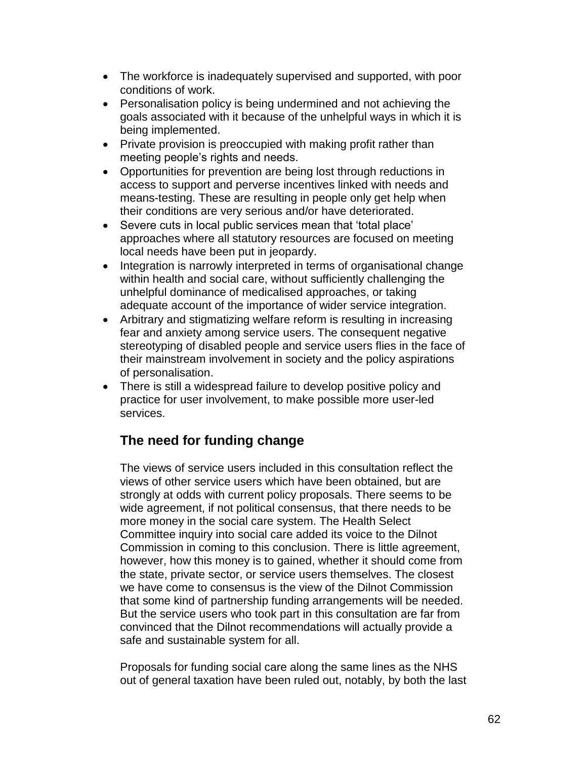- The workforce is inadequately supervised and supported, with poor conditions of work.
- Personalisation policy is being undermined and not achieving the goals associated with it because of the unhelpful ways in which it is being implemented.
- Private provision is preoccupied with making profit rather than meeting people's rights and needs.
- Opportunities for prevention are being lost through reductions in access to support and perverse incentives linked with needs and means-testing. These are resulting in people only get help when their conditions are very serious and/or have deteriorated.
- Severe cuts in local public services mean that 'total place' approaches where all statutory resources are focused on meeting local needs have been put in jeopardy.
- Integration is narrowly interpreted in terms of organisational change within health and social care, without sufficiently challenging the unhelpful dominance of medicalised approaches, or taking adequate account of the importance of wider service integration.
- Arbitrary and stigmatizing welfare reform is resulting in increasing fear and anxiety among service users. The consequent negative stereotyping of disabled people and service users flies in the face of their mainstream involvement in society and the policy aspirations of personalisation.
- There is still a widespread failure to develop positive policy and practice for user involvement, to make possible more user-led services.

## The need for funding change

The views of service users included in this consultation reflect the views of other service users which have been obtained, but are strongly at odds with current policy proposals. There seems to be wide agreement, if not political consensus, that there needs to be more money in the social care system. The Health Select Committee inquiry into social care added its voice to the Dilnot Commission in coming to this conclusion. There is little agreement, however, how this money is to gained, whether it should come from the state, private sector, or service users themselves. The closest we have come to consensus is the view of the Dilnot Commission that some kind of partnership funding arrangements will be needed. But the service users who took part in this consultation are far from convinced that the Dilnot recommendations will actually provide a safe and sustainable system for all.

Proposals for funding social care along the same lines as the NHS out of general taxation have been ruled out, notably, by both the last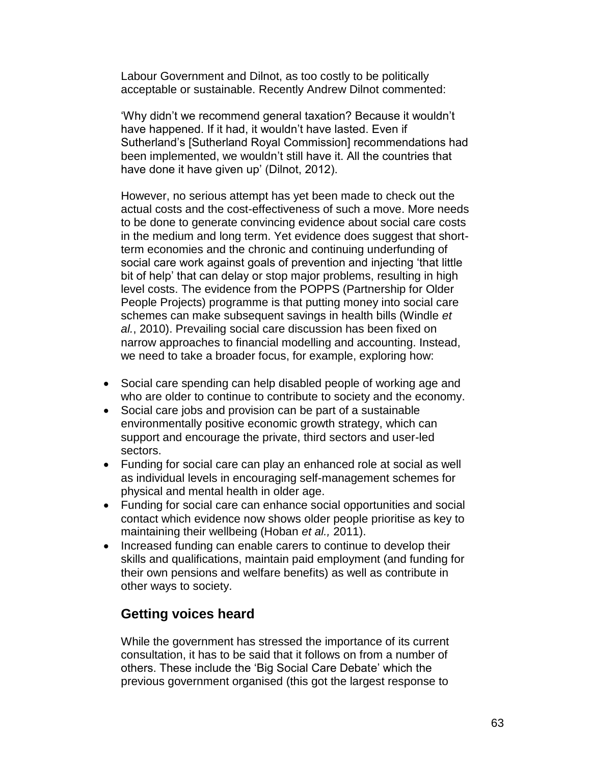Labour Government and Dilnot, as too costly to be politically acceptable or sustainable. Recently Andrew Dilnot commented:

'Why didn't we recommend general taxation? Because it wouldn't have happened. If it had, it wouldn't have lasted. Even if Sutherland's [Sutherland Royal Commission] recommendations had been implemented, we wouldn't still have it. All the countries that have done it have given up' (Dilnot, 2012).

However, no serious attempt has yet been made to check out the actual costs and the cost-effectiveness of such a move. More needs to be done to generate convincing evidence about social care costs in the medium and long term. Yet evidence does suggest that short-term economies and the chronic and continuing underfunding of social care work against goals of prevention and injecting 'that little bit of help' that can delay or stop major problems, resulting in high level costs. The evidence from the POPPS (Partnership for Older People Projects) programme is that putting money into social care schemes can make subsequent savings in health bills (Windle *et al.*, 2010). Prevailing social care discussion has been fixed on narrow approaches to financial modelling and accounting. Instead, we need to take a broader focus, for example, exploring how:

- Social care spending can help disabled people of working age and who are older to continue to contribute to society and the economy.
- Social care jobs and provision can be part of a sustainable environmentally positive economic growth strategy, which can support and encourage the private, third sectors and user-led sectors.
- Funding for social care can play an enhanced role at social as well as individual levels in encouraging self-management schemes for physical and mental health in older age.
- Funding for social care can enhance social opportunities and social contact which evidence now shows older people prioritise as key to maintaining their wellbeing (Hoban *et al.,* 2011).
- Increased funding can enable carers to continue to develop their skills and qualifications, maintain paid employment (and funding for their own pensions and welfare benefits) as well as contribute in other ways to society.

## Getting voices heard

While the government has stressed the importance of its current consultation, it has to be said that it follows on from a number of others. These include the 'Big Social Care Debate' which the previous government organised (this got the largest response to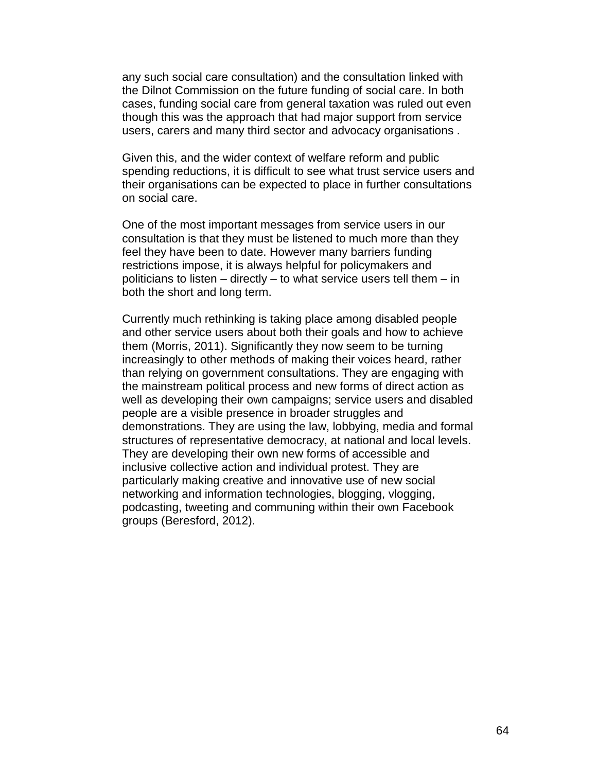any such social care consultation) and the consultation linked with the Dilnot Commission on the future funding of social care. In both cases, funding social care from general taxation was ruled out even though this was the approach that had major support from service users, carers and many third sector and advocacy organisations .

Given this, and the wider context of welfare reform and public spending reductions, it is difficult to see what trust service users and their organisations can be expected to place in further consultations on social care.

One of the most important messages from service users in our consultation is that they must be listened to much more than they feel they have been to date. However many barriers funding restrictions impose, it is always helpful for policymakers and politicians to listen – directly – to what service users tell them – in both the short and long term.

Currently much rethinking is taking place among disabled people and other service users about both their goals and how to achieve them (Morris, 2011). Significantly they now seem to be turning increasingly to other methods of making their voices heard, rather than relying on government consultations. They are engaging with the mainstream political process and new forms of direct action as well as developing their own campaigns; service users and disabled people are a visible presence in broader struggles and demonstrations. They are using the law, lobbying, media and formal structures of representative democracy, at national and local levels. They are developing their own new forms of accessible and inclusive collective action and individual protest. They are particularly making creative and innovative use of new social networking and information technologies, blogging, vlogging, podcasting, tweeting and communing within their own Facebook groups (Beresford, 2012).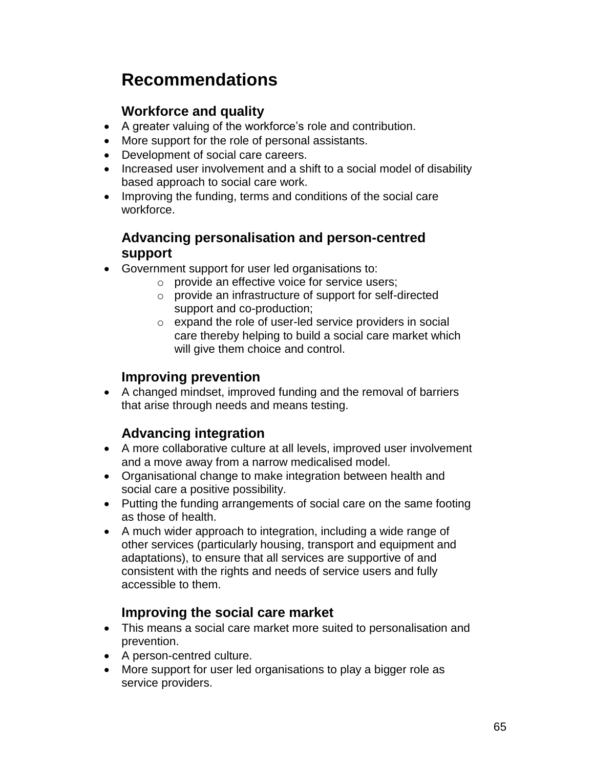# Recommendations

## Workforce and quality

- A greater valuing of the workforce's role and contribution.
- More support for the role of personal assistants.
- Development of social care careers.
- Increased user involvement and a shift to a social model of disability based approach to social care work.
- Improving the funding, terms and conditions of the social care workforce.

## Advancing personalisation and person-centred support

- Government support for user led organisations to:
  - provide an effective voice for service users;
  - provide an infrastructure of support for self-directed support and co-production;
  - expand the role of user-led service providers in social care thereby helping to build a social care market which will give them choice and control.

## Improving prevention

- A changed mindset, improved funding and the removal of barriers that arise through needs and means testing.

## Advancing integration

- A more collaborative culture at all levels, improved user involvement and a move away from a narrow medicalised model.
- Organisational change to make integration between health and social care a positive possibility.
- Putting the funding arrangements of social care on the same footing as those of health.
- A much wider approach to integration, including a wide range of other services (particularly housing, transport and equipment and adaptations), to ensure that all services are supportive of and consistent with the rights and needs of service users and fully accessible to them.

## Improving the social care market

- This means a social care market more suited to personalisation and prevention.
- A person-centred culture.
- More support for user led organisations to play a bigger role as service providers.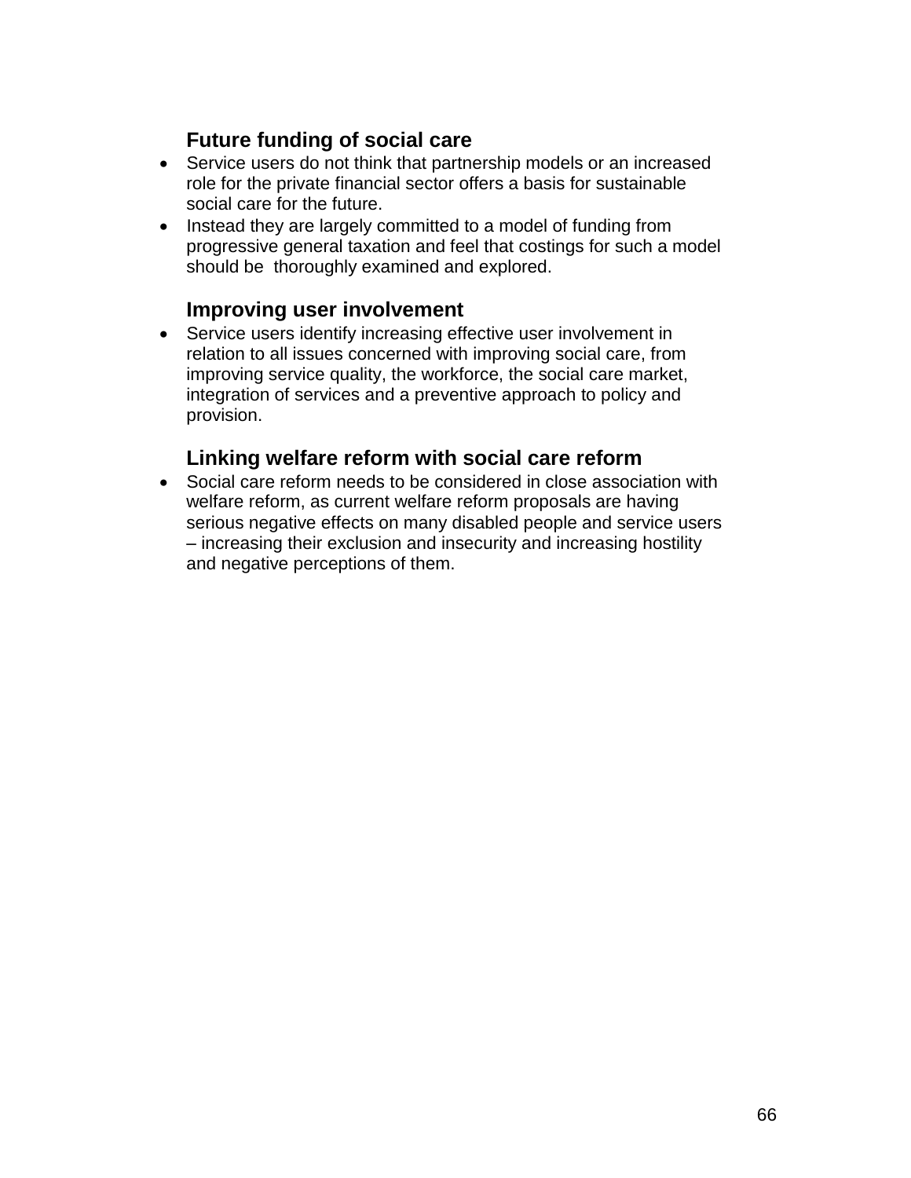### Future funding of social care

- Service users do not think that partnership models or an increased role for the private financial sector offers a basis for sustainable social care for the future.
- Instead they are largely committed to a model of funding from progressive general taxation and feel that costings for such a model should be thoroughly examined and explored.

### Improving user involvement

- Service users identify increasing effective user involvement in relation to all issues concerned with improving social care, from improving service quality, the workforce, the social care market, integration of services and a preventive approach to policy and provision.

### Linking welfare reform with social care reform

- Social care reform needs to be considered in close association with welfare reform, as current welfare reform proposals are having serious negative effects on many disabled people and service users – increasing their exclusion and insecurity and increasing hostility and negative perceptions of them.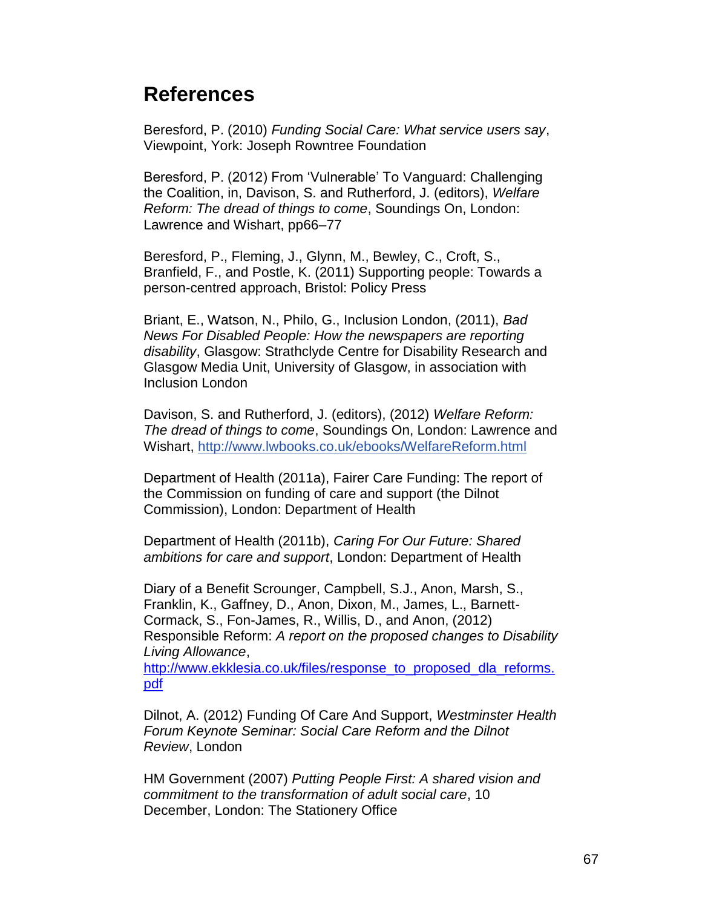## References

Beresford, P. (2010) *Funding Social Care: What service users say*, Viewpoint, York: Joseph Rowntree Foundation

Beresford, P. (2012) From 'Vulnerable' To Vanguard: Challenging the Coalition, in, Davison, S. and Rutherford, J. (editors), *Welfare Reform: The dread of things to come*, Soundings On, London: Lawrence and Wishart, pp66–77

Beresford, P., Fleming, J., Glynn, M., Bewley, C., Croft, S., Branfield, F., and Postle, K. (2011) Supporting people: Towards a person-centred approach, Bristol: Policy Press

Briant, E., Watson, N., Philo, G., Inclusion London, (2011), *Bad News For Disabled People: How the newspapers are reporting disability*, Glasgow: Strathclyde Centre for Disability Research and Glasgow Media Unit, University of Glasgow, in association with Inclusion London

Davison, S. and Rutherford, J. (editors), (2012) *Welfare Reform: The dread of things to come*, Soundings On, London: Lawrence and Wishart, http://www.lwbooks.co.uk/ebooks/WelfareReform.html

Department of Health (2011a), Fairer Care Funding: The report of the Commission on funding of care and support (the Dilnot Commission), London: Department of Health

Department of Health (2011b), *Caring For Our Future: Shared ambitions for care and support*, London: Department of Health

Diary of a Benefit Scrounger, Campbell, S.J., Anon, Marsh, S., Franklin, K., Gaffney, D., Anon, Dixon, M., James, L., Barnett-Cormack, S., Fon-James, R., Willis, D., and Anon, (2012) Responsible Reform: *A report on the proposed changes to Disability Living Allowance*, http://www.ekklesia.co.uk/files/response_to_proposed_dla_reforms.pdf

Dilnot, A. (2012) Funding Of Care And Support, *Westminster Health Forum Keynote Seminar: Social Care Reform and the Dilnot Review*, London

HM Government (2007) *Putting People First: A shared vision and commitment to the transformation of adult social care*, 10 December, London: The Stationery Office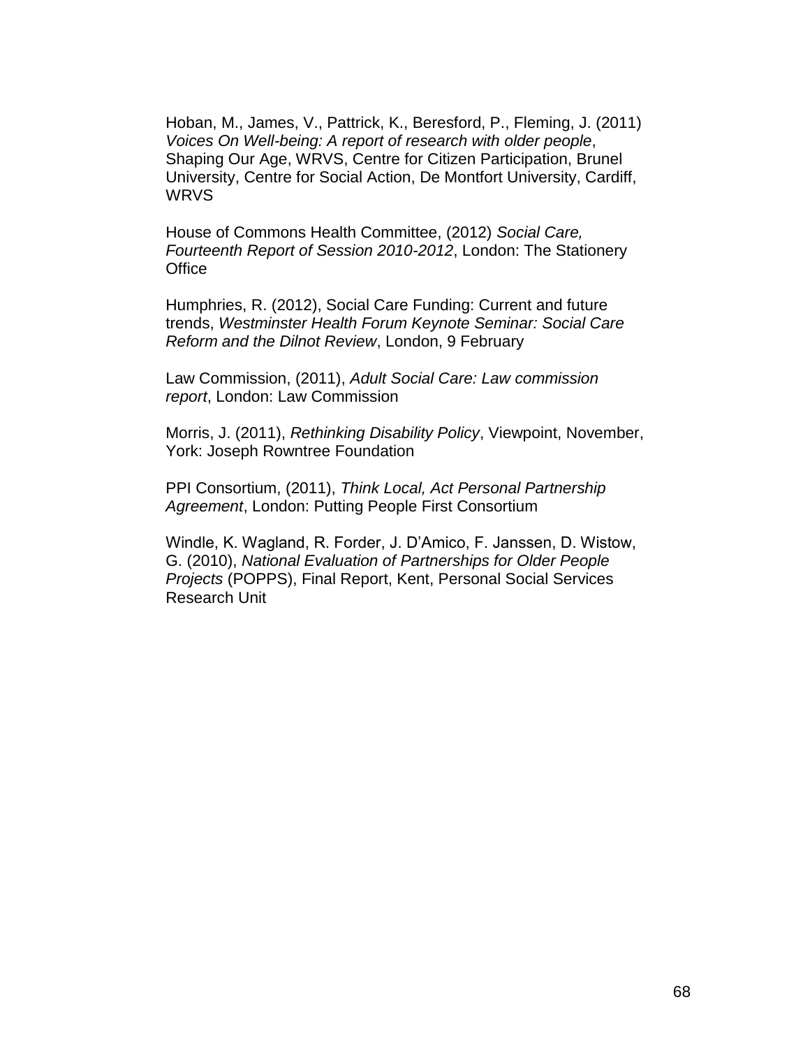Hoban, M., James, V., Pattrick, K., Beresford, P., Fleming, J. (2011) *Voices On Well-being: A report of research with older people*, Shaping Our Age, WRVS, Centre for Citizen Participation, Brunel University, Centre for Social Action, De Montfort University, Cardiff, WRVS

House of Commons Health Committee, (2012) *Social Care, Fourteenth Report of Session 2010-2012*, London: The Stationery Office

Humphries, R. (2012), Social Care Funding: Current and future trends, *Westminster Health Forum Keynote Seminar: Social Care Reform and the Dilnot Review*, London, 9 February

Law Commission, (2011), *Adult Social Care: Law commission report*, London: Law Commission

Morris, J. (2011), *Rethinking Disability Policy*, Viewpoint, November, York: Joseph Rowntree Foundation

PPI Consortium, (2011), *Think Local, Act Personal Partnership Agreement*, London: Putting People First Consortium

Windle, K. Wagland, R. Forder, J. D'Amico, F. Janssen, D. Wistow, G. (2010), *National Evaluation of Partnerships for Older People Projects* (POPPS), Final Report, Kent, Personal Social Services Research Unit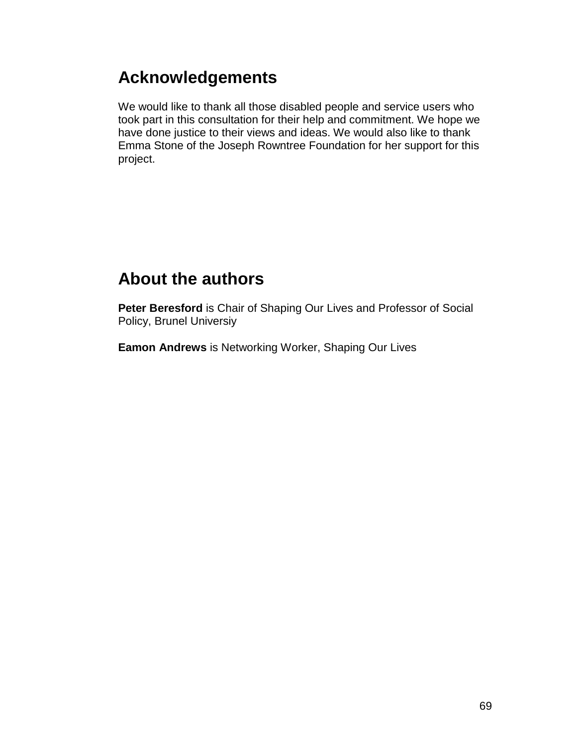## Acknowledgements

We would like to thank all those disabled people and service users who took part in this consultation for their help and commitment. We hope we have done justice to their views and ideas. We would also like to thank Emma Stone of the Joseph Rowntree Foundation for her support for this project.

## About the authors

**Peter Beresford** is Chair of Shaping Our Lives and Professor of Social Policy, Brunel Universiy

**Eamon Andrews** is Networking Worker, Shaping Our Lives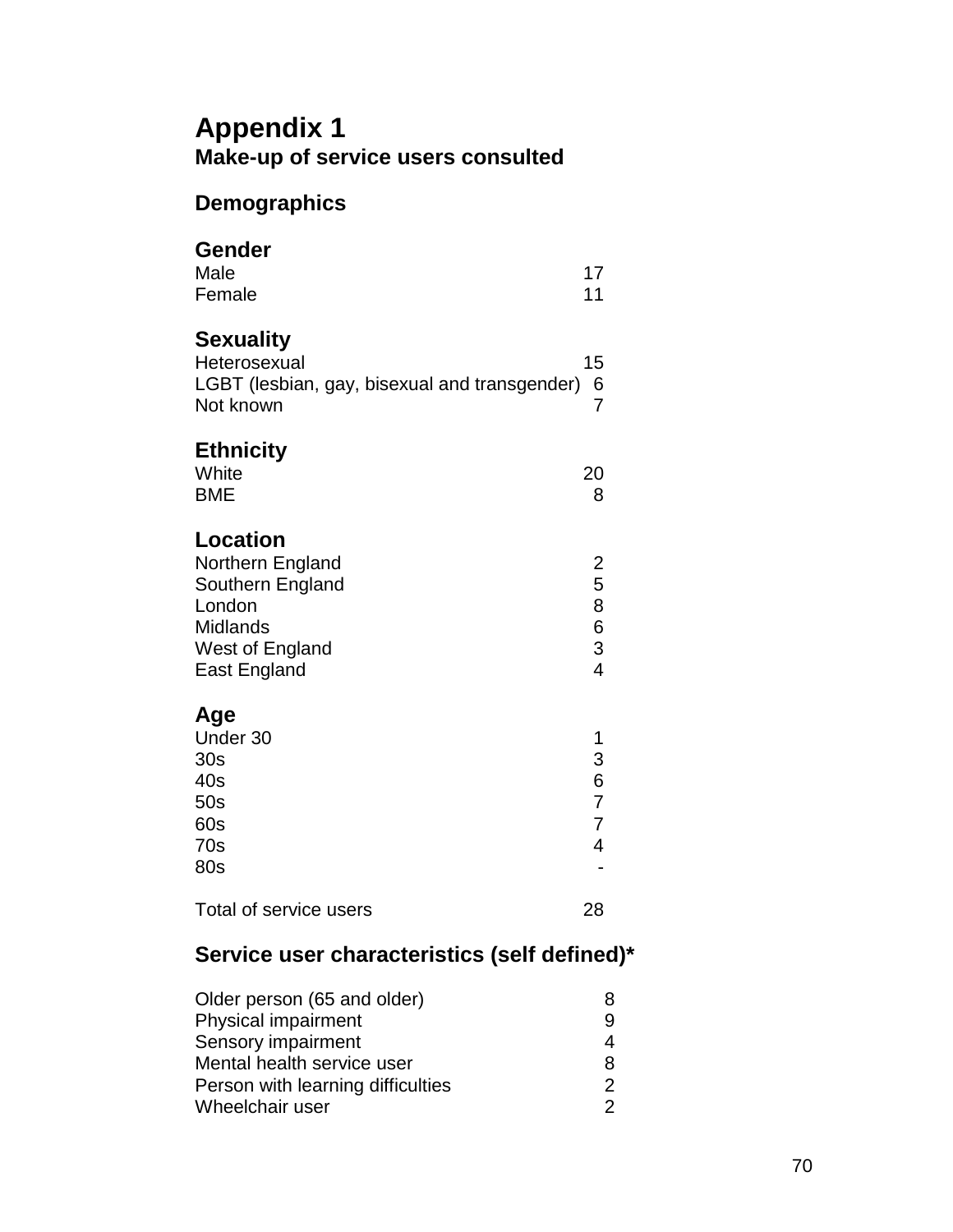# Appendix 1

## Make-up of service users consulted

### Demographics

#### Gender

| | |
|---|---|
| Male | 17 |
| Female | 11 |

#### Sexuality

| | |
|---|---|
| Heterosexual | 15 |
| LGBT (lesbian, gay, bisexual and transgender) | 6 |
| Not known | 7 |

#### Ethnicity

| | |
|---|---|
| White | 20 |
| BME | 8 |

#### Location

| | |
|---|---|
| Northern England | 2 |
| Southern England | 5 |
| London | 8 |
| Midlands | 6 |
| West of England | 3 |
| East England | 4 |

#### Age

| | |
|---|---|
| Under 30 | 1 |
| 30s | 3 |
| 40s | 6 |
| 50s | 7 |
| 60s | 7 |
| 70s | 4 |
| 80s | - |

| | |
|---|---|
| Total of service users | 28 |

### Service user characteristics (self defined)*

| | |
|---|---|
| Older person (65 and older) | 8 |
| Physical impairment | 9 |
| Sensory impairment | 4 |
| Mental health service user | 8 |
| Person with learning difficulties | 2 |
| Wheelchair user | 2 |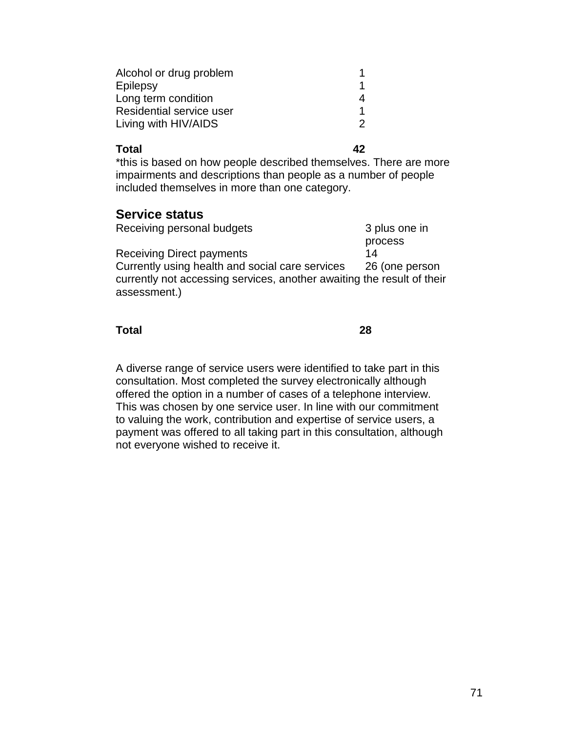| | |
|---|---|
| Alcohol or drug problem | 1 |
| Epilepsy | 1 |
| Long term condition | 4 |
| Residential service user | 1 |
| Living with HIV/AIDS | 2 |
| **Total** | **42** |

*this is based on how people described themselves. There are more impairments and descriptions than people as a number of people included themselves in more than one category.

## Service status

| | |
|---|---|
| Receiving personal budgets | 3 plus one in process |
| Receiving Direct payments | 14 |
| Currently using health and social care services | 26 (one person currently not accessing services, another awaiting the result of their assessment.) |
| **Total** | **28** |

A diverse range of service users were identified to take part in this consultation. Most completed the survey electronically although offered the option in a number of cases of a telephone interview. This was chosen by one service user. In line with our commitment to valuing the work, contribution and expertise of service users, a payment was offered to all taking part in this consultation, although not everyone wished to receive it.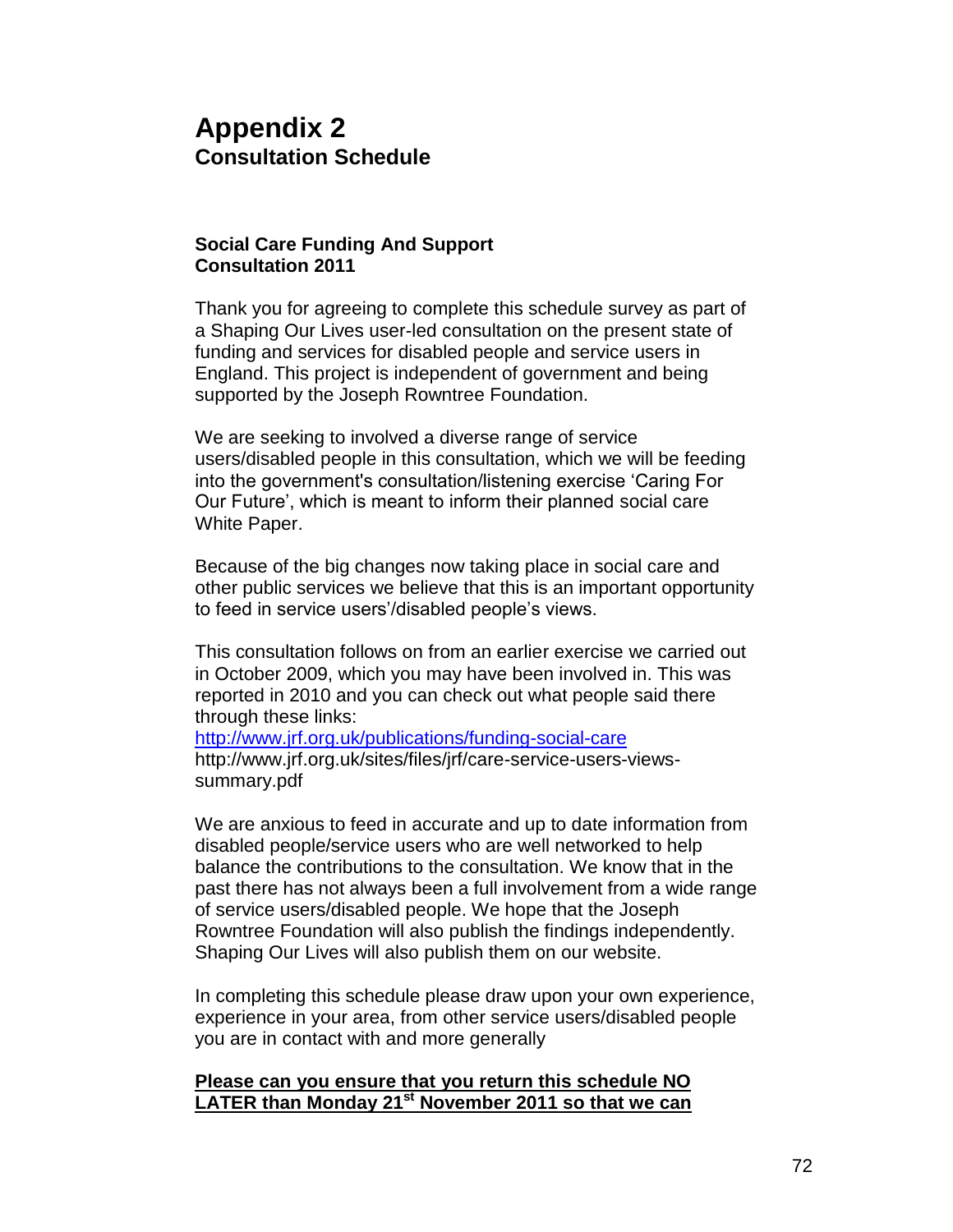# Appendix 2
## Consultation Schedule

**Social Care Funding And Support Consultation 2011**

Thank you for agreeing to complete this schedule survey as part of a Shaping Our Lives user-led consultation on the present state of funding and services for disabled people and service users in England. This project is independent of government and being supported by the Joseph Rowntree Foundation.

We are seeking to involved a diverse range of service users/disabled people in this consultation, which we will be feeding into the government's consultation/listening exercise 'Caring For Our Future', which is meant to inform their planned social care White Paper.

Because of the big changes now taking place in social care and other public services we believe that this is an important opportunity to feed in service users'/disabled people's views.

This consultation follows on from an earlier exercise we carried out in October 2009, which you may have been involved in. This was reported in 2010 and you can check out what people said there through these links:
http://www.jrf.org.uk/publications/funding-social-care
http://www.jrf.org.uk/sites/files/jrf/care-service-users-views-summary.pdf

We are anxious to feed in accurate and up to date information from disabled people/service users who are well networked to help balance the contributions to the consultation. We know that in the past there has not always been a full involvement from a wide range of service users/disabled people. We hope that the Joseph Rowntree Foundation will also publish the findings independently. Shaping Our Lives will also publish them on our website.

In completing this schedule please draw upon your own experience, experience in your area, from other service users/disabled people you are in contact with and more generally

**Please can you ensure that you return this schedule NO LATER than Monday 21st November 2011 so that we can**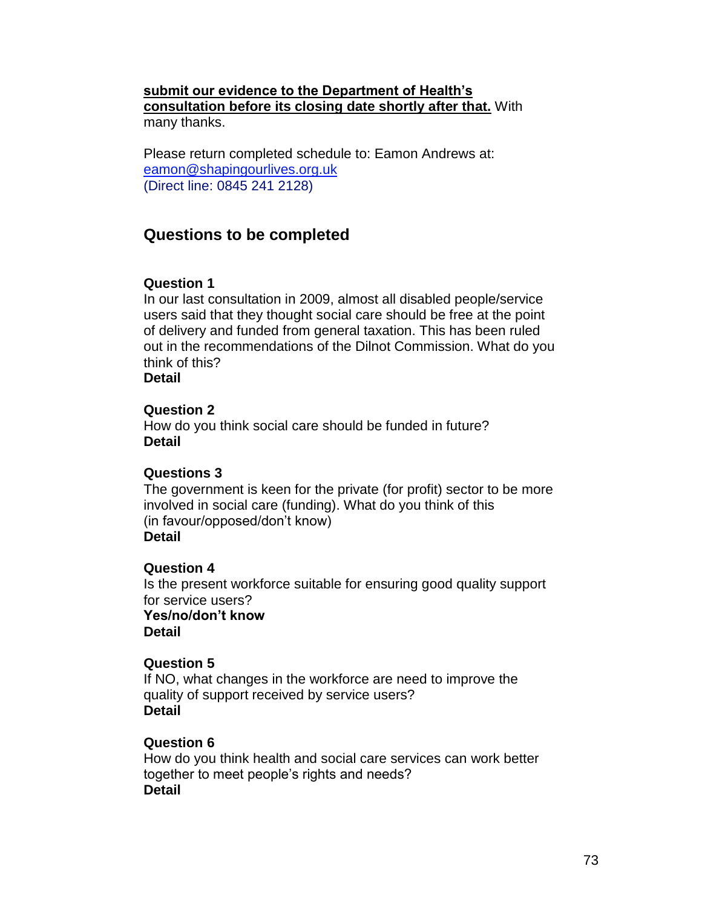**<u>submit our evidence to the Department of Health's consultation before its closing date shortly after that.</u>** With many thanks.

Please return completed schedule to: Eamon Andrews at: eamon@shapingourlives.org.uk
(Direct line: 0845 241 2128)

## Questions to be completed

**Question 1**
In our last consultation in 2009, almost all disabled people/service users said that they thought social care should be free at the point of delivery and funded from general taxation. This has been ruled out in the recommendations of the Dilnot Commission. What do you think of this?
**Detail**

**Question 2**
How do you think social care should be funded in future?
**Detail**

**Questions 3**
The government is keen for the private (for profit) sector to be more involved in social care (funding). What do you think of this
(in favour/opposed/don't know)
**Detail**

**Question 4**
Is the present workforce suitable for ensuring good quality support for service users?
**Yes/no/don't know**
**Detail**

**Question 5**
If NO, what changes in the workforce are need to improve the quality of support received by service users?
**Detail**

**Question 6**
How do you think health and social care services can work better together to meet people's rights and needs?
**Detail**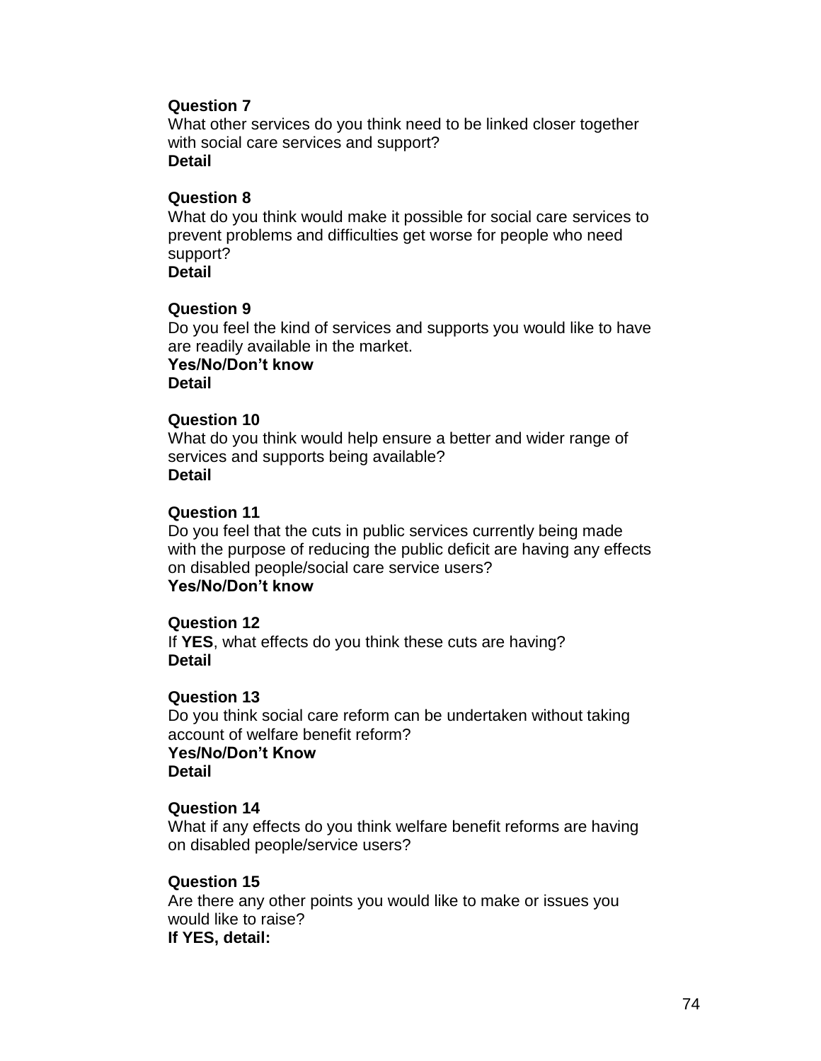**Question 7**
What other services do you think need to be linked closer together with social care services and support?
**Detail**

**Question 8**
What do you think would make it possible for social care services to prevent problems and difficulties get worse for people who need support?
**Detail**

**Question 9**
Do you feel the kind of services and supports you would like to have are readily available in the market.
**Yes/No/Don't know**
**Detail**

**Question 10**
What do you think would help ensure a better and wider range of services and supports being available?
**Detail**

**Question 11**
Do you feel that the cuts in public services currently being made with the purpose of reducing the public deficit are having any effects on disabled people/social care service users?
**Yes/No/Don't know**

**Question 12**
If **YES**, what effects do you think these cuts are having?
**Detail**

**Question 13**
Do you think social care reform can be undertaken without taking account of welfare benefit reform?
**Yes/No/Don't Know**
**Detail**

**Question 14**
What if any effects do you think welfare benefit reforms are having on disabled people/service users?

**Question 15**
Are there any other points you would like to make or issues you would like to raise?
**If YES, detail:**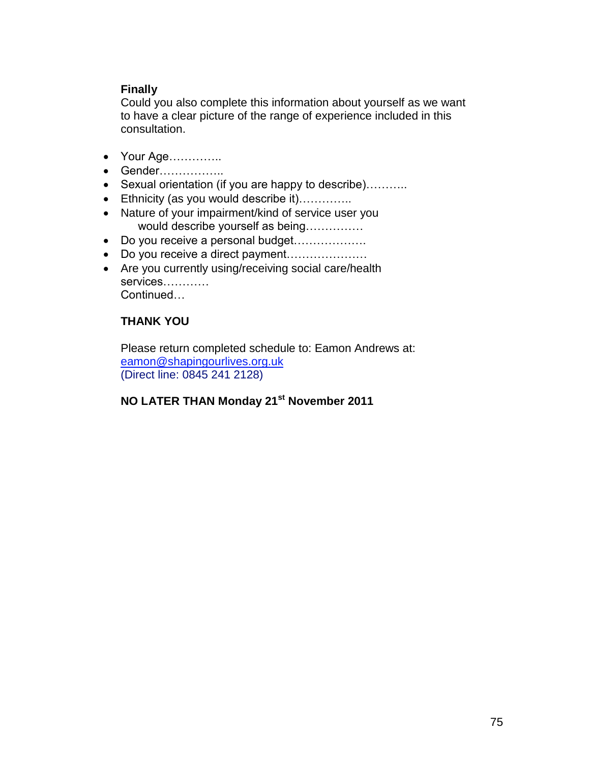**Finally**
Could you also complete this information about yourself as we want to have a clear picture of the range of experience included in this consultation.

- Your Age…………..
- Gender……………..
- Sexual orientation (if you are happy to describe)………..
- Ethnicity (as you would describe it)…………..
- Nature of your impairment/kind of service user you would describe yourself as being……………
- Do you receive a personal budget……………….
- Do you receive a direct payment…………………
- Are you currently using/receiving social care/health services…………

Continued…

**THANK YOU**

Please return completed schedule to: Eamon Andrews at: eamon@shapingourlives.org.uk
(Direct line: 0845 241 2128)

**NO LATER THAN Monday 21st November 2011**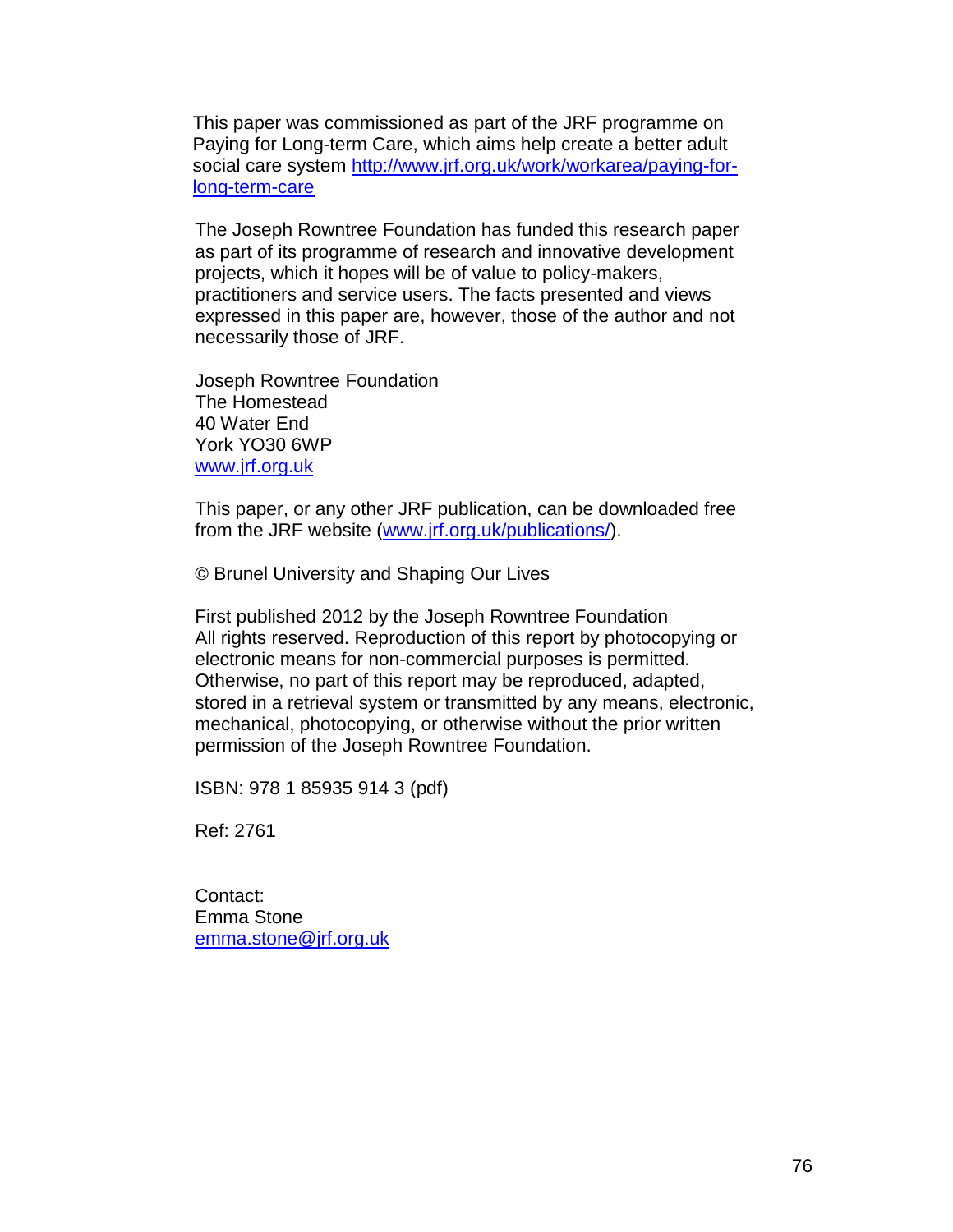This paper was commissioned as part of the JRF programme on Paying for Long-term Care, which aims help create a better adult social care system [http://www.jrf.org.uk/work/workarea/paying-for-long-term-care](http://www.jrf.org.uk/work/workarea/paying-for-long-term-care)

The Joseph Rowntree Foundation has funded this research paper as part of its programme of research and innovative development projects, which it hopes will be of value to policy-makers, practitioners and service users. The facts presented and views expressed in this paper are, however, those of the author and not necessarily those of JRF.

Joseph Rowntree Foundation
The Homestead
40 Water End
York YO30 6WP
[www.jrf.org.uk](http://www.jrf.org.uk)

This paper, or any other JRF publication, can be downloaded free from the JRF website ([www.jrf.org.uk/publications/](http://www.jrf.org.uk/publications/)).

© Brunel University and Shaping Our Lives

First published 2012 by the Joseph Rowntree Foundation
All rights reserved. Reproduction of this report by photocopying or electronic means for non-commercial purposes is permitted. Otherwise, no part of this report may be reproduced, adapted, stored in a retrieval system or transmitted by any means, electronic, mechanical, photocopying, or otherwise without the prior written permission of the Joseph Rowntree Foundation.

ISBN: 978 1 85935 914 3 (pdf)

Ref: 2761

Contact:
Emma Stone
[emma.stone@jrf.org.uk](mailto:emma.stone@jrf.org.uk)